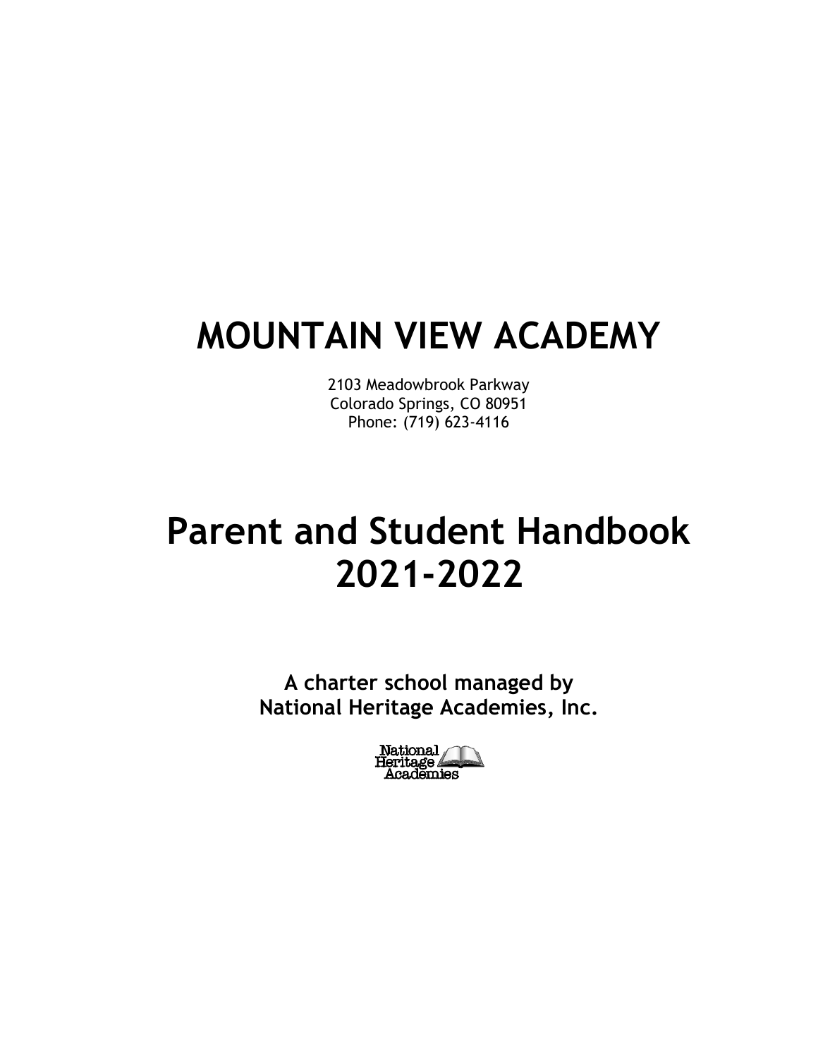# MOUNTAIN VIEW ACADEMY

2103 Meadowbrook Parkway
Colorado Springs, CO 80951
Phone: (719) 623-4116

# Parent and Student Handbook 2021-2022

**A charter school managed by National Heritage Academies, Inc.**

National Heritage Academies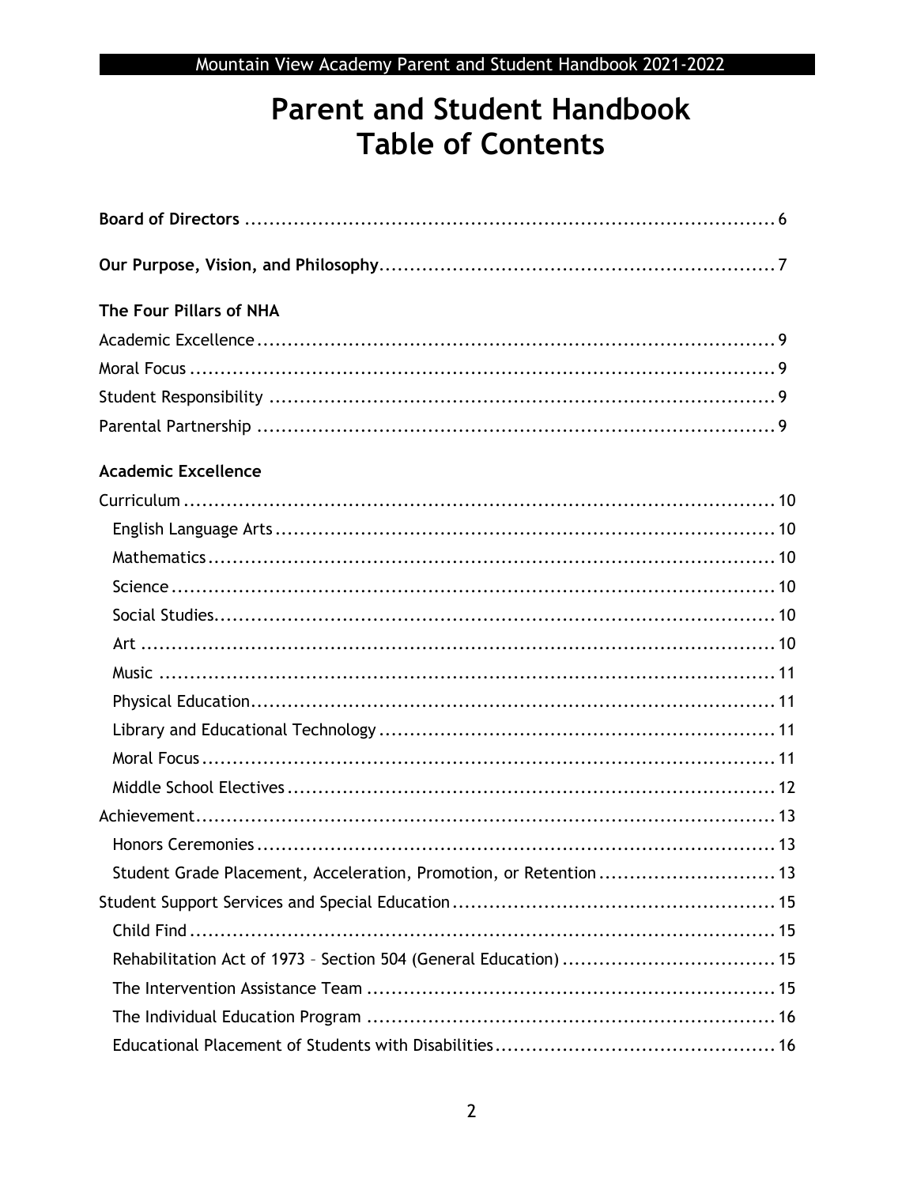# Parent and Student Handbook
# Table of Contents

**Board of Directors** ........................................................................................ 6

**Our Purpose, Vision, and Philosophy**.................................................................. 7

**The Four Pillars of NHA**

Academic Excellence ..................................................................................... 9
Moral Focus ................................................................................................... 9
Student Responsibility .................................................................................... 9
Parental Partnership ...................................................................................... 9

**Academic Excellence**

Curriculum .................................................................................................... 10
- English Language Arts .................................................................................. 10
- Mathematics ............................................................................................... 10
- Science ....................................................................................................... 10
- Social Studies.............................................................................................. 10
- Art ............................................................................................................. 10
- Music .......................................................................................................... 11
- Physical Education....................................................................................... 11
- Library and Educational Technology ............................................................... 11
- Moral Focus ................................................................................................ 11
- Middle School Electives ................................................................................ 12

Achievement.................................................................................................. 13
- Honors Ceremonies ...................................................................................... 13
- Student Grade Placement, Acceleration, Promotion, or Retention ......................... 13

Student Support Services and Special Education .................................................... 15
- Child Find ................................................................................................... 15
- Rehabilitation Act of 1973 – Section 504 (General Education) ................................ 15
- The Intervention Assistance Team .................................................................. 15
- The Individual Education Program .................................................................. 16
- Educational Placement of Students with Disabilities ............................................ 16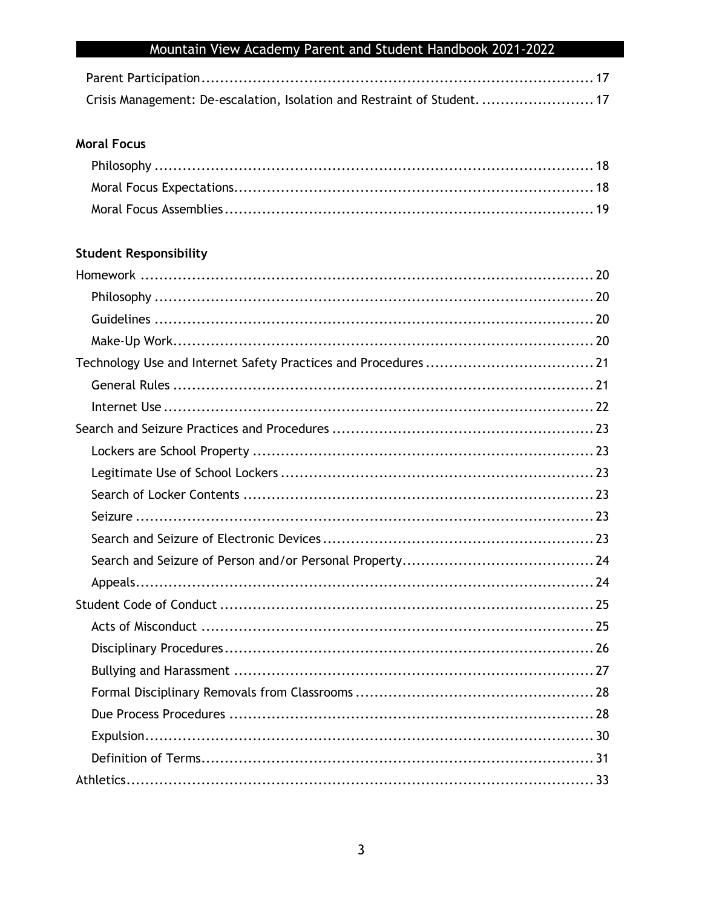Parent Participation .......... 17
Crisis Management: De-escalation, Isolation and Restraint of Student. .......... 17

**Moral Focus**

- Philosophy .......... 18
- Moral Focus Expectations .......... 18
- Moral Focus Assemblies .......... 19

**Student Responsibility**

- Homework .......... 20
  - Philosophy .......... 20
  - Guidelines .......... 20
  - Make-Up Work .......... 20
- Technology Use and Internet Safety Practices and Procedures .......... 21
  - General Rules .......... 21
  - Internet Use .......... 22
- Search and Seizure Practices and Procedures .......... 23
  - Lockers are School Property .......... 23
  - Legitimate Use of School Lockers .......... 23
  - Search of Locker Contents .......... 23
  - Seizure .......... 23
  - Search and Seizure of Electronic Devices .......... 23
  - Search and Seizure of Person and/or Personal Property .......... 24
  - Appeals .......... 24
- Student Code of Conduct .......... 25
  - Acts of Misconduct .......... 25
  - Disciplinary Procedures .......... 26
  - Bullying and Harassment .......... 27
  - Formal Disciplinary Removals from Classrooms .......... 28
  - Due Process Procedures .......... 28
  - Expulsion .......... 30
  - Definition of Terms .......... 31
- Athletics .......... 33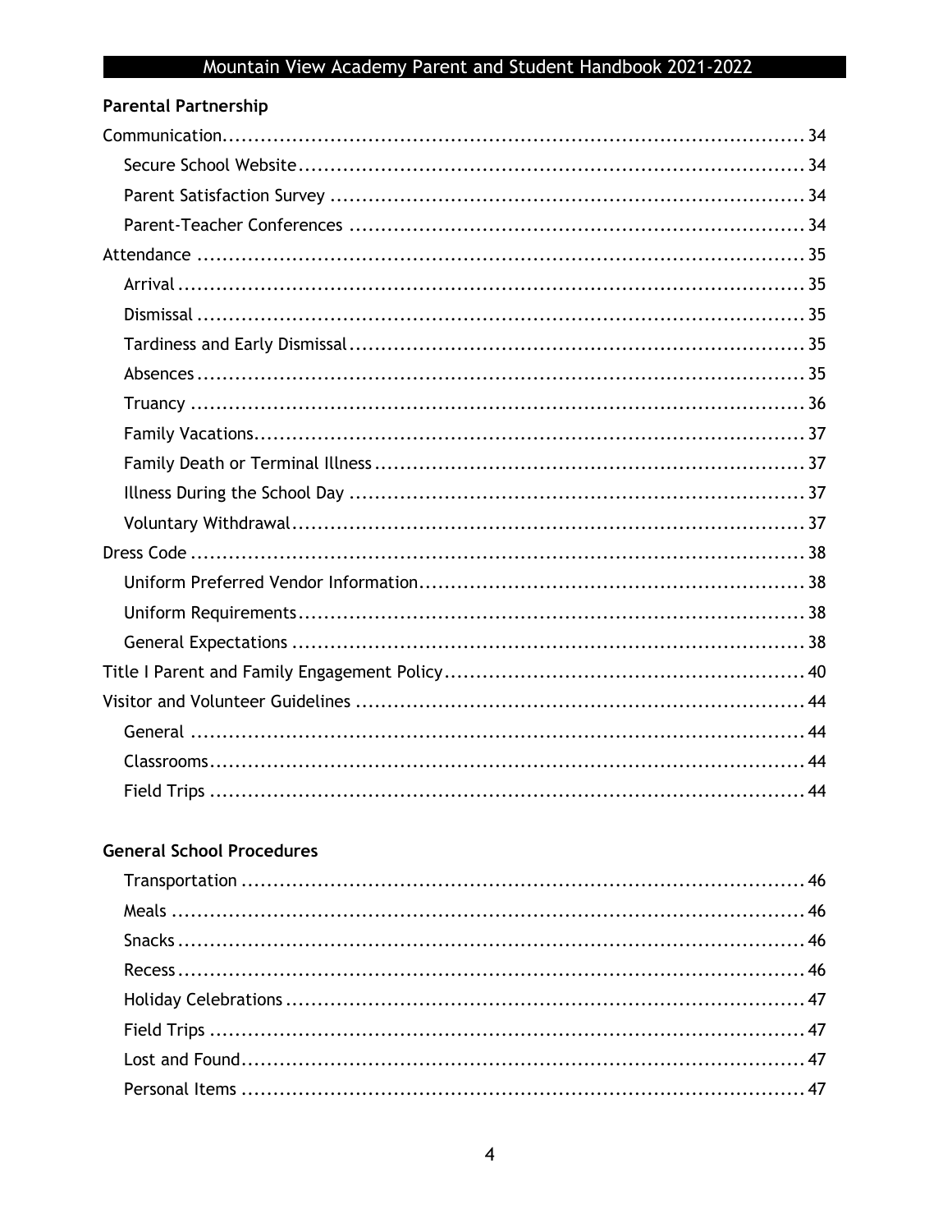**Parental Partnership**

- Communication ..... 34
  - Secure School Website ..... 34
  - Parent Satisfaction Survey ..... 34
  - Parent-Teacher Conferences ..... 34
- Attendance ..... 35
  - Arrival ..... 35
  - Dismissal ..... 35
  - Tardiness and Early Dismissal ..... 35
  - Absences ..... 35
  - Truancy ..... 36
  - Family Vacations ..... 37
  - Family Death or Terminal Illness ..... 37
  - Illness During the School Day ..... 37
  - Voluntary Withdrawal ..... 37
- Dress Code ..... 38
  - Uniform Preferred Vendor Information ..... 38
  - Uniform Requirements ..... 38
  - General Expectations ..... 38
- Title I Parent and Family Engagement Policy ..... 40
- Visitor and Volunteer Guidelines ..... 44
  - General ..... 44
  - Classrooms ..... 44
  - Field Trips ..... 44

**General School Procedures**

- Transportation ..... 46
- Meals ..... 46
- Snacks ..... 46
- Recess ..... 46
- Holiday Celebrations ..... 47
- Field Trips ..... 47
- Lost and Found ..... 47
- Personal Items ..... 47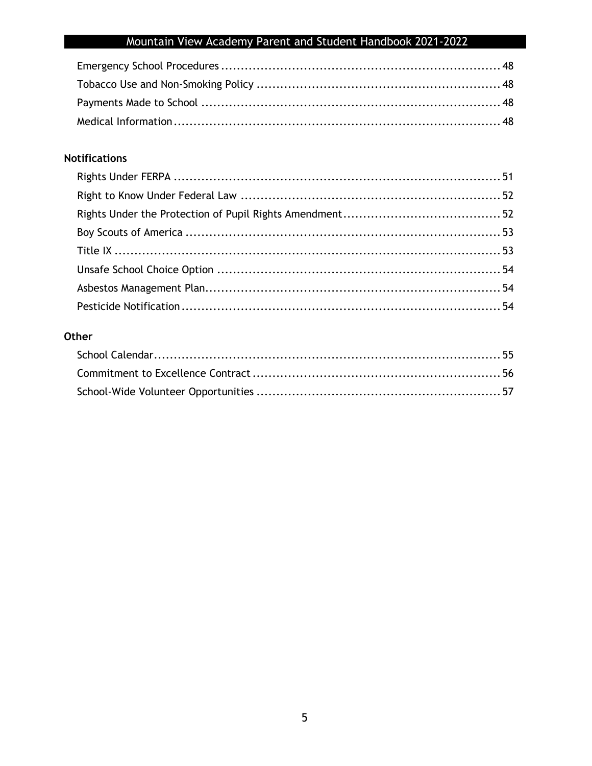Emergency School Procedures ........................................................................ 48
Tobacco Use and Non-Smoking Policy ............................................................... 48
Payments Made to School ............................................................................. 48
Medical Information ................................................................................... 48

**Notifications**

Rights Under FERPA ................................................................................... 51
Right to Know Under Federal Law .................................................................. 52
Rights Under the Protection of Pupil Rights Amendment ........................................ 52
Boy Scouts of America ................................................................................. 53
Title IX ................................................................................................... 53
Unsafe School Choice Option ......................................................................... 54
Asbestos Management Plan ........................................................................... 54
Pesticide Notification .................................................................................. 54

**Other**

School Calendar ......................................................................................... 55
Commitment to Excellence Contract ................................................................ 56
School-Wide Volunteer Opportunities .............................................................. 57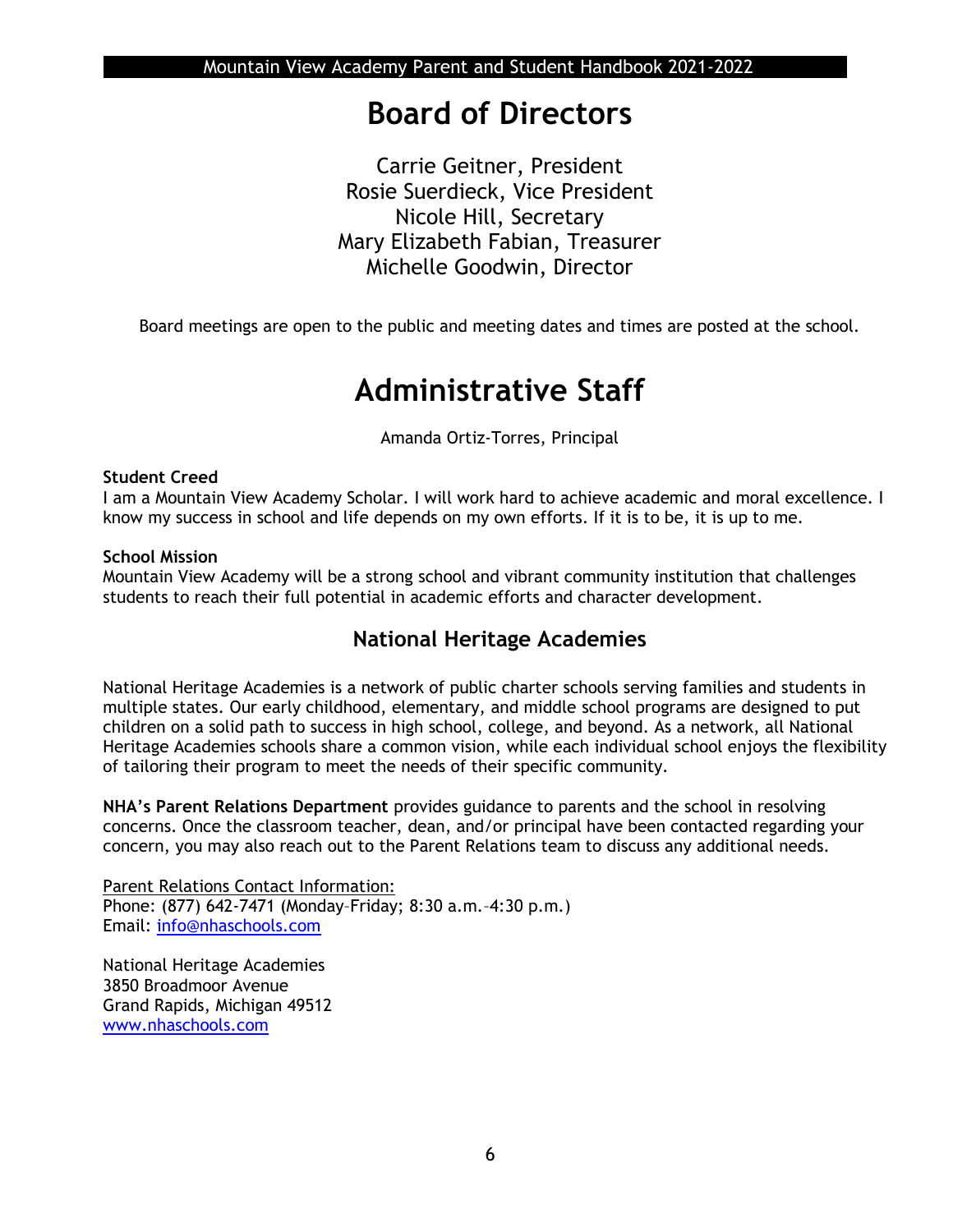# Board of Directors

Carrie Geitner, President
Rosie Suerdieck, Vice President
Nicole Hill, Secretary
Mary Elizabeth Fabian, Treasurer
Michelle Goodwin, Director

Board meetings are open to the public and meeting dates and times are posted at the school.

# Administrative Staff

Amanda Ortiz-Torres, Principal

**Student Creed**
I am a Mountain View Academy Scholar. I will work hard to achieve academic and moral excellence. I know my success in school and life depends on my own efforts. If it is to be, it is up to me.

**School Mission**
Mountain View Academy will be a strong school and vibrant community institution that challenges students to reach their full potential in academic efforts and character development.

## National Heritage Academies

National Heritage Academies is a network of public charter schools serving families and students in multiple states. Our early childhood, elementary, and middle school programs are designed to put children on a solid path to success in high school, college, and beyond. As a network, all National Heritage Academies schools share a common vision, while each individual school enjoys the flexibility of tailoring their program to meet the needs of their specific community.

**NHA's Parent Relations Department** provides guidance to parents and the school in resolving concerns. Once the classroom teacher, dean, and/or principal have been contacted regarding your concern, you may also reach out to the Parent Relations team to discuss any additional needs.

Parent Relations Contact Information:
Phone: (877) 642-7471 (Monday–Friday; 8:30 a.m.–4:30 p.m.)
Email: info@nhaschools.com

National Heritage Academies
3850 Broadmoor Avenue
Grand Rapids, Michigan 49512
www.nhaschools.com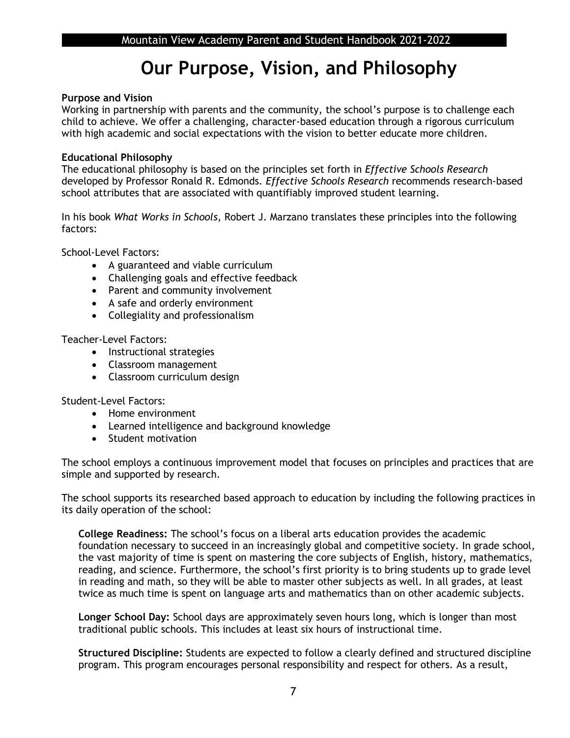# Our Purpose, Vision, and Philosophy

**Purpose and Vision**
Working in partnership with parents and the community, the school's purpose is to challenge each child to achieve. We offer a challenging, character-based education through a rigorous curriculum with high academic and social expectations with the vision to better educate more children.

**Educational Philosophy**
The educational philosophy is based on the principles set forth in *Effective Schools Research* developed by Professor Ronald R. Edmonds. *Effective Schools Research* recommends research-based school attributes that are associated with quantifiably improved student learning.

In his book *What Works in Schools*, Robert J. Marzano translates these principles into the following factors:

School-Level Factors:

- A guaranteed and viable curriculum
- Challenging goals and effective feedback
- Parent and community involvement
- A safe and orderly environment
- Collegiality and professionalism

Teacher-Level Factors:

- Instructional strategies
- Classroom management
- Classroom curriculum design

Student-Level Factors:

- Home environment
- Learned intelligence and background knowledge
- Student motivation

The school employs a continuous improvement model that focuses on principles and practices that are simple and supported by research.

The school supports its researched based approach to education by including the following practices in its daily operation of the school:

**College Readiness:** The school's focus on a liberal arts education provides the academic foundation necessary to succeed in an increasingly global and competitive society. In grade school, the vast majority of time is spent on mastering the core subjects of English, history, mathematics, reading, and science. Furthermore, the school's first priority is to bring students up to grade level in reading and math, so they will be able to master other subjects as well. In all grades, at least twice as much time is spent on language arts and mathematics than on other academic subjects.

**Longer School Day:** School days are approximately seven hours long, which is longer than most traditional public schools. This includes at least six hours of instructional time.

**Structured Discipline:** Students are expected to follow a clearly defined and structured discipline program. This program encourages personal responsibility and respect for others. As a result,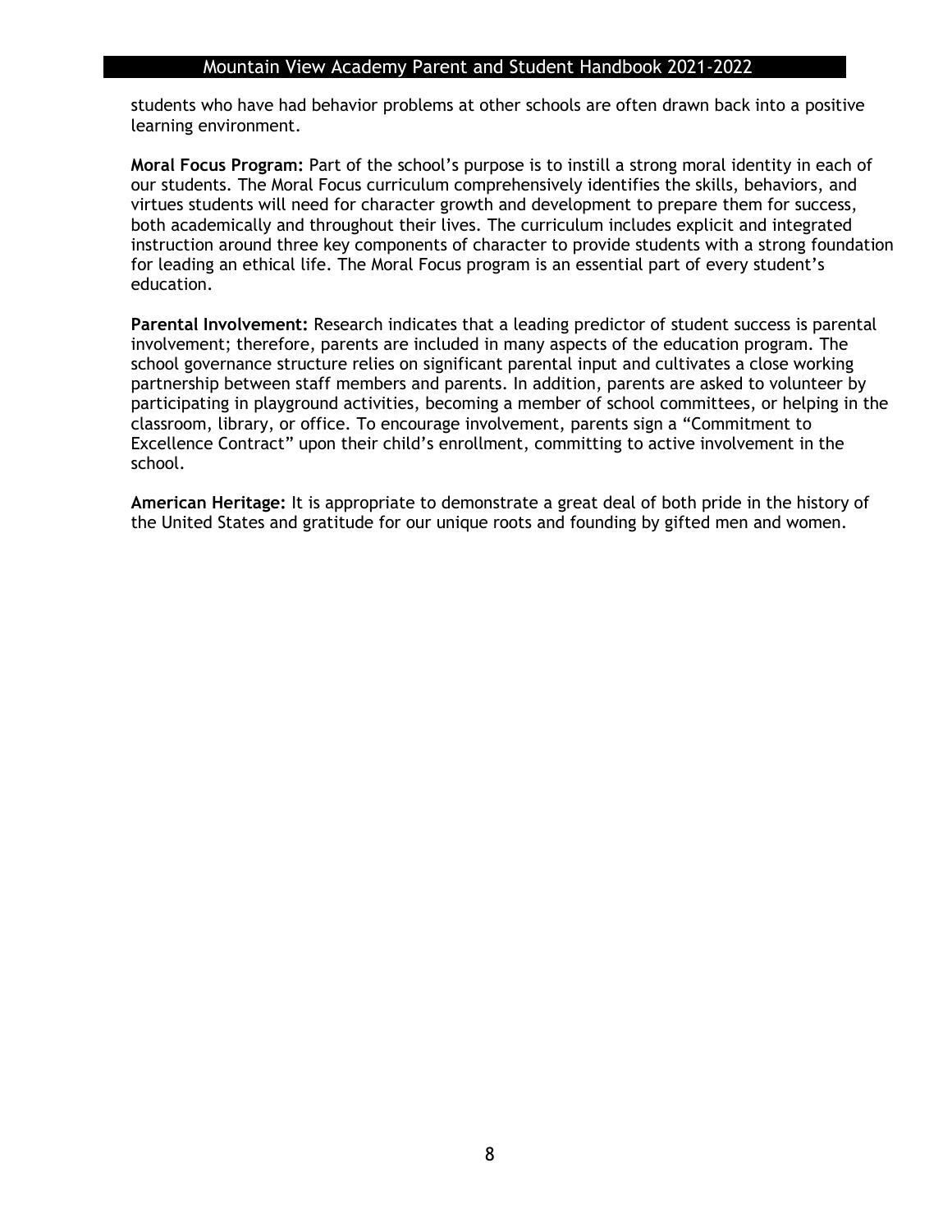students who have had behavior problems at other schools are often drawn back into a positive learning environment.

**Moral Focus Program:** Part of the school's purpose is to instill a strong moral identity in each of our students. The Moral Focus curriculum comprehensively identifies the skills, behaviors, and virtues students will need for character growth and development to prepare them for success, both academically and throughout their lives. The curriculum includes explicit and integrated instruction around three key components of character to provide students with a strong foundation for leading an ethical life. The Moral Focus program is an essential part of every student's education.

**Parental Involvement:** Research indicates that a leading predictor of student success is parental involvement; therefore, parents are included in many aspects of the education program. The school governance structure relies on significant parental input and cultivates a close working partnership between staff members and parents. In addition, parents are asked to volunteer by participating in playground activities, becoming a member of school committees, or helping in the classroom, library, or office. To encourage involvement, parents sign a "Commitment to Excellence Contract" upon their child's enrollment, committing to active involvement in the school.

**American Heritage:** It is appropriate to demonstrate a great deal of both pride in the history of the United States and gratitude for our unique roots and founding by gifted men and women.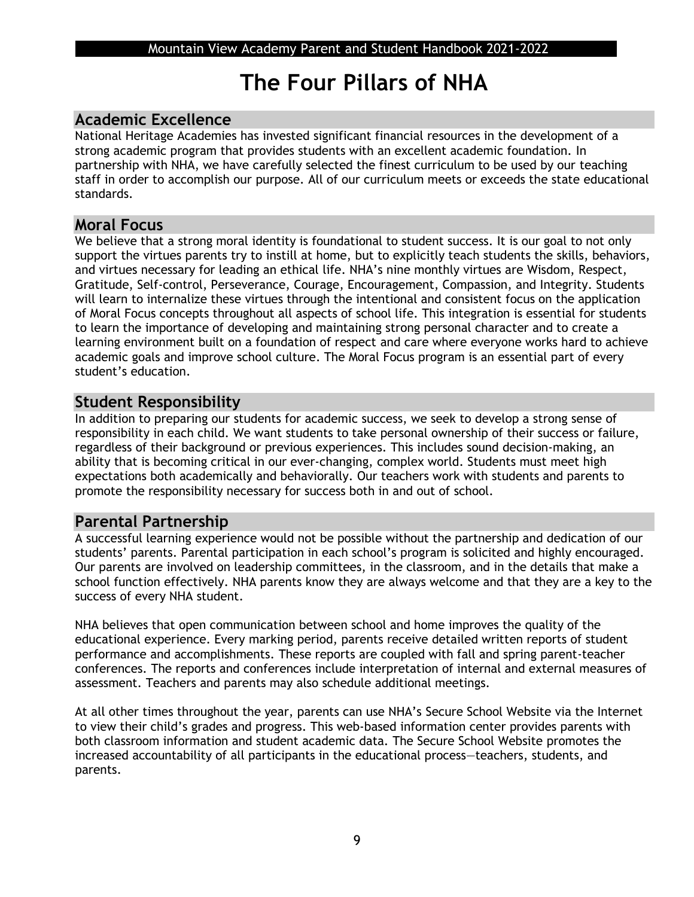# The Four Pillars of NHA

## Academic Excellence

National Heritage Academies has invested significant financial resources in the development of a strong academic program that provides students with an excellent academic foundation. In partnership with NHA, we have carefully selected the finest curriculum to be used by our teaching staff in order to accomplish our purpose. All of our curriculum meets or exceeds the state educational standards.

## Moral Focus

We believe that a strong moral identity is foundational to student success. It is our goal to not only support the virtues parents try to instill at home, but to explicitly teach students the skills, behaviors, and virtues necessary for leading an ethical life. NHA's nine monthly virtues are Wisdom, Respect, Gratitude, Self-control, Perseverance, Courage, Encouragement, Compassion, and Integrity. Students will learn to internalize these virtues through the intentional and consistent focus on the application of Moral Focus concepts throughout all aspects of school life. This integration is essential for students to learn the importance of developing and maintaining strong personal character and to create a learning environment built on a foundation of respect and care where everyone works hard to achieve academic goals and improve school culture. The Moral Focus program is an essential part of every student's education.

## Student Responsibility

In addition to preparing our students for academic success, we seek to develop a strong sense of responsibility in each child. We want students to take personal ownership of their success or failure, regardless of their background or previous experiences. This includes sound decision-making, an ability that is becoming critical in our ever-changing, complex world. Students must meet high expectations both academically and behaviorally. Our teachers work with students and parents to promote the responsibility necessary for success both in and out of school.

## Parental Partnership

A successful learning experience would not be possible without the partnership and dedication of our students' parents. Parental participation in each school's program is solicited and highly encouraged. Our parents are involved on leadership committees, in the classroom, and in the details that make a school function effectively. NHA parents know they are always welcome and that they are a key to the success of every NHA student.

NHA believes that open communication between school and home improves the quality of the educational experience. Every marking period, parents receive detailed written reports of student performance and accomplishments. These reports are coupled with fall and spring parent-teacher conferences. The reports and conferences include interpretation of internal and external measures of assessment. Teachers and parents may also schedule additional meetings.

At all other times throughout the year, parents can use NHA's Secure School Website via the Internet to view their child's grades and progress. This web-based information center provides parents with both classroom information and student academic data. The Secure School Website promotes the increased accountability of all participants in the educational process—teachers, students, and parents.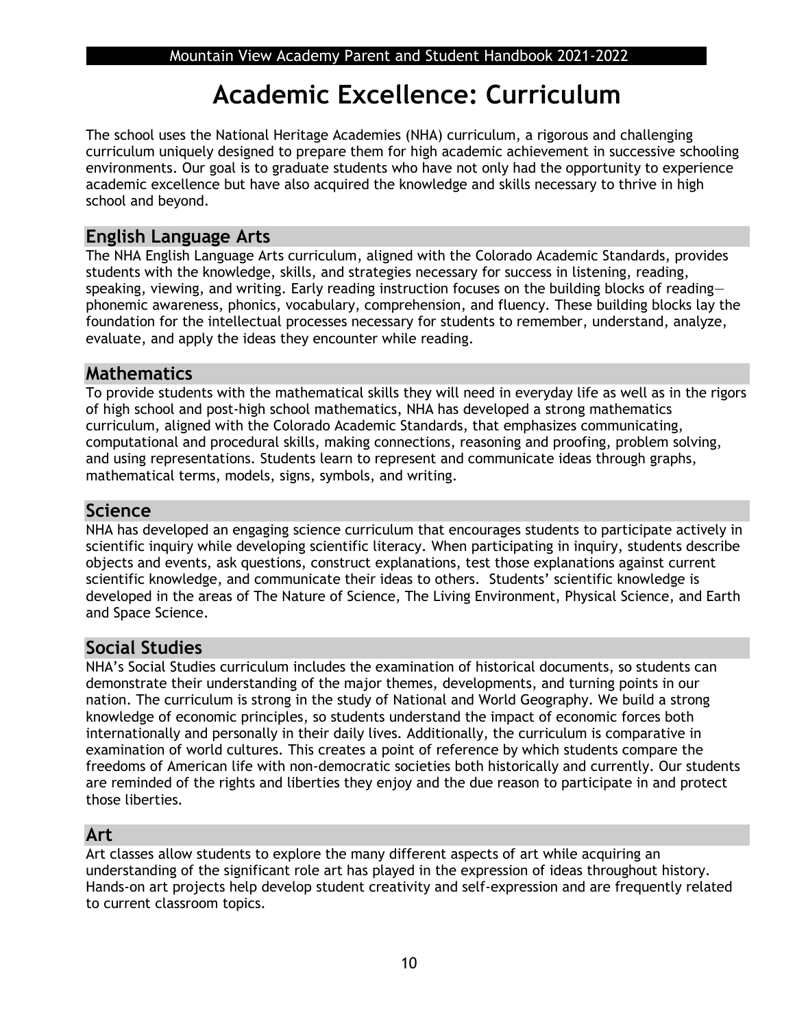# Academic Excellence: Curriculum

The school uses the National Heritage Academies (NHA) curriculum, a rigorous and challenging curriculum uniquely designed to prepare them for high academic achievement in successive schooling environments. Our goal is to graduate students who have not only had the opportunity to experience academic excellence but have also acquired the knowledge and skills necessary to thrive in high school and beyond.

## English Language Arts

The NHA English Language Arts curriculum, aligned with the Colorado Academic Standards, provides students with the knowledge, skills, and strategies necessary for success in listening, reading, speaking, viewing, and writing. Early reading instruction focuses on the building blocks of reading—phonemic awareness, phonics, vocabulary, comprehension, and fluency. These building blocks lay the foundation for the intellectual processes necessary for students to remember, understand, analyze, evaluate, and apply the ideas they encounter while reading.

## Mathematics

To provide students with the mathematical skills they will need in everyday life as well as in the rigors of high school and post-high school mathematics, NHA has developed a strong mathematics curriculum, aligned with the Colorado Academic Standards, that emphasizes communicating, computational and procedural skills, making connections, reasoning and proofing, problem solving, and using representations. Students learn to represent and communicate ideas through graphs, mathematical terms, models, signs, symbols, and writing.

## Science

NHA has developed an engaging science curriculum that encourages students to participate actively in scientific inquiry while developing scientific literacy. When participating in inquiry, students describe objects and events, ask questions, construct explanations, test those explanations against current scientific knowledge, and communicate their ideas to others. Students' scientific knowledge is developed in the areas of The Nature of Science, The Living Environment, Physical Science, and Earth and Space Science.

## Social Studies

NHA's Social Studies curriculum includes the examination of historical documents, so students can demonstrate their understanding of the major themes, developments, and turning points in our nation. The curriculum is strong in the study of National and World Geography. We build a strong knowledge of economic principles, so students understand the impact of economic forces both internationally and personally in their daily lives. Additionally, the curriculum is comparative in examination of world cultures. This creates a point of reference by which students compare the freedoms of American life with non-democratic societies both historically and currently. Our students are reminded of the rights and liberties they enjoy and the due reason to participate in and protect those liberties.

## Art

Art classes allow students to explore the many different aspects of art while acquiring an understanding of the significant role art has played in the expression of ideas throughout history. Hands-on art projects help develop student creativity and self-expression and are frequently related to current classroom topics.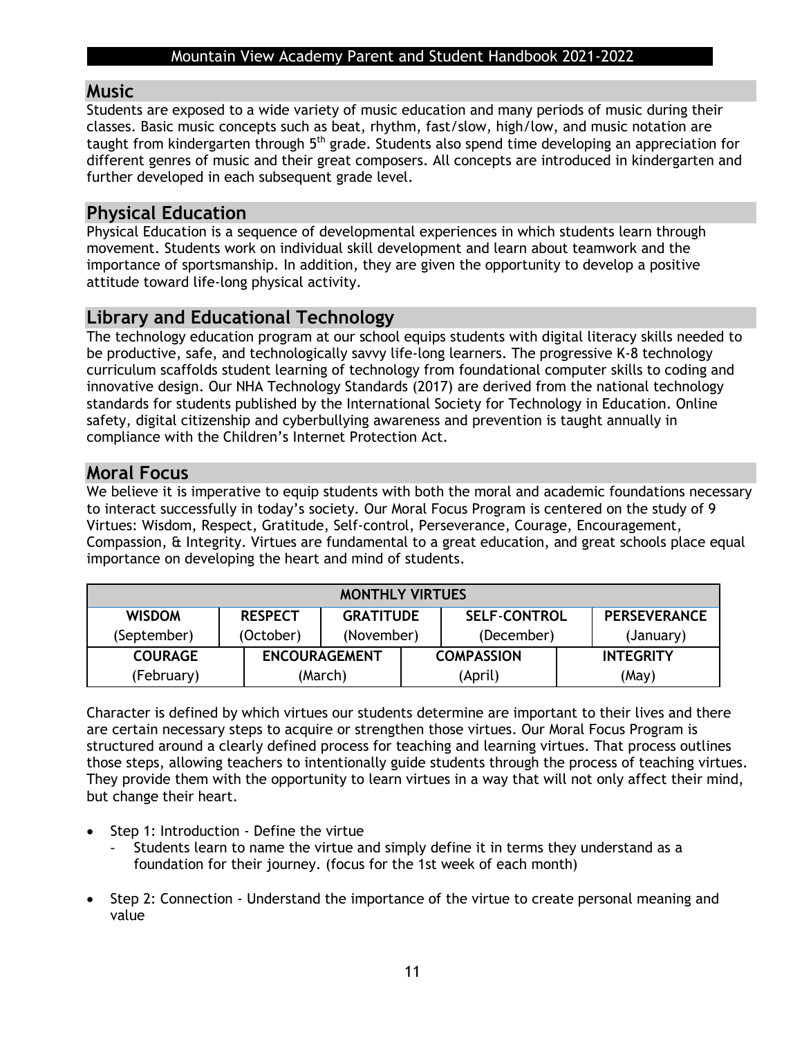## Music

Students are exposed to a wide variety of music education and many periods of music during their classes. Basic music concepts such as beat, rhythm, fast/slow, high/low, and music notation are taught from kindergarten through 5th grade. Students also spend time developing an appreciation for different genres of music and their great composers. All concepts are introduced in kindergarten and further developed in each subsequent grade level.

## Physical Education

Physical Education is a sequence of developmental experiences in which students learn through movement. Students work on individual skill development and learn about teamwork and the importance of sportsmanship. In addition, they are given the opportunity to develop a positive attitude toward life-long physical activity.

## Library and Educational Technology

The technology education program at our school equips students with digital literacy skills needed to be productive, safe, and technologically savvy life-long learners. The progressive K-8 technology curriculum scaffolds student learning of technology from foundational computer skills to coding and innovative design. Our NHA Technology Standards (2017) are derived from the national technology standards for students published by the International Society for Technology in Education. Online safety, digital citizenship and cyberbullying awareness and prevention is taught annually in compliance with the Children's Internet Protection Act.

## Moral Focus

We believe it is imperative to equip students with both the moral and academic foundations necessary to interact successfully in today's society. Our Moral Focus Program is centered on the study of 9 Virtues: Wisdom, Respect, Gratitude, Self-control, Perseverance, Courage, Encouragement, Compassion, & Integrity. Virtues are fundamental to a great education, and great schools place equal importance on developing the heart and mind of students.

| MONTHLY VIRTUES | | | | |
|---|---|---|---|---|
| **WISDOM** (September) | **RESPECT** (October) | **GRATITUDE** (November) | **SELF-CONTROL** (December) | **PERSEVERANCE** (January) |
| **COURAGE** (February) | **ENCOURAGEMENT** (March) | **COMPASSION** (April) | **INTEGRITY** (May) | |

Character is defined by which virtues our students determine are important to their lives and there are certain necessary steps to acquire or strengthen those virtues. Our Moral Focus Program is structured around a clearly defined process for teaching and learning virtues. That process outlines those steps, allowing teachers to intentionally guide students through the process of teaching virtues. They provide them with the opportunity to learn virtues in a way that will not only affect their mind, but change their heart.

- Step 1: Introduction - Define the virtue
  - Students learn to name the virtue and simply define it in terms they understand as a foundation for their journey. (focus for the 1st week of each month)
- Step 2: Connection - Understand the importance of the virtue to create personal meaning and value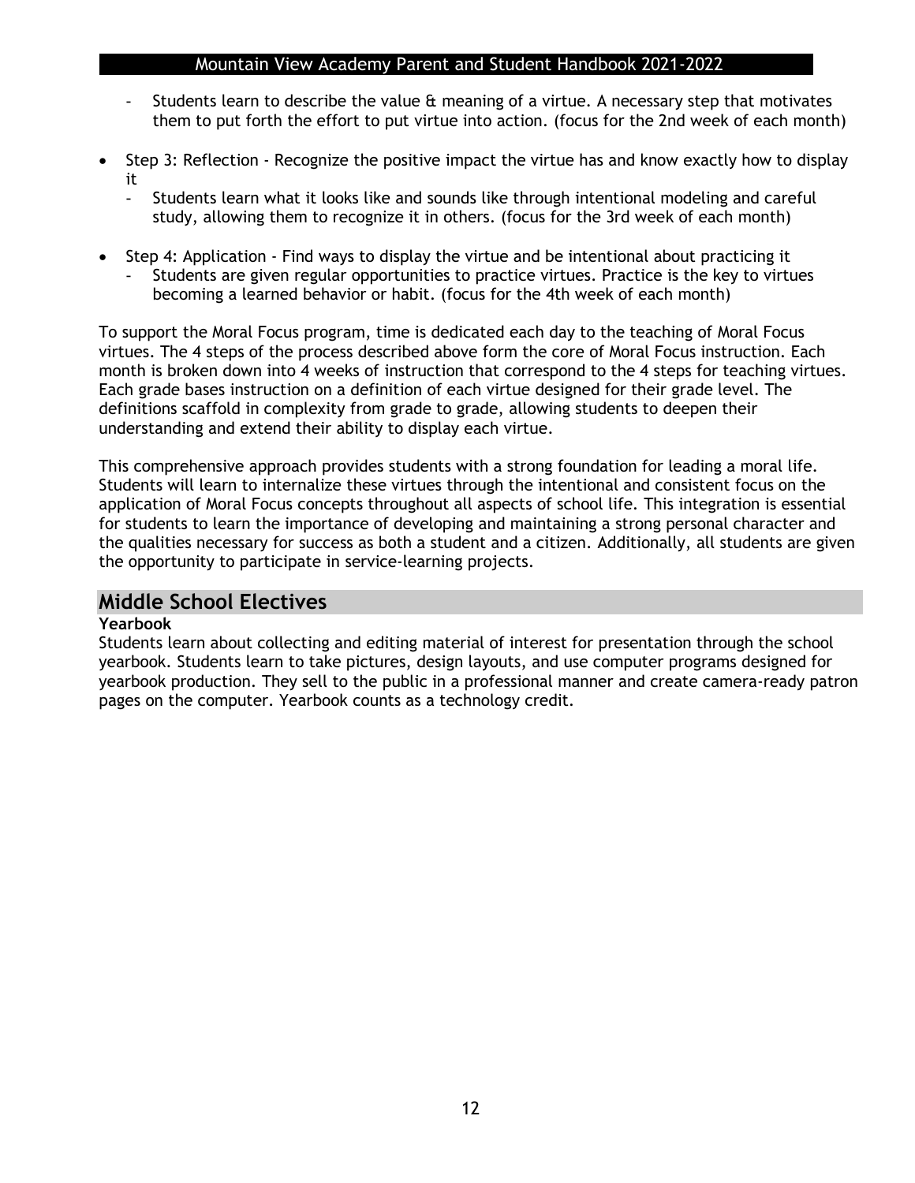- Students learn to describe the value & meaning of a virtue. A necessary step that motivates them to put forth the effort to put virtue into action. (focus for the 2nd week of each month)

- Step 3: Reflection - Recognize the positive impact the virtue has and know exactly how to display it
  - Students learn what it looks like and sounds like through intentional modeling and careful study, allowing them to recognize it in others. (focus for the 3rd week of each month)

- Step 4: Application - Find ways to display the virtue and be intentional about practicing it
  - Students are given regular opportunities to practice virtues. Practice is the key to virtues becoming a learned behavior or habit. (focus for the 4th week of each month)

To support the Moral Focus program, time is dedicated each day to the teaching of Moral Focus virtues. The 4 steps of the process described above form the core of Moral Focus instruction. Each month is broken down into 4 weeks of instruction that correspond to the 4 steps for teaching virtues. Each grade bases instruction on a definition of each virtue designed for their grade level. The definitions scaffold in complexity from grade to grade, allowing students to deepen their understanding and extend their ability to display each virtue.

This comprehensive approach provides students with a strong foundation for leading a moral life. Students will learn to internalize these virtues through the intentional and consistent focus on the application of Moral Focus concepts throughout all aspects of school life. This integration is essential for students to learn the importance of developing and maintaining a strong personal character and the qualities necessary for success as both a student and a citizen. Additionally, all students are given the opportunity to participate in service-learning projects.

## Middle School Electives

**Yearbook**

Students learn about collecting and editing material of interest for presentation through the school yearbook. Students learn to take pictures, design layouts, and use computer programs designed for yearbook production. They sell to the public in a professional manner and create camera-ready patron pages on the computer. Yearbook counts as a technology credit.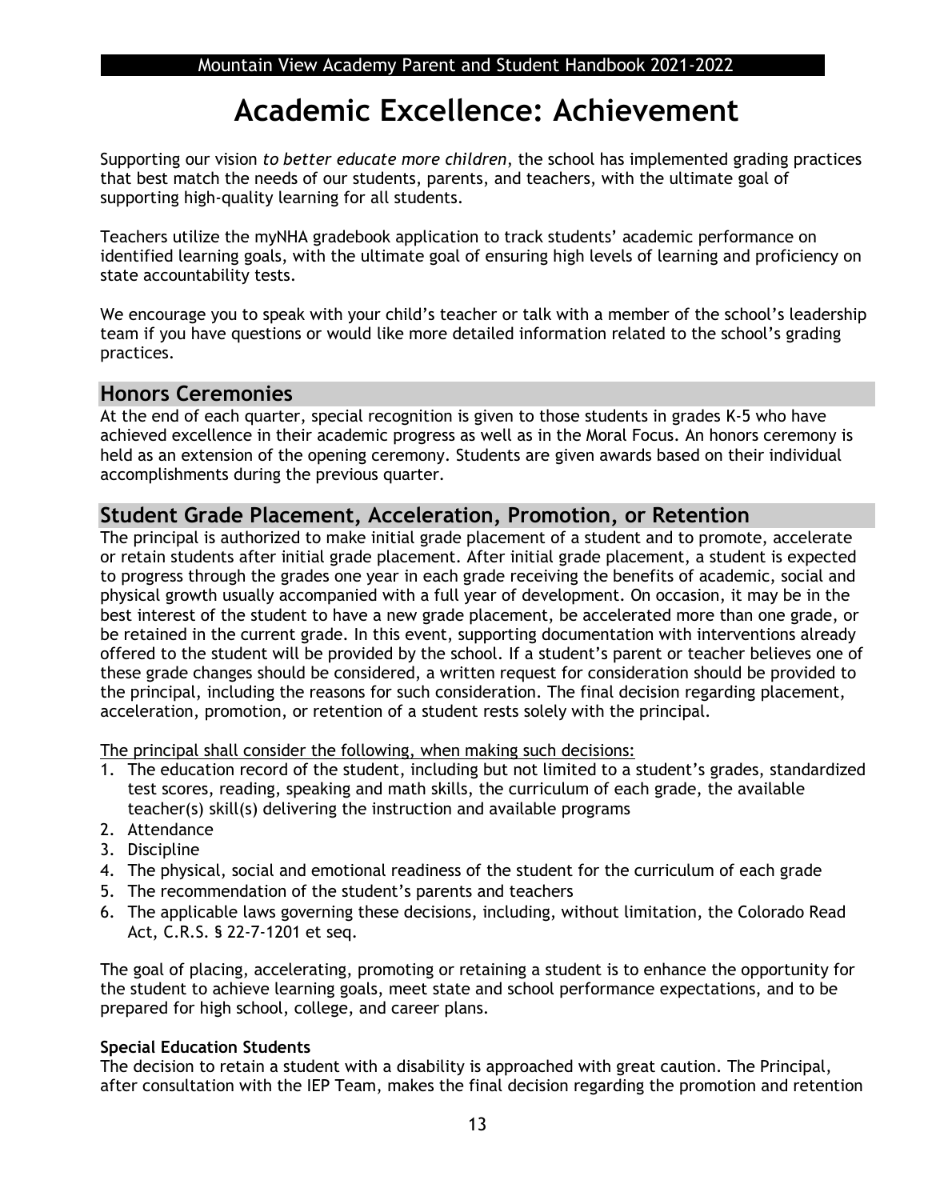# Academic Excellence: Achievement

Supporting our vision *to better educate more children*, the school has implemented grading practices that best match the needs of our students, parents, and teachers, with the ultimate goal of supporting high-quality learning for all students.

Teachers utilize the myNHA gradebook application to track students' academic performance on identified learning goals, with the ultimate goal of ensuring high levels of learning and proficiency on state accountability tests.

We encourage you to speak with your child's teacher or talk with a member of the school's leadership team if you have questions or would like more detailed information related to the school's grading practices.

## Honors Ceremonies

At the end of each quarter, special recognition is given to those students in grades K-5 who have achieved excellence in their academic progress as well as in the Moral Focus. An honors ceremony is held as an extension of the opening ceremony. Students are given awards based on their individual accomplishments during the previous quarter.

## Student Grade Placement, Acceleration, Promotion, or Retention

The principal is authorized to make initial grade placement of a student and to promote, accelerate or retain students after initial grade placement. After initial grade placement, a student is expected to progress through the grades one year in each grade receiving the benefits of academic, social and physical growth usually accompanied with a full year of development. On occasion, it may be in the best interest of the student to have a new grade placement, be accelerated more than one grade, or be retained in the current grade. In this event, supporting documentation with interventions already offered to the student will be provided by the school. If a student's parent or teacher believes one of these grade changes should be considered, a written request for consideration should be provided to the principal, including the reasons for such consideration. The final decision regarding placement, acceleration, promotion, or retention of a student rests solely with the principal.

The principal shall consider the following, when making such decisions:

1. The education record of the student, including but not limited to a student's grades, standardized test scores, reading, speaking and math skills, the curriculum of each grade, the available teacher(s) skill(s) delivering the instruction and available programs
2. Attendance
3. Discipline
4. The physical, social and emotional readiness of the student for the curriculum of each grade
5. The recommendation of the student's parents and teachers
6. The applicable laws governing these decisions, including, without limitation, the Colorado Read Act, C.R.S. § 22-7-1201 et seq.

The goal of placing, accelerating, promoting or retaining a student is to enhance the opportunity for the student to achieve learning goals, meet state and school performance expectations, and to be prepared for high school, college, and career plans.

**Special Education Students**

The decision to retain a student with a disability is approached with great caution. The Principal, after consultation with the IEP Team, makes the final decision regarding the promotion and retention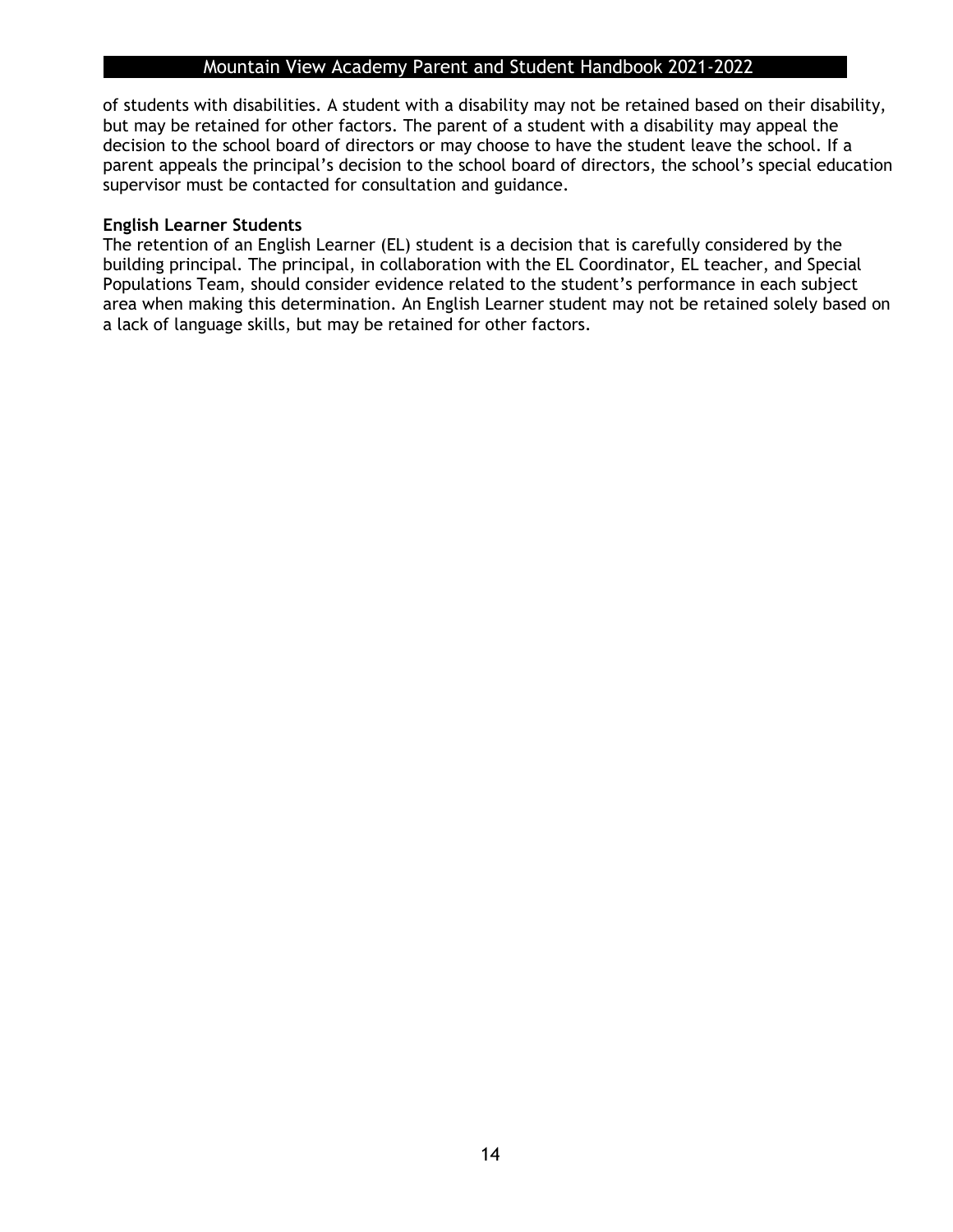of students with disabilities. A student with a disability may not be retained based on their disability, but may be retained for other factors. The parent of a student with a disability may appeal the decision to the school board of directors or may choose to have the student leave the school. If a parent appeals the principal's decision to the school board of directors, the school's special education supervisor must be contacted for consultation and guidance.

**English Learner Students**

The retention of an English Learner (EL) student is a decision that is carefully considered by the building principal. The principal, in collaboration with the EL Coordinator, EL teacher, and Special Populations Team, should consider evidence related to the student's performance in each subject area when making this determination. An English Learner student may not be retained solely based on a lack of language skills, but may be retained for other factors.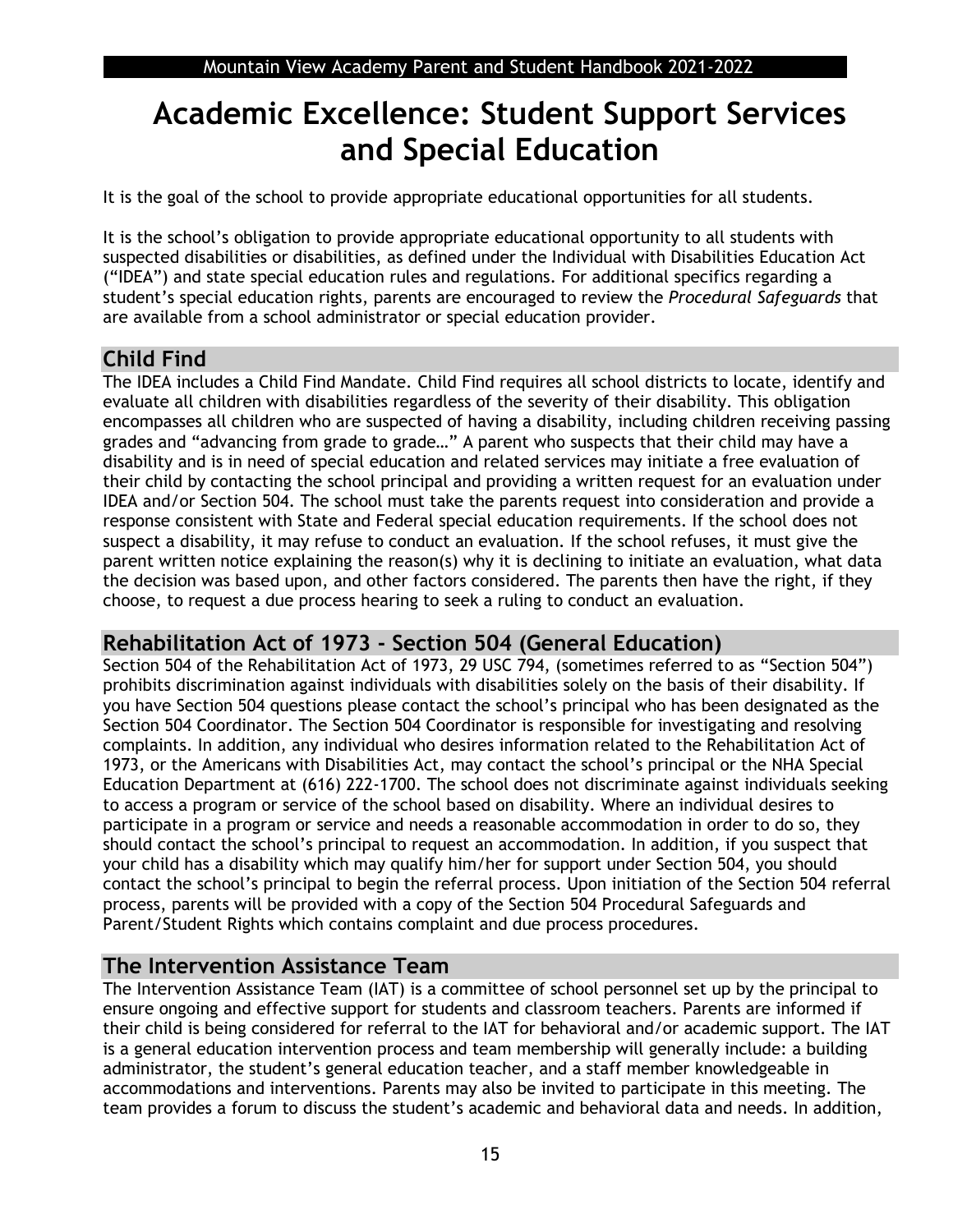# Academic Excellence: Student Support Services and Special Education

It is the goal of the school to provide appropriate educational opportunities for all students.

It is the school's obligation to provide appropriate educational opportunity to all students with suspected disabilities or disabilities, as defined under the Individual with Disabilities Education Act ("IDEA") and state special education rules and regulations. For additional specifics regarding a student's special education rights, parents are encouraged to review the *Procedural Safeguards* that are available from a school administrator or special education provider.

## Child Find

The IDEA includes a Child Find Mandate. Child Find requires all school districts to locate, identify and evaluate all children with disabilities regardless of the severity of their disability. This obligation encompasses all children who are suspected of having a disability, including children receiving passing grades and "advancing from grade to grade…" A parent who suspects that their child may have a disability and is in need of special education and related services may initiate a free evaluation of their child by contacting the school principal and providing a written request for an evaluation under IDEA and/or Section 504. The school must take the parents request into consideration and provide a response consistent with State and Federal special education requirements. If the school does not suspect a disability, it may refuse to conduct an evaluation. If the school refuses, it must give the parent written notice explaining the reason(s) why it is declining to initiate an evaluation, what data the decision was based upon, and other factors considered. The parents then have the right, if they choose, to request a due process hearing to seek a ruling to conduct an evaluation.

## Rehabilitation Act of 1973 - Section 504 (General Education)

Section 504 of the Rehabilitation Act of 1973, 29 USC 794, (sometimes referred to as "Section 504") prohibits discrimination against individuals with disabilities solely on the basis of their disability. If you have Section 504 questions please contact the school's principal who has been designated as the Section 504 Coordinator. The Section 504 Coordinator is responsible for investigating and resolving complaints. In addition, any individual who desires information related to the Rehabilitation Act of 1973, or the Americans with Disabilities Act, may contact the school's principal or the NHA Special Education Department at (616) 222-1700. The school does not discriminate against individuals seeking to access a program or service of the school based on disability. Where an individual desires to participate in a program or service and needs a reasonable accommodation in order to do so, they should contact the school's principal to request an accommodation. In addition, if you suspect that your child has a disability which may qualify him/her for support under Section 504, you should contact the school's principal to begin the referral process. Upon initiation of the Section 504 referral process, parents will be provided with a copy of the Section 504 Procedural Safeguards and Parent/Student Rights which contains complaint and due process procedures.

## The Intervention Assistance Team

The Intervention Assistance Team (IAT) is a committee of school personnel set up by the principal to ensure ongoing and effective support for students and classroom teachers. Parents are informed if their child is being considered for referral to the IAT for behavioral and/or academic support. The IAT is a general education intervention process and team membership will generally include: a building administrator, the student's general education teacher, and a staff member knowledgeable in accommodations and interventions. Parents may also be invited to participate in this meeting. The team provides a forum to discuss the student's academic and behavioral data and needs. In addition,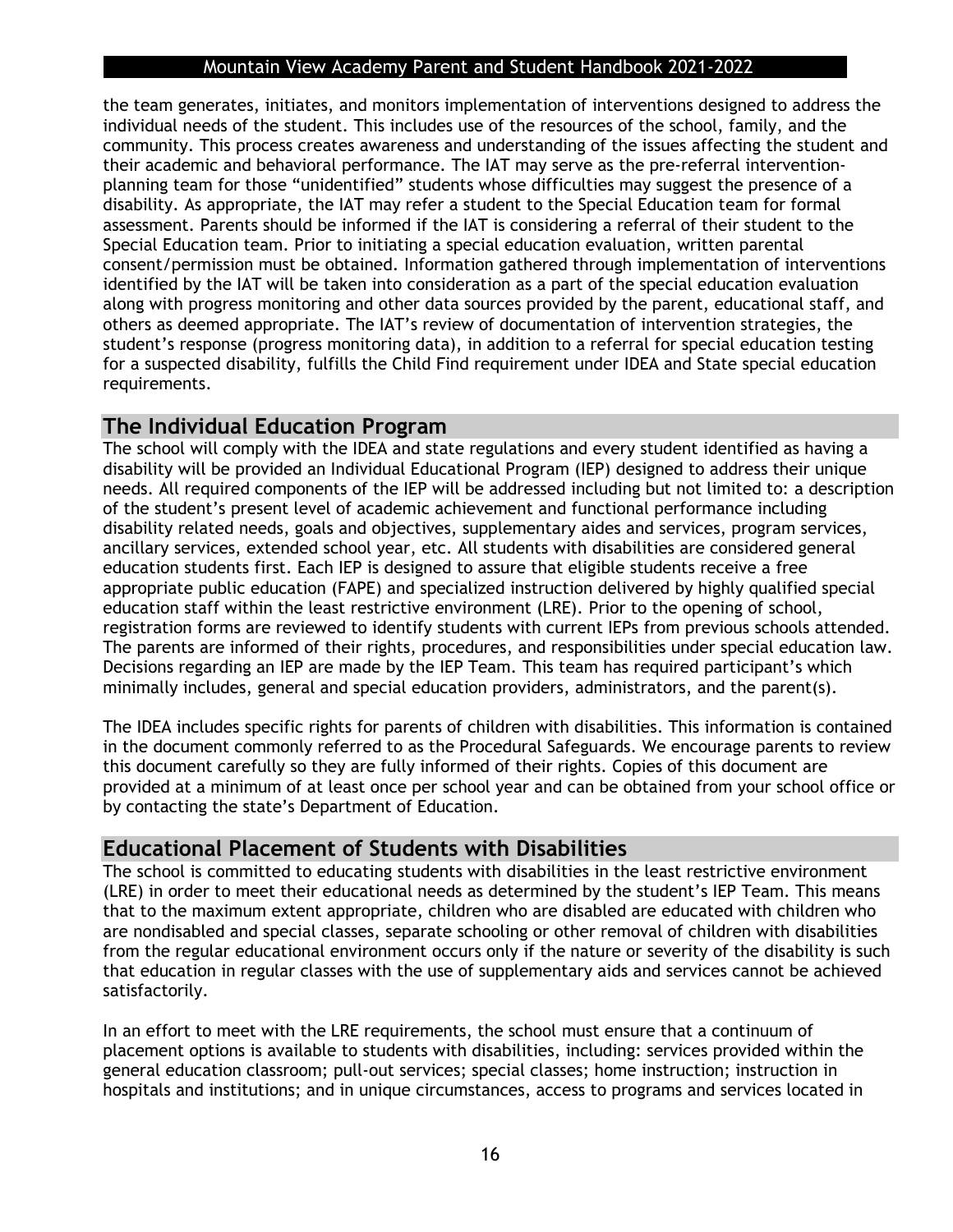the team generates, initiates, and monitors implementation of interventions designed to address the individual needs of the student. This includes use of the resources of the school, family, and the community. This process creates awareness and understanding of the issues affecting the student and their academic and behavioral performance. The IAT may serve as the pre-referral intervention-planning team for those "unidentified" students whose difficulties may suggest the presence of a disability. As appropriate, the IAT may refer a student to the Special Education team for formal assessment. Parents should be informed if the IAT is considering a referral of their student to the Special Education team. Prior to initiating a special education evaluation, written parental consent/permission must be obtained. Information gathered through implementation of interventions identified by the IAT will be taken into consideration as a part of the special education evaluation along with progress monitoring and other data sources provided by the parent, educational staff, and others as deemed appropriate. The IAT's review of documentation of intervention strategies, the student's response (progress monitoring data), in addition to a referral for special education testing for a suspected disability, fulfills the Child Find requirement under IDEA and State special education requirements.

## The Individual Education Program

The school will comply with the IDEA and state regulations and every student identified as having a disability will be provided an Individual Educational Program (IEP) designed to address their unique needs. All required components of the IEP will be addressed including but not limited to: a description of the student's present level of academic achievement and functional performance including disability related needs, goals and objectives, supplementary aides and services, program services, ancillary services, extended school year, etc. All students with disabilities are considered general education students first. Each IEP is designed to assure that eligible students receive a free appropriate public education (FAPE) and specialized instruction delivered by highly qualified special education staff within the least restrictive environment (LRE). Prior to the opening of school, registration forms are reviewed to identify students with current IEPs from previous schools attended. The parents are informed of their rights, procedures, and responsibilities under special education law. Decisions regarding an IEP are made by the IEP Team. This team has required participant's which minimally includes, general and special education providers, administrators, and the parent(s).

The IDEA includes specific rights for parents of children with disabilities. This information is contained in the document commonly referred to as the Procedural Safeguards. We encourage parents to review this document carefully so they are fully informed of their rights. Copies of this document are provided at a minimum of at least once per school year and can be obtained from your school office or by contacting the state's Department of Education.

## Educational Placement of Students with Disabilities

The school is committed to educating students with disabilities in the least restrictive environment (LRE) in order to meet their educational needs as determined by the student's IEP Team. This means that to the maximum extent appropriate, children who are disabled are educated with children who are nondisabled and special classes, separate schooling or other removal of children with disabilities from the regular educational environment occurs only if the nature or severity of the disability is such that education in regular classes with the use of supplementary aids and services cannot be achieved satisfactorily.

In an effort to meet with the LRE requirements, the school must ensure that a continuum of placement options is available to students with disabilities, including: services provided within the general education classroom; pull-out services; special classes; home instruction; instruction in hospitals and institutions; and in unique circumstances, access to programs and services located in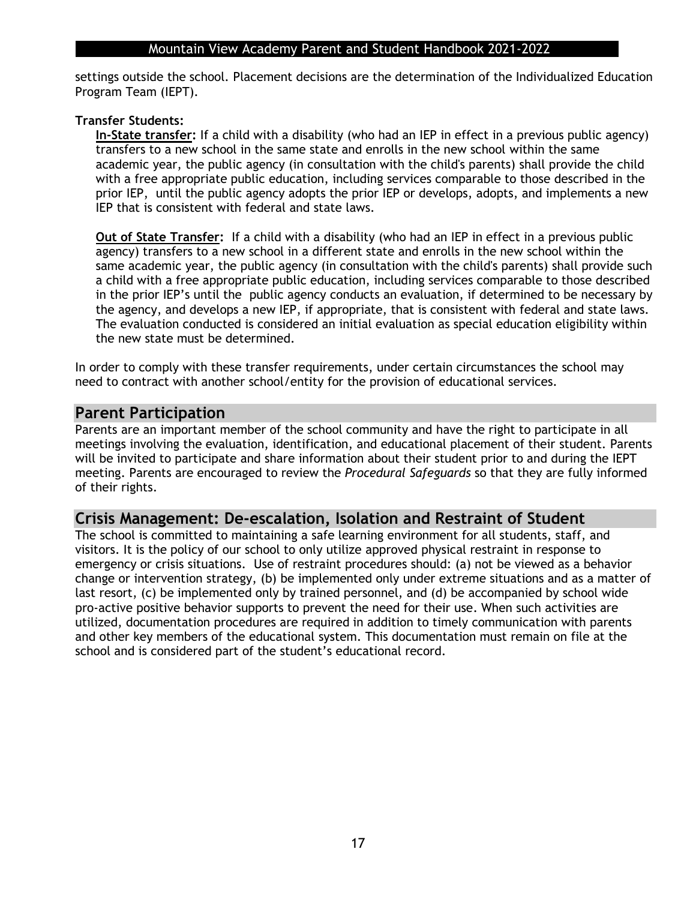settings outside the school. Placement decisions are the determination of the Individualized Education Program Team (IEPT).

**Transfer Students:**

**In-State transfer:** If a child with a disability (who had an IEP in effect in a previous public agency) transfers to a new school in the same state and enrolls in the new school within the same academic year, the public agency (in consultation with the child's parents) shall provide the child with a free appropriate public education, including services comparable to those described in the prior IEP, until the public agency adopts the prior IEP or develops, adopts, and implements a new IEP that is consistent with federal and state laws.

**Out of State Transfer:** If a child with a disability (who had an IEP in effect in a previous public agency) transfers to a new school in a different state and enrolls in the new school within the same academic year, the public agency (in consultation with the child's parents) shall provide such a child with a free appropriate public education, including services comparable to those described in the prior IEP's until the public agency conducts an evaluation, if determined to be necessary by the agency, and develops a new IEP, if appropriate, that is consistent with federal and state laws. The evaluation conducted is considered an initial evaluation as special education eligibility within the new state must be determined.

In order to comply with these transfer requirements, under certain circumstances the school may need to contract with another school/entity for the provision of educational services.

## Parent Participation

Parents are an important member of the school community and have the right to participate in all meetings involving the evaluation, identification, and educational placement of their student. Parents will be invited to participate and share information about their student prior to and during the IEPT meeting. Parents are encouraged to review the *Procedural Safeguards* so that they are fully informed of their rights.

## Crisis Management: De-escalation, Isolation and Restraint of Student

The school is committed to maintaining a safe learning environment for all students, staff, and visitors. It is the policy of our school to only utilize approved physical restraint in response to emergency or crisis situations. Use of restraint procedures should: (a) not be viewed as a behavior change or intervention strategy, (b) be implemented only under extreme situations and as a matter of last resort, (c) be implemented only by trained personnel, and (d) be accompanied by school wide pro-active positive behavior supports to prevent the need for their use. When such activities are utilized, documentation procedures are required in addition to timely communication with parents and other key members of the educational system. This documentation must remain on file at the school and is considered part of the student's educational record.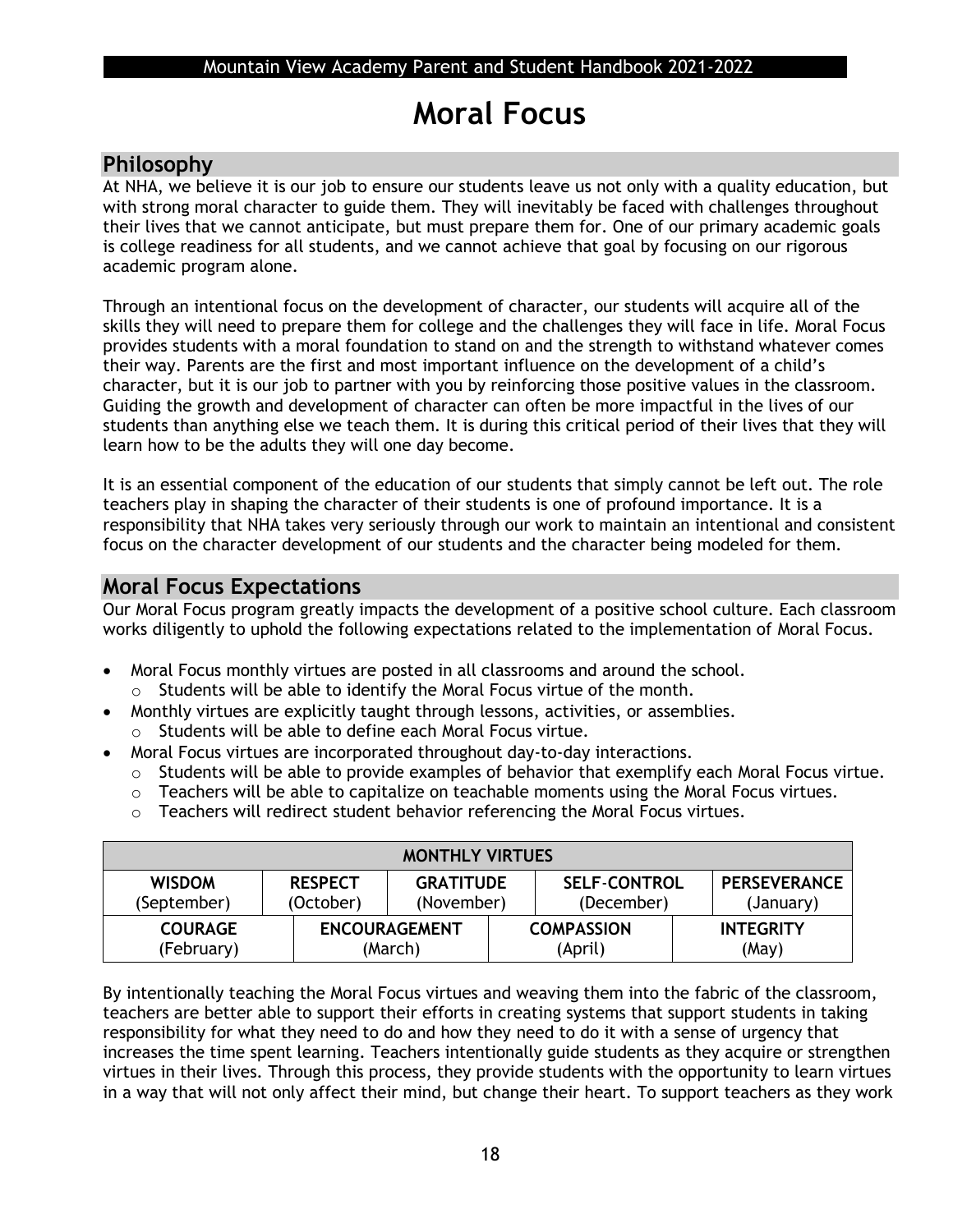# Moral Focus

## Philosophy

At NHA, we believe it is our job to ensure our students leave us not only with a quality education, but with strong moral character to guide them. They will inevitably be faced with challenges throughout their lives that we cannot anticipate, but must prepare them for. One of our primary academic goals is college readiness for all students, and we cannot achieve that goal by focusing on our rigorous academic program alone.

Through an intentional focus on the development of character, our students will acquire all of the skills they will need to prepare them for college and the challenges they will face in life. Moral Focus provides students with a moral foundation to stand on and the strength to withstand whatever comes their way. Parents are the first and most important influence on the development of a child's character, but it is our job to partner with you by reinforcing those positive values in the classroom. Guiding the growth and development of character can often be more impactful in the lives of our students than anything else we teach them. It is during this critical period of their lives that they will learn how to be the adults they will one day become.

It is an essential component of the education of our students that simply cannot be left out. The role teachers play in shaping the character of their students is one of profound importance. It is a responsibility that NHA takes very seriously through our work to maintain an intentional and consistent focus on the character development of our students and the character being modeled for them.

## Moral Focus Expectations

Our Moral Focus program greatly impacts the development of a positive school culture. Each classroom works diligently to uphold the following expectations related to the implementation of Moral Focus.

- Moral Focus monthly virtues are posted in all classrooms and around the school.
  - Students will be able to identify the Moral Focus virtue of the month.
- Monthly virtues are explicitly taught through lessons, activities, or assemblies.
  - Students will be able to define each Moral Focus virtue.
- Moral Focus virtues are incorporated throughout day-to-day interactions.
  - Students will be able to provide examples of behavior that exemplify each Moral Focus virtue.
  - Teachers will be able to capitalize on teachable moments using the Moral Focus virtues.
  - Teachers will redirect student behavior referencing the Moral Focus virtues.

| MONTHLY VIRTUES | | | | |
|---|---|---|---|---|
| **WISDOM** (September) | **RESPECT** (October) | **GRATITUDE** (November) | **SELF-CONTROL** (December) | **PERSEVERANCE** (January) |
| **COURAGE** (February) | **ENCOURAGEMENT** (March) | **COMPASSION** (April) | **INTEGRITY** (May) | |

By intentionally teaching the Moral Focus virtues and weaving them into the fabric of the classroom, teachers are better able to support their efforts in creating systems that support students in taking responsibility for what they need to do and how they need to do it with a sense of urgency that increases the time spent learning. Teachers intentionally guide students as they acquire or strengthen virtues in their lives. Through this process, they provide students with the opportunity to learn virtues in a way that will not only affect their mind, but change their heart. To support teachers as they work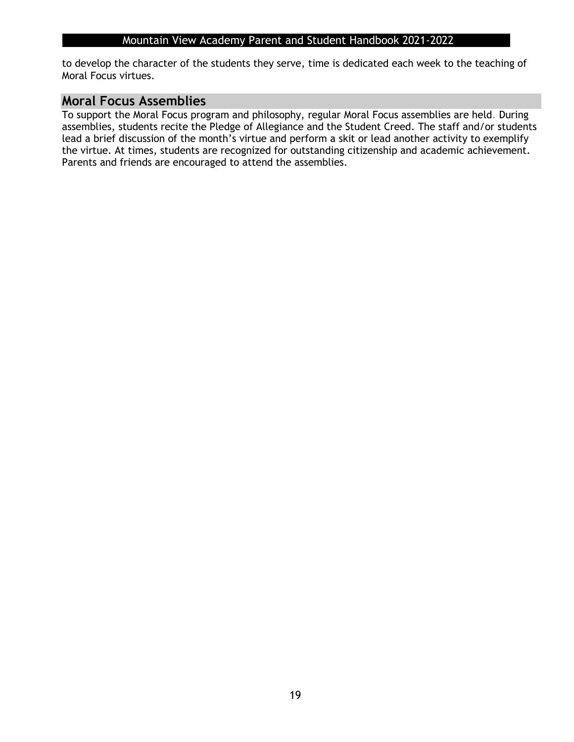to develop the character of the students they serve, time is dedicated each week to the teaching of Moral Focus virtues.

## Moral Focus Assemblies

To support the Moral Focus program and philosophy, regular Moral Focus assemblies are held. During assemblies, students recite the Pledge of Allegiance and the Student Creed. The staff and/or students lead a brief discussion of the month's virtue and perform a skit or lead another activity to exemplify the virtue. At times, students are recognized for outstanding citizenship and academic achievement. Parents and friends are encouraged to attend the assemblies.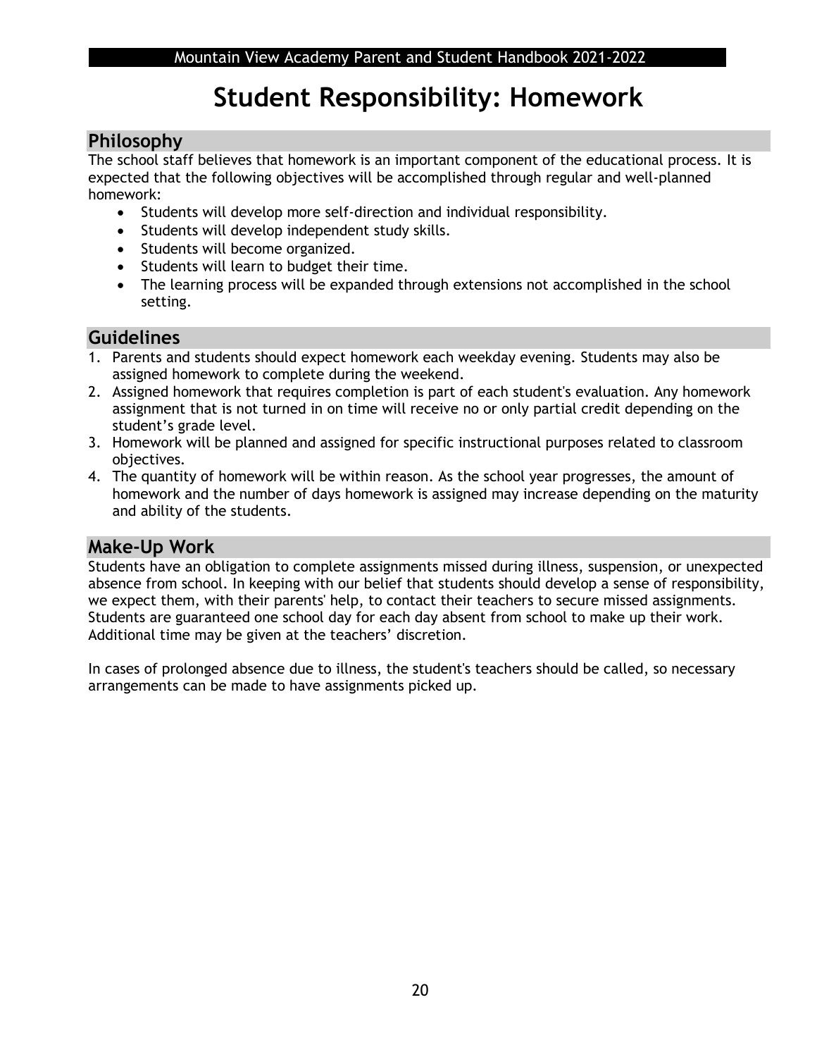# Student Responsibility: Homework

## Philosophy

The school staff believes that homework is an important component of the educational process. It is expected that the following objectives will be accomplished through regular and well-planned homework:

- Students will develop more self-direction and individual responsibility.
- Students will develop independent study skills.
- Students will become organized.
- Students will learn to budget their time.
- The learning process will be expanded through extensions not accomplished in the school setting.

## Guidelines

1. Parents and students should expect homework each weekday evening. Students may also be assigned homework to complete during the weekend.
2. Assigned homework that requires completion is part of each student's evaluation. Any homework assignment that is not turned in on time will receive no or only partial credit depending on the student's grade level.
3. Homework will be planned and assigned for specific instructional purposes related to classroom objectives.
4. The quantity of homework will be within reason. As the school year progresses, the amount of homework and the number of days homework is assigned may increase depending on the maturity and ability of the students.

## Make-Up Work

Students have an obligation to complete assignments missed during illness, suspension, or unexpected absence from school. In keeping with our belief that students should develop a sense of responsibility, we expect them, with their parents' help, to contact their teachers to secure missed assignments. Students are guaranteed one school day for each day absent from school to make up their work. Additional time may be given at the teachers' discretion.

In cases of prolonged absence due to illness, the student's teachers should be called, so necessary arrangements can be made to have assignments picked up.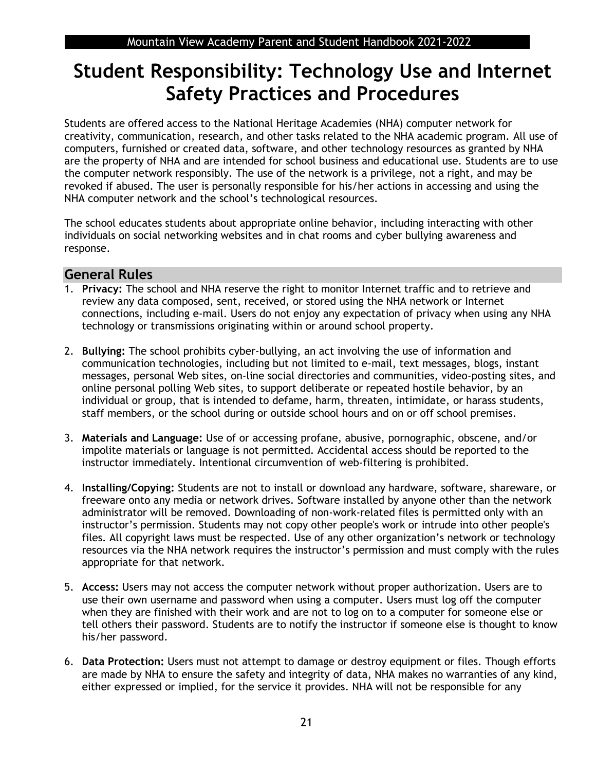# Student Responsibility: Technology Use and Internet Safety Practices and Procedures

Students are offered access to the National Heritage Academies (NHA) computer network for creativity, communication, research, and other tasks related to the NHA academic program. All use of computers, furnished or created data, software, and other technology resources as granted by NHA are the property of NHA and are intended for school business and educational use. Students are to use the computer network responsibly. The use of the network is a privilege, not a right, and may be revoked if abused. The user is personally responsible for his/her actions in accessing and using the NHA computer network and the school's technological resources.

The school educates students about appropriate online behavior, including interacting with other individuals on social networking websites and in chat rooms and cyber bullying awareness and response.

## General Rules

1. **Privacy:** The school and NHA reserve the right to monitor Internet traffic and to retrieve and review any data composed, sent, received, or stored using the NHA network or Internet connections, including e-mail. Users do not enjoy any expectation of privacy when using any NHA technology or transmissions originating within or around school property.

2. **Bullying:** The school prohibits cyber-bullying, an act involving the use of information and communication technologies, including but not limited to e-mail, text messages, blogs, instant messages, personal Web sites, on-line social directories and communities, video-posting sites, and online personal polling Web sites, to support deliberate or repeated hostile behavior, by an individual or group, that is intended to defame, harm, threaten, intimidate, or harass students, staff members, or the school during or outside school hours and on or off school premises.

3. **Materials and Language:** Use of or accessing profane, abusive, pornographic, obscene, and/or impolite materials or language is not permitted. Accidental access should be reported to the instructor immediately. Intentional circumvention of web-filtering is prohibited.

4. **Installing/Copying:** Students are not to install or download any hardware, software, shareware, or freeware onto any media or network drives. Software installed by anyone other than the network administrator will be removed. Downloading of non-work-related files is permitted only with an instructor's permission. Students may not copy other people's work or intrude into other people's files. All copyright laws must be respected. Use of any other organization's network or technology resources via the NHA network requires the instructor's permission and must comply with the rules appropriate for that network.

5. **Access:** Users may not access the computer network without proper authorization. Users are to use their own username and password when using a computer. Users must log off the computer when they are finished with their work and are not to log on to a computer for someone else or tell others their password. Students are to notify the instructor if someone else is thought to know his/her password.

6. **Data Protection:** Users must not attempt to damage or destroy equipment or files. Though efforts are made by NHA to ensure the safety and integrity of data, NHA makes no warranties of any kind, either expressed or implied, for the service it provides. NHA will not be responsible for any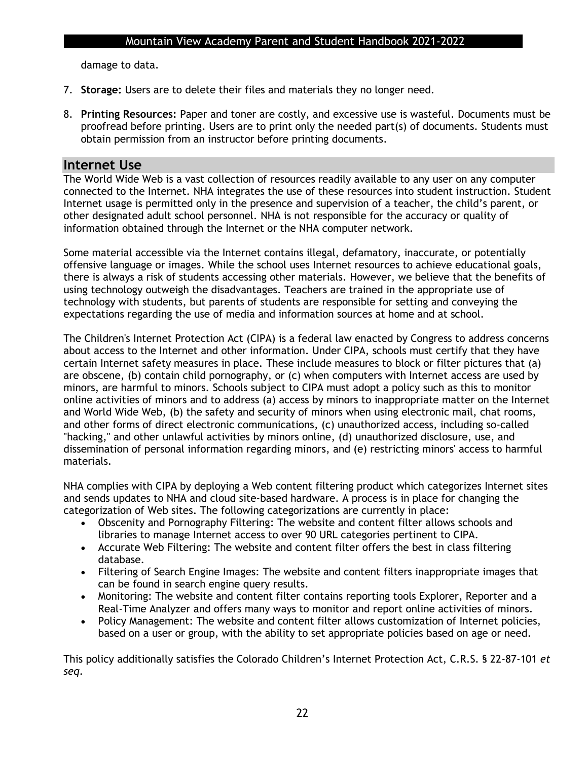damage to data.

7. **Storage:** Users are to delete their files and materials they no longer need.

8. **Printing Resources:** Paper and toner are costly, and excessive use is wasteful. Documents must be proofread before printing. Users are to print only the needed part(s) of documents. Students must obtain permission from an instructor before printing documents.

## Internet Use

The World Wide Web is a vast collection of resources readily available to any user on any computer connected to the Internet. NHA integrates the use of these resources into student instruction. Student Internet usage is permitted only in the presence and supervision of a teacher, the child's parent, or other designated adult school personnel. NHA is not responsible for the accuracy or quality of information obtained through the Internet or the NHA computer network.

Some material accessible via the Internet contains illegal, defamatory, inaccurate, or potentially offensive language or images. While the school uses Internet resources to achieve educational goals, there is always a risk of students accessing other materials. However, we believe that the benefits of using technology outweigh the disadvantages. Teachers are trained in the appropriate use of technology with students, but parents of students are responsible for setting and conveying the expectations regarding the use of media and information sources at home and at school.

The Children's Internet Protection Act (CIPA) is a federal law enacted by Congress to address concerns about access to the Internet and other information. Under CIPA, schools must certify that they have certain Internet safety measures in place. These include measures to block or filter pictures that (a) are obscene, (b) contain child pornography, or (c) when computers with Internet access are used by minors, are harmful to minors. Schools subject to CIPA must adopt a policy such as this to monitor online activities of minors and to address (a) access by minors to inappropriate matter on the Internet and World Wide Web, (b) the safety and security of minors when using electronic mail, chat rooms, and other forms of direct electronic communications, (c) unauthorized access, including so-called "hacking," and other unlawful activities by minors online, (d) unauthorized disclosure, use, and dissemination of personal information regarding minors, and (e) restricting minors' access to harmful materials.

NHA complies with CIPA by deploying a Web content filtering product which categorizes Internet sites and sends updates to NHA and cloud site-based hardware. A process is in place for changing the categorization of Web sites. The following categorizations are currently in place:

- Obscenity and Pornography Filtering: The website and content filter allows schools and libraries to manage Internet access to over 90 URL categories pertinent to CIPA.
- Accurate Web Filtering: The website and content filter offers the best in class filtering database.
- Filtering of Search Engine Images: The website and content filters inappropriate images that can be found in search engine query results.
- Monitoring: The website and content filter contains reporting tools Explorer, Reporter and a Real-Time Analyzer and offers many ways to monitor and report online activities of minors.
- Policy Management: The website and content filter allows customization of Internet policies, based on a user or group, with the ability to set appropriate policies based on age or need.

This policy additionally satisfies the Colorado Children's Internet Protection Act, C.R.S. § 22-87-101 *et seq.*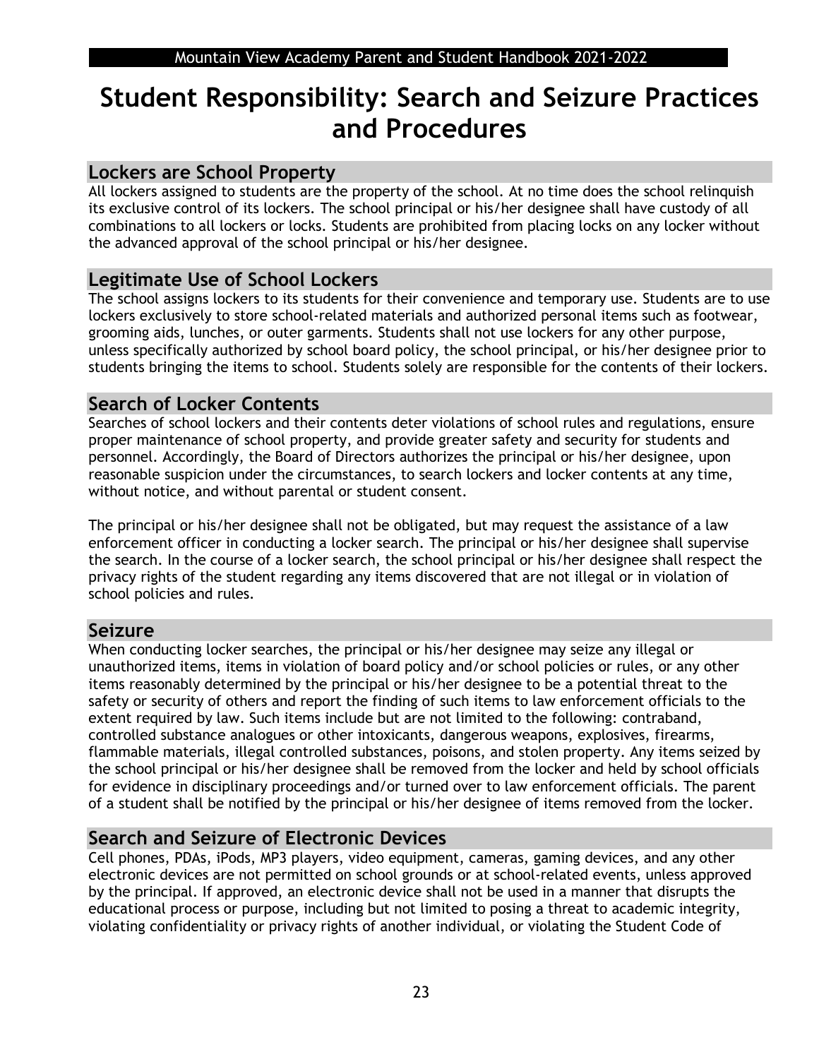# Student Responsibility: Search and Seizure Practices and Procedures

## Lockers are School Property

All lockers assigned to students are the property of the school. At no time does the school relinquish its exclusive control of its lockers. The school principal or his/her designee shall have custody of all combinations to all lockers or locks. Students are prohibited from placing locks on any locker without the advanced approval of the school principal or his/her designee.

## Legitimate Use of School Lockers

The school assigns lockers to its students for their convenience and temporary use. Students are to use lockers exclusively to store school-related materials and authorized personal items such as footwear, grooming aids, lunches, or outer garments. Students shall not use lockers for any other purpose, unless specifically authorized by school board policy, the school principal, or his/her designee prior to students bringing the items to school. Students solely are responsible for the contents of their lockers.

## Search of Locker Contents

Searches of school lockers and their contents deter violations of school rules and regulations, ensure proper maintenance of school property, and provide greater safety and security for students and personnel. Accordingly, the Board of Directors authorizes the principal or his/her designee, upon reasonable suspicion under the circumstances, to search lockers and locker contents at any time, without notice, and without parental or student consent.

The principal or his/her designee shall not be obligated, but may request the assistance of a law enforcement officer in conducting a locker search. The principal or his/her designee shall supervise the search. In the course of a locker search, the school principal or his/her designee shall respect the privacy rights of the student regarding any items discovered that are not illegal or in violation of school policies and rules.

## Seizure

When conducting locker searches, the principal or his/her designee may seize any illegal or unauthorized items, items in violation of board policy and/or school policies or rules, or any other items reasonably determined by the principal or his/her designee to be a potential threat to the safety or security of others and report the finding of such items to law enforcement officials to the extent required by law. Such items include but are not limited to the following: contraband, controlled substance analogues or other intoxicants, dangerous weapons, explosives, firearms, flammable materials, illegal controlled substances, poisons, and stolen property. Any items seized by the school principal or his/her designee shall be removed from the locker and held by school officials for evidence in disciplinary proceedings and/or turned over to law enforcement officials. The parent of a student shall be notified by the principal or his/her designee of items removed from the locker.

## Search and Seizure of Electronic Devices

Cell phones, PDAs, iPods, MP3 players, video equipment, cameras, gaming devices, and any other electronic devices are not permitted on school grounds or at school-related events, unless approved by the principal. If approved, an electronic device shall not be used in a manner that disrupts the educational process or purpose, including but not limited to posing a threat to academic integrity, violating confidentiality or privacy rights of another individual, or violating the Student Code of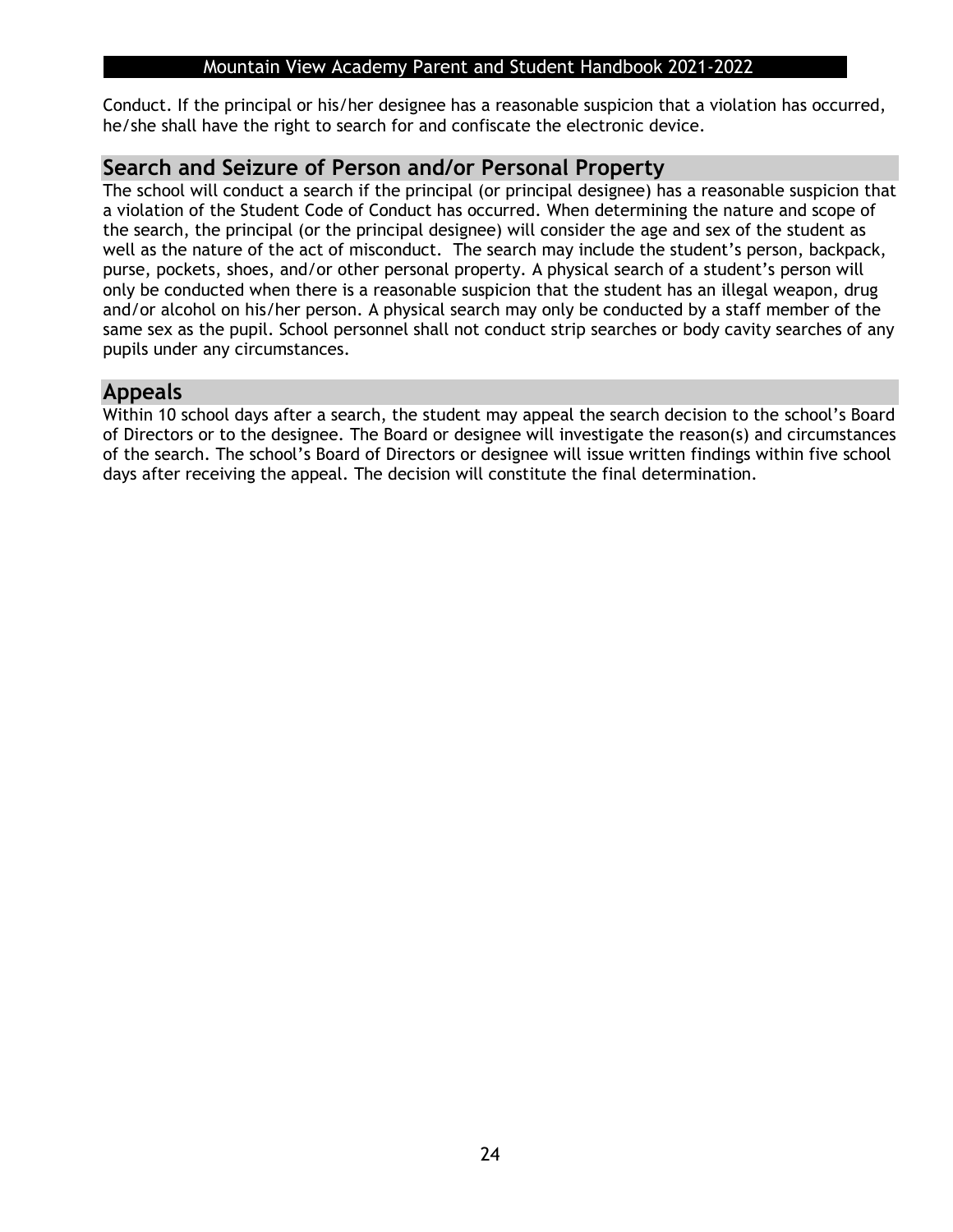Conduct. If the principal or his/her designee has a reasonable suspicion that a violation has occurred, he/she shall have the right to search for and confiscate the electronic device.

## Search and Seizure of Person and/or Personal Property

The school will conduct a search if the principal (or principal designee) has a reasonable suspicion that a violation of the Student Code of Conduct has occurred. When determining the nature and scope of the search, the principal (or the principal designee) will consider the age and sex of the student as well as the nature of the act of misconduct. The search may include the student's person, backpack, purse, pockets, shoes, and/or other personal property. A physical search of a student's person will only be conducted when there is a reasonable suspicion that the student has an illegal weapon, drug and/or alcohol on his/her person. A physical search may only be conducted by a staff member of the same sex as the pupil. School personnel shall not conduct strip searches or body cavity searches of any pupils under any circumstances.

## Appeals

Within 10 school days after a search, the student may appeal the search decision to the school's Board of Directors or to the designee. The Board or designee will investigate the reason(s) and circumstances of the search. The school's Board of Directors or designee will issue written findings within five school days after receiving the appeal. The decision will constitute the final determination.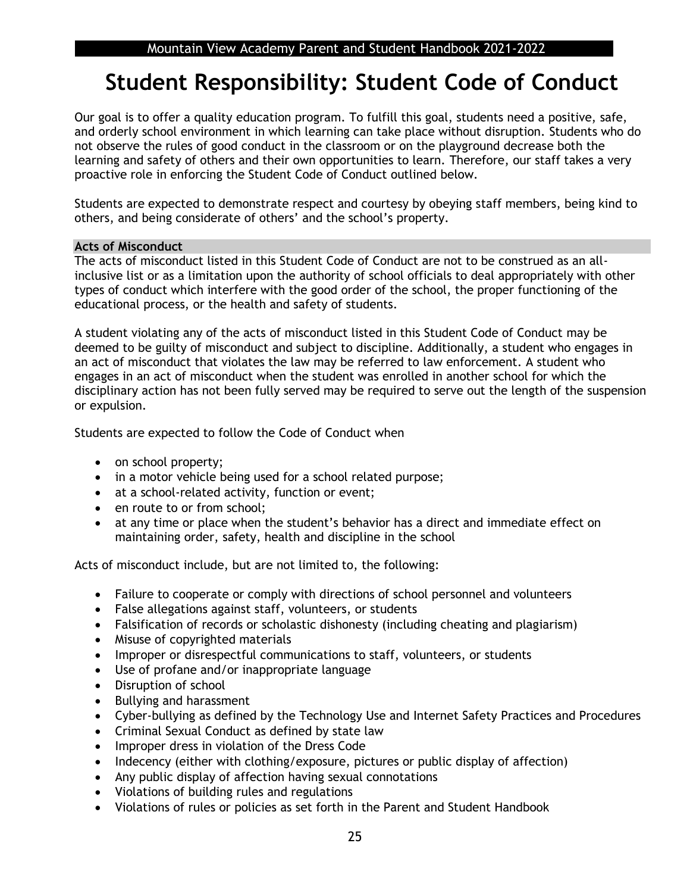# Student Responsibility: Student Code of Conduct

Our goal is to offer a quality education program. To fulfill this goal, students need a positive, safe, and orderly school environment in which learning can take place without disruption. Students who do not observe the rules of good conduct in the classroom or on the playground decrease both the learning and safety of others and their own opportunities to learn. Therefore, our staff takes a very proactive role in enforcing the Student Code of Conduct outlined below.

Students are expected to demonstrate respect and courtesy by obeying staff members, being kind to others, and being considerate of others' and the school's property.

### Acts of Misconduct

The acts of misconduct listed in this Student Code of Conduct are not to be construed as an all-inclusive list or as a limitation upon the authority of school officials to deal appropriately with other types of conduct which interfere with the good order of the school, the proper functioning of the educational process, or the health and safety of students.

A student violating any of the acts of misconduct listed in this Student Code of Conduct may be deemed to be guilty of misconduct and subject to discipline. Additionally, a student who engages in an act of misconduct that violates the law may be referred to law enforcement. A student who engages in an act of misconduct when the student was enrolled in another school for which the disciplinary action has not been fully served may be required to serve out the length of the suspension or expulsion.

Students are expected to follow the Code of Conduct when

- on school property;
- in a motor vehicle being used for a school related purpose;
- at a school-related activity, function or event;
- en route to or from school;
- at any time or place when the student's behavior has a direct and immediate effect on maintaining order, safety, health and discipline in the school

Acts of misconduct include, but are not limited to, the following:

- Failure to cooperate or comply with directions of school personnel and volunteers
- False allegations against staff, volunteers, or students
- Falsification of records or scholastic dishonesty (including cheating and plagiarism)
- Misuse of copyrighted materials
- Improper or disrespectful communications to staff, volunteers, or students
- Use of profane and/or inappropriate language
- Disruption of school
- Bullying and harassment
- Cyber-bullying as defined by the Technology Use and Internet Safety Practices and Procedures
- Criminal Sexual Conduct as defined by state law
- Improper dress in violation of the Dress Code
- Indecency (either with clothing/exposure, pictures or public display of affection)
- Any public display of affection having sexual connotations
- Violations of building rules and regulations
- Violations of rules or policies as set forth in the Parent and Student Handbook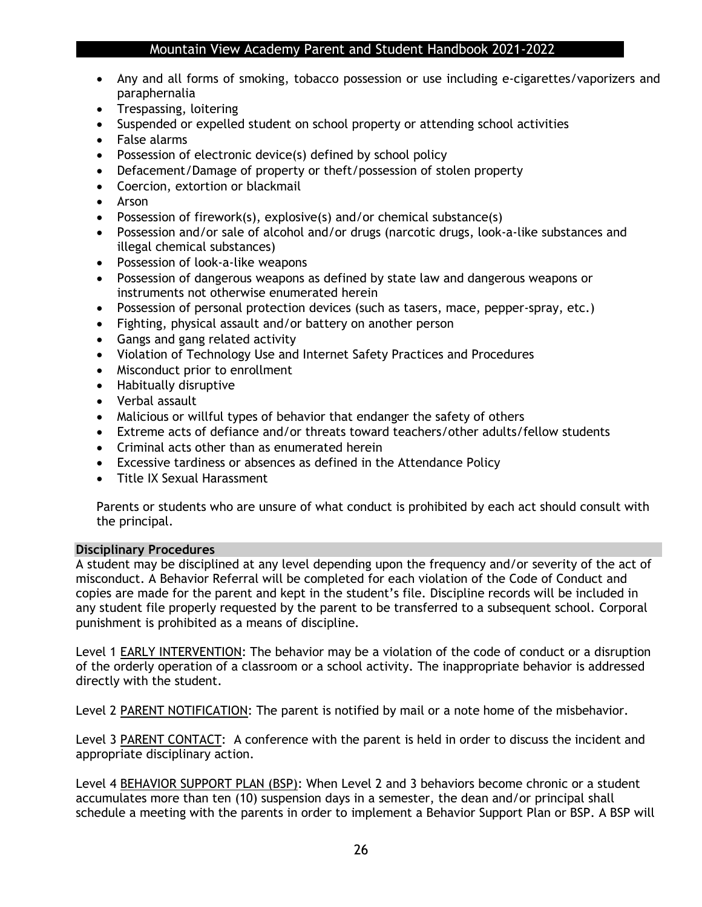- Any and all forms of smoking, tobacco possession or use including e-cigarettes/vaporizers and paraphernalia
- Trespassing, loitering
- Suspended or expelled student on school property or attending school activities
- False alarms
- Possession of electronic device(s) defined by school policy
- Defacement/Damage of property or theft/possession of stolen property
- Coercion, extortion or blackmail
- Arson
- Possession of firework(s), explosive(s) and/or chemical substance(s)
- Possession and/or sale of alcohol and/or drugs (narcotic drugs, look-a-like substances and illegal chemical substances)
- Possession of look-a-like weapons
- Possession of dangerous weapons as defined by state law and dangerous weapons or instruments not otherwise enumerated herein
- Possession of personal protection devices (such as tasers, mace, pepper-spray, etc.)
- Fighting, physical assault and/or battery on another person
- Gangs and gang related activity
- Violation of Technology Use and Internet Safety Practices and Procedures
- Misconduct prior to enrollment
- Habitually disruptive
- Verbal assault
- Malicious or willful types of behavior that endanger the safety of others
- Extreme acts of defiance and/or threats toward teachers/other adults/fellow students
- Criminal acts other than as enumerated herein
- Excessive tardiness or absences as defined in the Attendance Policy
- Title IX Sexual Harassment

Parents or students who are unsure of what conduct is prohibited by each act should consult with the principal.

## Disciplinary Procedures

A student may be disciplined at any level depending upon the frequency and/or severity of the act of misconduct. A Behavior Referral will be completed for each violation of the Code of Conduct and copies are made for the parent and kept in the student's file. Discipline records will be included in any student file properly requested by the parent to be transferred to a subsequent school. Corporal punishment is prohibited as a means of discipline.

Level 1 EARLY INTERVENTION: The behavior may be a violation of the code of conduct or a disruption of the orderly operation of a classroom or a school activity. The inappropriate behavior is addressed directly with the student.

Level 2 PARENT NOTIFICATION: The parent is notified by mail or a note home of the misbehavior.

Level 3 PARENT CONTACT: A conference with the parent is held in order to discuss the incident and appropriate disciplinary action.

Level 4 BEHAVIOR SUPPORT PLAN (BSP): When Level 2 and 3 behaviors become chronic or a student accumulates more than ten (10) suspension days in a semester, the dean and/or principal shall schedule a meeting with the parents in order to implement a Behavior Support Plan or BSP. A BSP will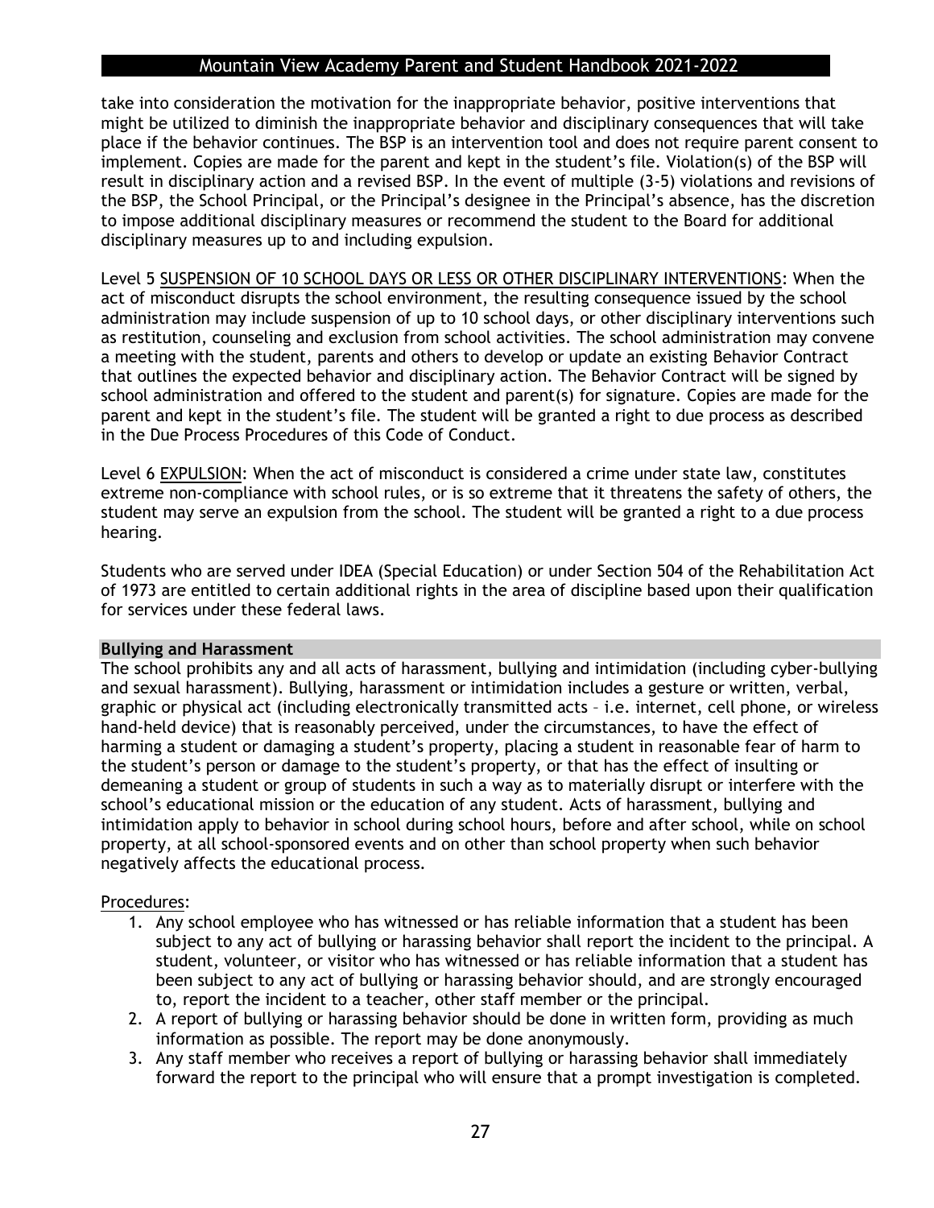take into consideration the motivation for the inappropriate behavior, positive interventions that might be utilized to diminish the inappropriate behavior and disciplinary consequences that will take place if the behavior continues. The BSP is an intervention tool and does not require parent consent to implement. Copies are made for the parent and kept in the student's file. Violation(s) of the BSP will result in disciplinary action and a revised BSP. In the event of multiple (3-5) violations and revisions of the BSP, the School Principal, or the Principal's designee in the Principal's absence, has the discretion to impose additional disciplinary measures or recommend the student to the Board for additional disciplinary measures up to and including expulsion.

Level 5 SUSPENSION OF 10 SCHOOL DAYS OR LESS OR OTHER DISCIPLINARY INTERVENTIONS: When the act of misconduct disrupts the school environment, the resulting consequence issued by the school administration may include suspension of up to 10 school days, or other disciplinary interventions such as restitution, counseling and exclusion from school activities. The school administration may convene a meeting with the student, parents and others to develop or update an existing Behavior Contract that outlines the expected behavior and disciplinary action. The Behavior Contract will be signed by school administration and offered to the student and parent(s) for signature. Copies are made for the parent and kept in the student's file. The student will be granted a right to due process as described in the Due Process Procedures of this Code of Conduct.

Level 6 EXPULSION: When the act of misconduct is considered a crime under state law, constitutes extreme non-compliance with school rules, or is so extreme that it threatens the safety of others, the student may serve an expulsion from the school. The student will be granted a right to a due process hearing.

Students who are served under IDEA (Special Education) or under Section 504 of the Rehabilitation Act of 1973 are entitled to certain additional rights in the area of discipline based upon their qualification for services under these federal laws.

## Bullying and Harassment

The school prohibits any and all acts of harassment, bullying and intimidation (including cyber-bullying and sexual harassment). Bullying, harassment or intimidation includes a gesture or written, verbal, graphic or physical act (including electronically transmitted acts – i.e. internet, cell phone, or wireless hand-held device) that is reasonably perceived, under the circumstances, to have the effect of harming a student or damaging a student's property, placing a student in reasonable fear of harm to the student's person or damage to the student's property, or that has the effect of insulting or demeaning a student or group of students in such a way as to materially disrupt or interfere with the school's educational mission or the education of any student. Acts of harassment, bullying and intimidation apply to behavior in school during school hours, before and after school, while on school property, at all school-sponsored events and on other than school property when such behavior negatively affects the educational process.

Procedures:

1. Any school employee who has witnessed or has reliable information that a student has been subject to any act of bullying or harassing behavior shall report the incident to the principal. A student, volunteer, or visitor who has witnessed or has reliable information that a student has been subject to any act of bullying or harassing behavior should, and are strongly encouraged to, report the incident to a teacher, other staff member or the principal.
2. A report of bullying or harassing behavior should be done in written form, providing as much information as possible. The report may be done anonymously.
3. Any staff member who receives a report of bullying or harassing behavior shall immediately forward the report to the principal who will ensure that a prompt investigation is completed.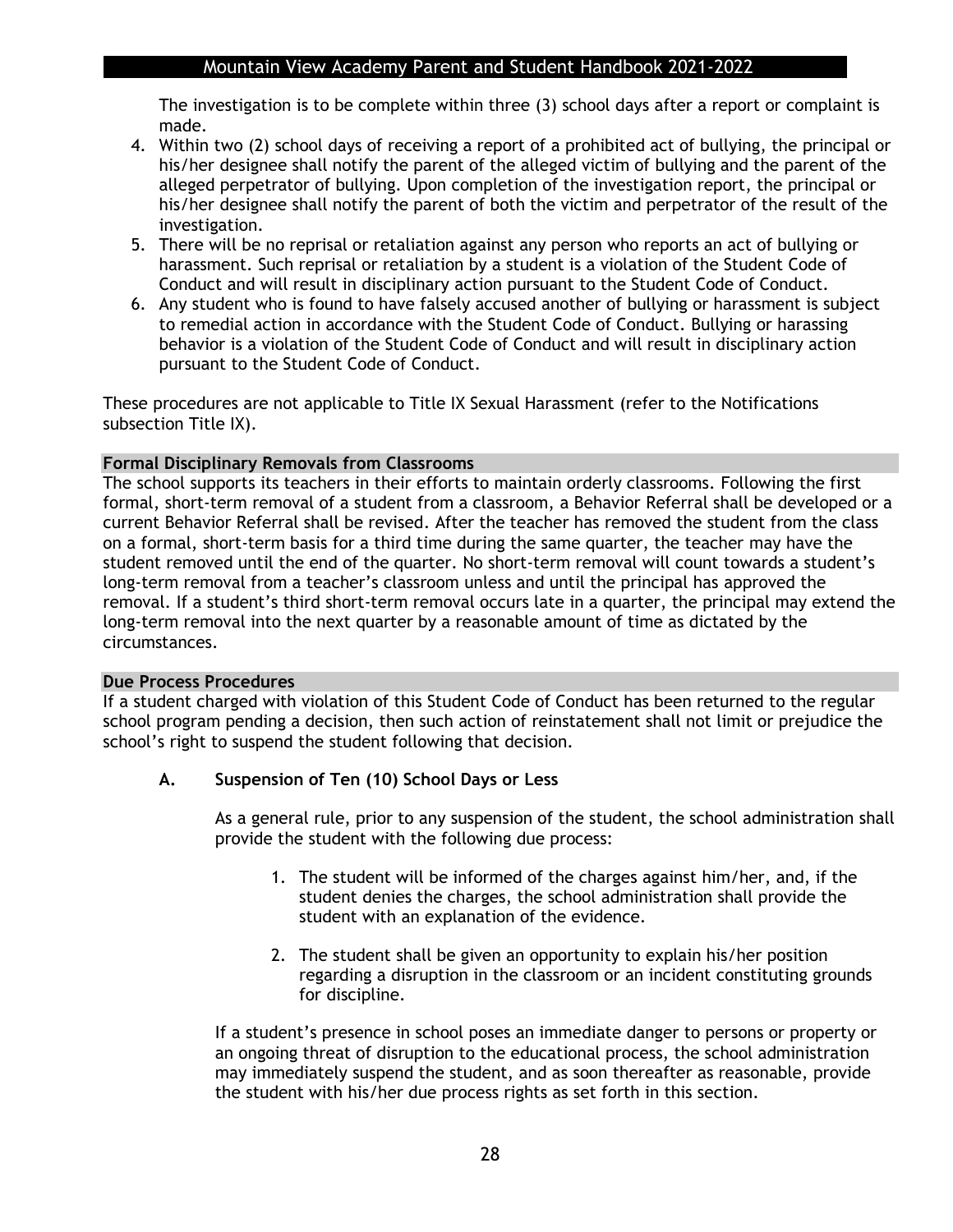The investigation is to be complete within three (3) school days after a report or complaint is made.

4. Within two (2) school days of receiving a report of a prohibited act of bullying, the principal or his/her designee shall notify the parent of the alleged victim of bullying and the parent of the alleged perpetrator of bullying. Upon completion of the investigation report, the principal or his/her designee shall notify the parent of both the victim and perpetrator of the result of the investigation.
5. There will be no reprisal or retaliation against any person who reports an act of bullying or harassment. Such reprisal or retaliation by a student is a violation of the Student Code of Conduct and will result in disciplinary action pursuant to the Student Code of Conduct.
6. Any student who is found to have falsely accused another of bullying or harassment is subject to remedial action in accordance with the Student Code of Conduct. Bullying or harassing behavior is a violation of the Student Code of Conduct and will result in disciplinary action pursuant to the Student Code of Conduct.

These procedures are not applicable to Title IX Sexual Harassment (refer to the Notifications subsection Title IX).

**Formal Disciplinary Removals from Classrooms**

The school supports its teachers in their efforts to maintain orderly classrooms. Following the first formal, short-term removal of a student from a classroom, a Behavior Referral shall be developed or a current Behavior Referral shall be revised. After the teacher has removed the student from the class on a formal, short-term basis for a third time during the same quarter, the teacher may have the student removed until the end of the quarter. No short-term removal will count towards a student's long-term removal from a teacher's classroom unless and until the principal has approved the removal. If a student's third short-term removal occurs late in a quarter, the principal may extend the long-term removal into the next quarter by a reasonable amount of time as dictated by the circumstances.

**Due Process Procedures**

If a student charged with violation of this Student Code of Conduct has been returned to the regular school program pending a decision, then such action of reinstatement shall not limit or prejudice the school's right to suspend the student following that decision.

**A. Suspension of Ten (10) School Days or Less**

As a general rule, prior to any suspension of the student, the school administration shall provide the student with the following due process:

1. The student will be informed of the charges against him/her, and, if the student denies the charges, the school administration shall provide the student with an explanation of the evidence.

2. The student shall be given an opportunity to explain his/her position regarding a disruption in the classroom or an incident constituting grounds for discipline.

If a student's presence in school poses an immediate danger to persons or property or an ongoing threat of disruption to the educational process, the school administration may immediately suspend the student, and as soon thereafter as reasonable, provide the student with his/her due process rights as set forth in this section.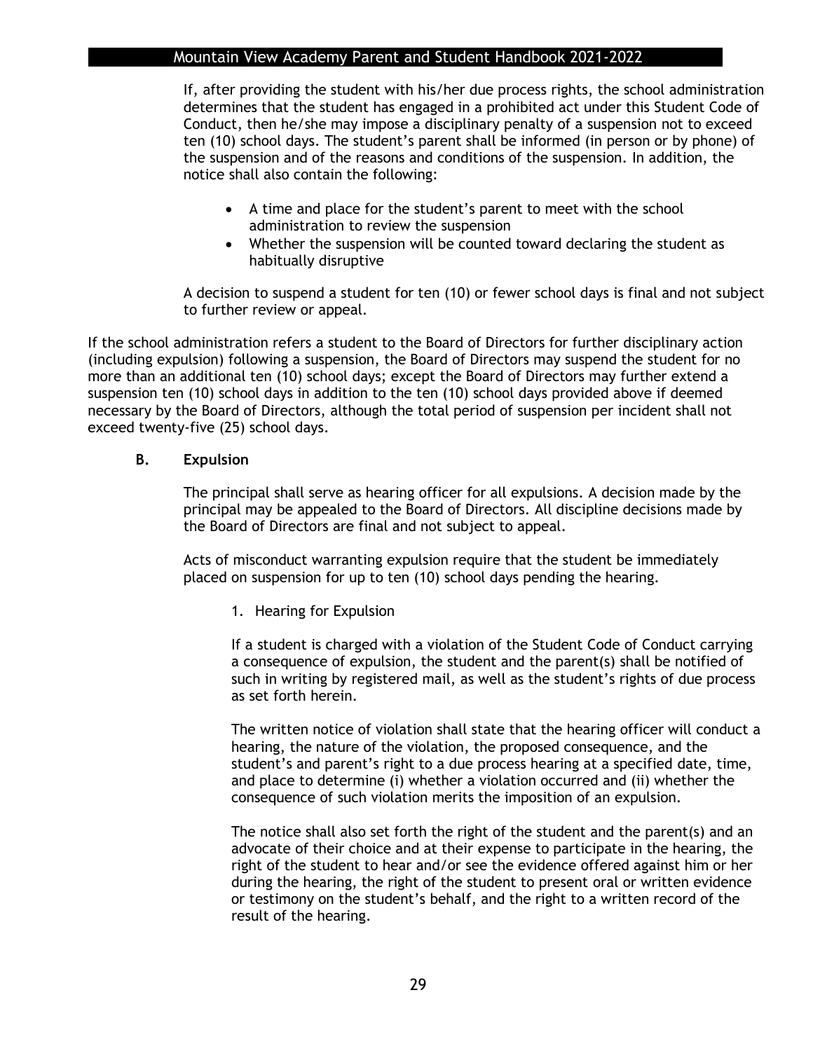If, after providing the student with his/her due process rights, the school administration determines that the student has engaged in a prohibited act under this Student Code of Conduct, then he/she may impose a disciplinary penalty of a suspension not to exceed ten (10) school days. The student's parent shall be informed (in person or by phone) of the suspension and of the reasons and conditions of the suspension. In addition, the notice shall also contain the following:

- A time and place for the student's parent to meet with the school administration to review the suspension
- Whether the suspension will be counted toward declaring the student as habitually disruptive

A decision to suspend a student for ten (10) or fewer school days is final and not subject to further review or appeal.

If the school administration refers a student to the Board of Directors for further disciplinary action (including expulsion) following a suspension, the Board of Directors may suspend the student for no more than an additional ten (10) school days; except the Board of Directors may further extend a suspension ten (10) school days in addition to the ten (10) school days provided above if deemed necessary by the Board of Directors, although the total period of suspension per incident shall not exceed twenty-five (25) school days.

### B. Expulsion

The principal shall serve as hearing officer for all expulsions. A decision made by the principal may be appealed to the Board of Directors. All discipline decisions made by the Board of Directors are final and not subject to appeal.

Acts of misconduct warranting expulsion require that the student be immediately placed on suspension for up to ten (10) school days pending the hearing.

1. Hearing for Expulsion

If a student is charged with a violation of the Student Code of Conduct carrying a consequence of expulsion, the student and the parent(s) shall be notified of such in writing by registered mail, as well as the student's rights of due process as set forth herein.

The written notice of violation shall state that the hearing officer will conduct a hearing, the nature of the violation, the proposed consequence, and the student's and parent's right to a due process hearing at a specified date, time, and place to determine (i) whether a violation occurred and (ii) whether the consequence of such violation merits the imposition of an expulsion.

The notice shall also set forth the right of the student and the parent(s) and an advocate of their choice and at their expense to participate in the hearing, the right of the student to hear and/or see the evidence offered against him or her during the hearing, the right of the student to present oral or written evidence or testimony on the student's behalf, and the right to a written record of the result of the hearing.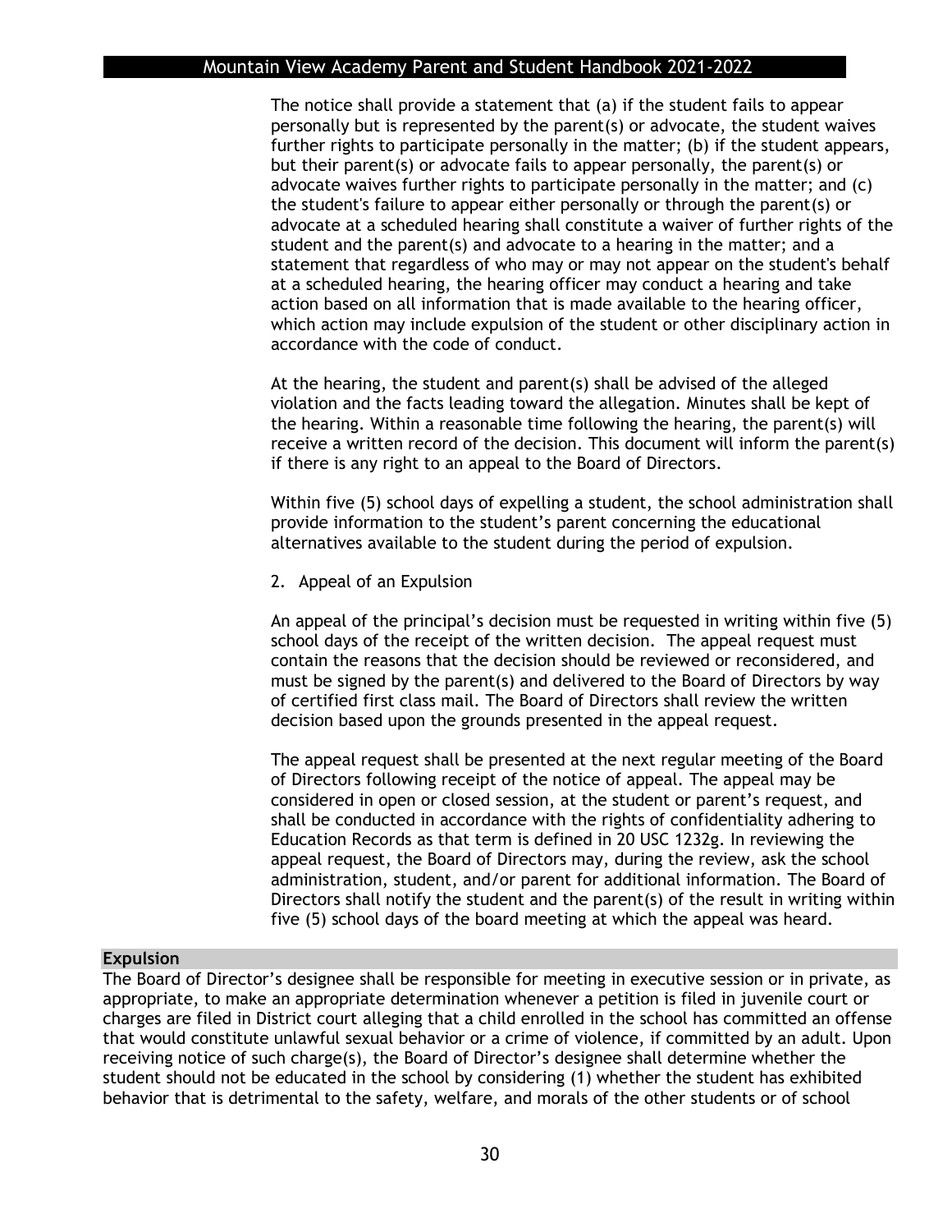The notice shall provide a statement that (a) if the student fails to appear personally but is represented by the parent(s) or advocate, the student waives further rights to participate personally in the matter; (b) if the student appears, but their parent(s) or advocate fails to appear personally, the parent(s) or advocate waives further rights to participate personally in the matter; and (c) the student's failure to appear either personally or through the parent(s) or advocate at a scheduled hearing shall constitute a waiver of further rights of the student and the parent(s) and advocate to a hearing in the matter; and a statement that regardless of who may or may not appear on the student's behalf at a scheduled hearing, the hearing officer may conduct a hearing and take action based on all information that is made available to the hearing officer, which action may include expulsion of the student or other disciplinary action in accordance with the code of conduct.

At the hearing, the student and parent(s) shall be advised of the alleged violation and the facts leading toward the allegation. Minutes shall be kept of the hearing. Within a reasonable time following the hearing, the parent(s) will receive a written record of the decision. This document will inform the parent(s) if there is any right to an appeal to the Board of Directors.

Within five (5) school days of expelling a student, the school administration shall provide information to the student's parent concerning the educational alternatives available to the student during the period of expulsion.

2. Appeal of an Expulsion

An appeal of the principal's decision must be requested in writing within five (5) school days of the receipt of the written decision. The appeal request must contain the reasons that the decision should be reviewed or reconsidered, and must be signed by the parent(s) and delivered to the Board of Directors by way of certified first class mail. The Board of Directors shall review the written decision based upon the grounds presented in the appeal request.

The appeal request shall be presented at the next regular meeting of the Board of Directors following receipt of the notice of appeal. The appeal may be considered in open or closed session, at the student or parent's request, and shall be conducted in accordance with the rights of confidentiality adhering to Education Records as that term is defined in 20 USC 1232g. In reviewing the appeal request, the Board of Directors may, during the review, ask the school administration, student, and/or parent for additional information. The Board of Directors shall notify the student and the parent(s) of the result in writing within five (5) school days of the board meeting at which the appeal was heard.

## Expulsion

The Board of Director's designee shall be responsible for meeting in executive session or in private, as appropriate, to make an appropriate determination whenever a petition is filed in juvenile court or charges are filed in District court alleging that a child enrolled in the school has committed an offense that would constitute unlawful sexual behavior or a crime of violence, if committed by an adult. Upon receiving notice of such charge(s), the Board of Director's designee shall determine whether the student should not be educated in the school by considering (1) whether the student has exhibited behavior that is detrimental to the safety, welfare, and morals of the other students or of school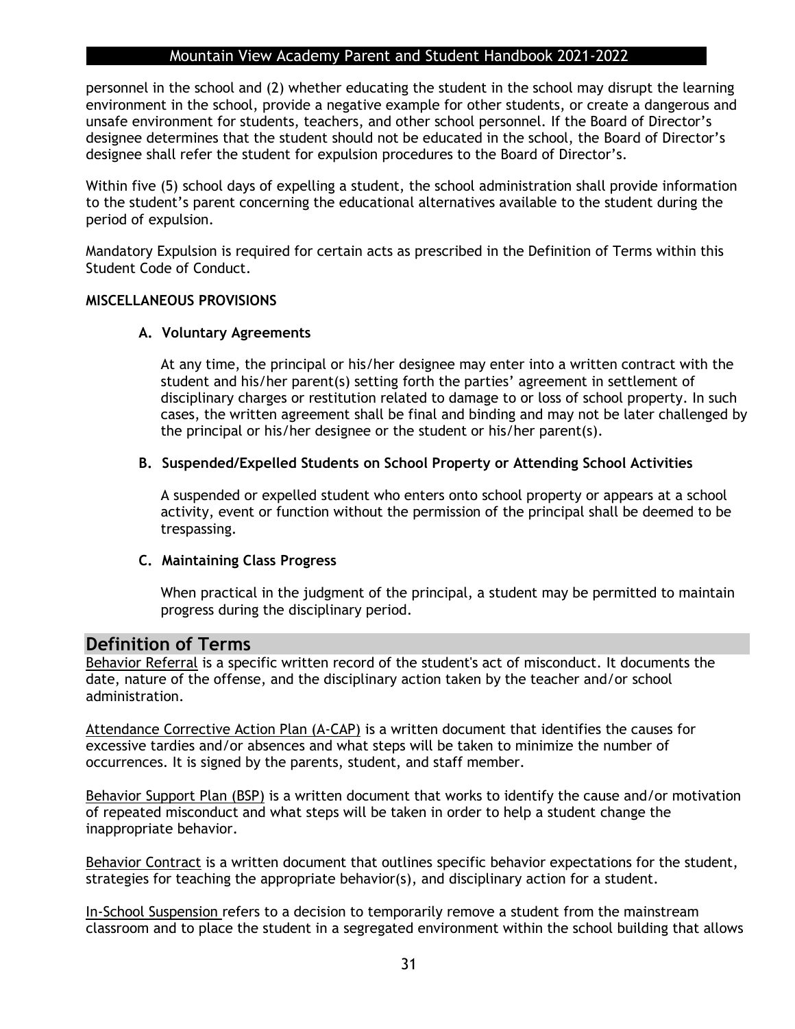personnel in the school and (2) whether educating the student in the school may disrupt the learning environment in the school, provide a negative example for other students, or create a dangerous and unsafe environment for students, teachers, and other school personnel. If the Board of Director's designee determines that the student should not be educated in the school, the Board of Director's designee shall refer the student for expulsion procedures to the Board of Director's.

Within five (5) school days of expelling a student, the school administration shall provide information to the student's parent concerning the educational alternatives available to the student during the period of expulsion.

Mandatory Expulsion is required for certain acts as prescribed in the Definition of Terms within this Student Code of Conduct.

**MISCELLANEOUS PROVISIONS**

**A. Voluntary Agreements**

At any time, the principal or his/her designee may enter into a written contract with the student and his/her parent(s) setting forth the parties' agreement in settlement of disciplinary charges or restitution related to damage to or loss of school property. In such cases, the written agreement shall be final and binding and may not be later challenged by the principal or his/her designee or the student or his/her parent(s).

**B. Suspended/Expelled Students on School Property or Attending School Activities**

A suspended or expelled student who enters onto school property or appears at a school activity, event or function without the permission of the principal shall be deemed to be trespassing.

**C. Maintaining Class Progress**

When practical in the judgment of the principal, a student may be permitted to maintain progress during the disciplinary period.

## Definition of Terms

Behavior Referral is a specific written record of the student's act of misconduct. It documents the date, nature of the offense, and the disciplinary action taken by the teacher and/or school administration.

Attendance Corrective Action Plan (A-CAP) is a written document that identifies the causes for excessive tardies and/or absences and what steps will be taken to minimize the number of occurrences. It is signed by the parents, student, and staff member.

Behavior Support Plan (BSP) is a written document that works to identify the cause and/or motivation of repeated misconduct and what steps will be taken in order to help a student change the inappropriate behavior.

Behavior Contract is a written document that outlines specific behavior expectations for the student, strategies for teaching the appropriate behavior(s), and disciplinary action for a student.

In-School Suspension refers to a decision to temporarily remove a student from the mainstream classroom and to place the student in a segregated environment within the school building that allows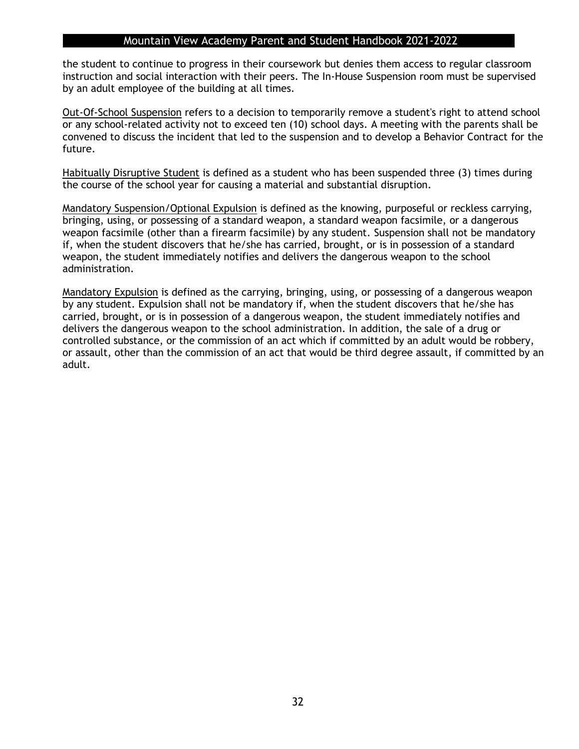the student to continue to progress in their coursework but denies them access to regular classroom instruction and social interaction with their peers. The In-House Suspension room must be supervised by an adult employee of the building at all times.

<u>Out-Of-School Suspension</u> refers to a decision to temporarily remove a student's right to attend school or any school-related activity not to exceed ten (10) school days. A meeting with the parents shall be convened to discuss the incident that led to the suspension and to develop a Behavior Contract for the future.

<u>Habitually Disruptive Student</u> is defined as a student who has been suspended three (3) times during the course of the school year for causing a material and substantial disruption.

<u>Mandatory Suspension/Optional Expulsion</u> is defined as the knowing, purposeful or reckless carrying, bringing, using, or possessing of a standard weapon, a standard weapon facsimile, or a dangerous weapon facsimile (other than a firearm facsimile) by any student. Suspension shall not be mandatory if, when the student discovers that he/she has carried, brought, or is in possession of a standard weapon, the student immediately notifies and delivers the dangerous weapon to the school administration.

<u>Mandatory Expulsion</u> is defined as the carrying, bringing, using, or possessing of a dangerous weapon by any student. Expulsion shall not be mandatory if, when the student discovers that he/she has carried, brought, or is in possession of a dangerous weapon, the student immediately notifies and delivers the dangerous weapon to the school administration. In addition, the sale of a drug or controlled substance, or the commission of an act which if committed by an adult would be robbery, or assault, other than the commission of an act that would be third degree assault, if committed by an adult.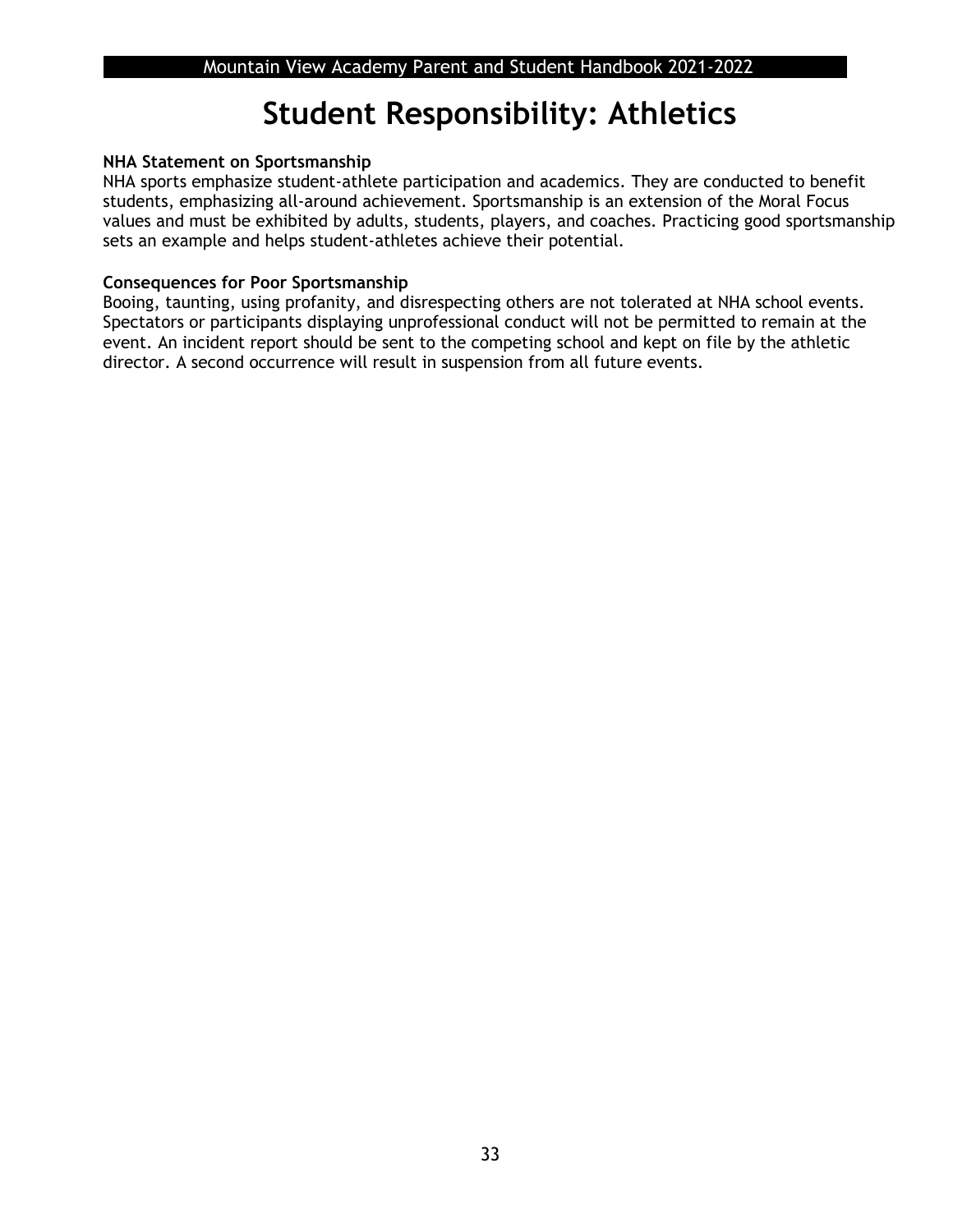# Student Responsibility: Athletics

**NHA Statement on Sportsmanship**

NHA sports emphasize student-athlete participation and academics. They are conducted to benefit students, emphasizing all-around achievement. Sportsmanship is an extension of the Moral Focus values and must be exhibited by adults, students, players, and coaches. Practicing good sportsmanship sets an example and helps student-athletes achieve their potential.

**Consequences for Poor Sportsmanship**

Booing, taunting, using profanity, and disrespecting others are not tolerated at NHA school events. Spectators or participants displaying unprofessional conduct will not be permitted to remain at the event. An incident report should be sent to the competing school and kept on file by the athletic director. A second occurrence will result in suspension from all future events.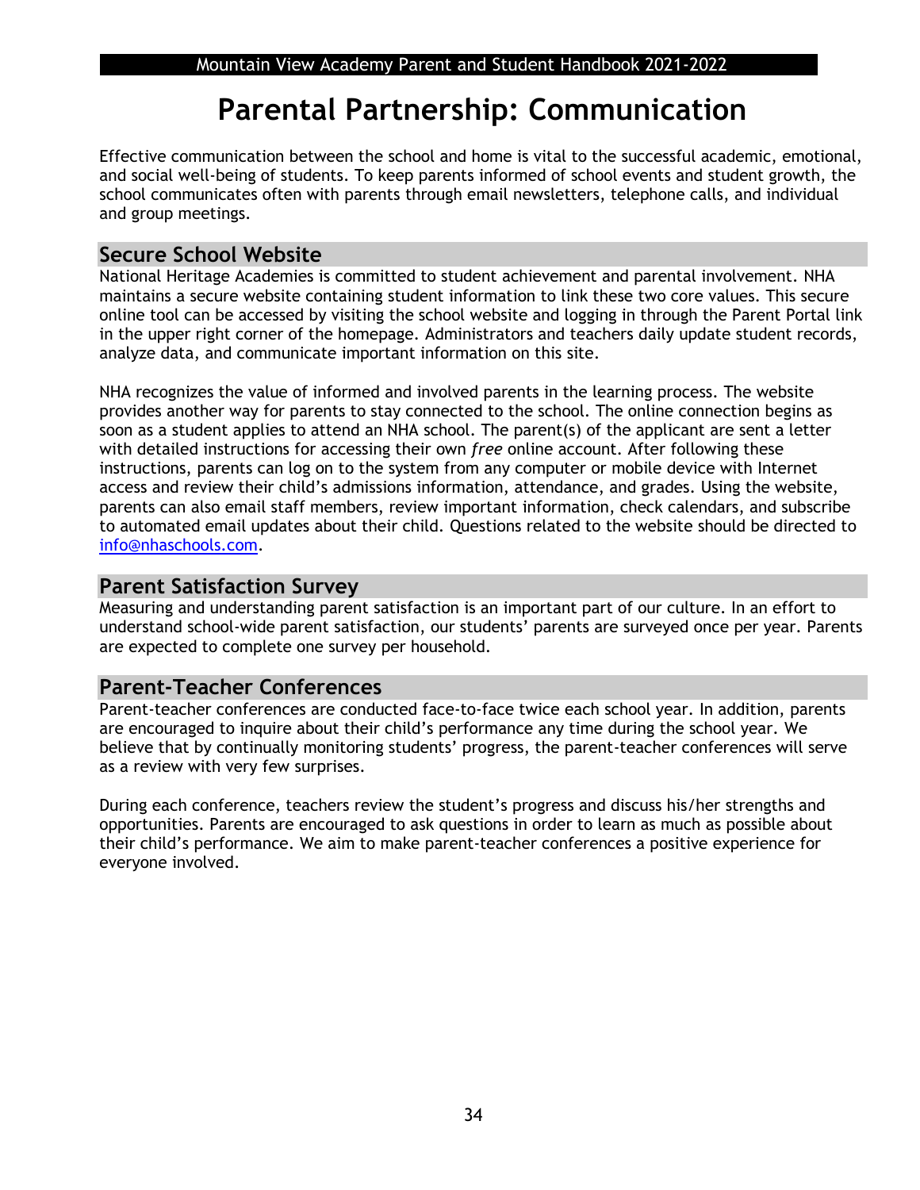# Parental Partnership: Communication

Effective communication between the school and home is vital to the successful academic, emotional, and social well-being of students. To keep parents informed of school events and student growth, the school communicates often with parents through email newsletters, telephone calls, and individual and group meetings.

## Secure School Website

National Heritage Academies is committed to student achievement and parental involvement. NHA maintains a secure website containing student information to link these two core values. This secure online tool can be accessed by visiting the school website and logging in through the Parent Portal link in the upper right corner of the homepage. Administrators and teachers daily update student records, analyze data, and communicate important information on this site.

NHA recognizes the value of informed and involved parents in the learning process. The website provides another way for parents to stay connected to the school. The online connection begins as soon as a student applies to attend an NHA school. The parent(s) of the applicant are sent a letter with detailed instructions for accessing their own *free* online account. After following these instructions, parents can log on to the system from any computer or mobile device with Internet access and review their child's admissions information, attendance, and grades. Using the website, parents can also email staff members, review important information, check calendars, and subscribe to automated email updates about their child. Questions related to the website should be directed to info@nhaschools.com.

## Parent Satisfaction Survey

Measuring and understanding parent satisfaction is an important part of our culture. In an effort to understand school-wide parent satisfaction, our students' parents are surveyed once per year. Parents are expected to complete one survey per household.

## Parent-Teacher Conferences

Parent-teacher conferences are conducted face-to-face twice each school year. In addition, parents are encouraged to inquire about their child's performance any time during the school year. We believe that by continually monitoring students' progress, the parent-teacher conferences will serve as a review with very few surprises.

During each conference, teachers review the student's progress and discuss his/her strengths and opportunities. Parents are encouraged to ask questions in order to learn as much as possible about their child's performance. We aim to make parent-teacher conferences a positive experience for everyone involved.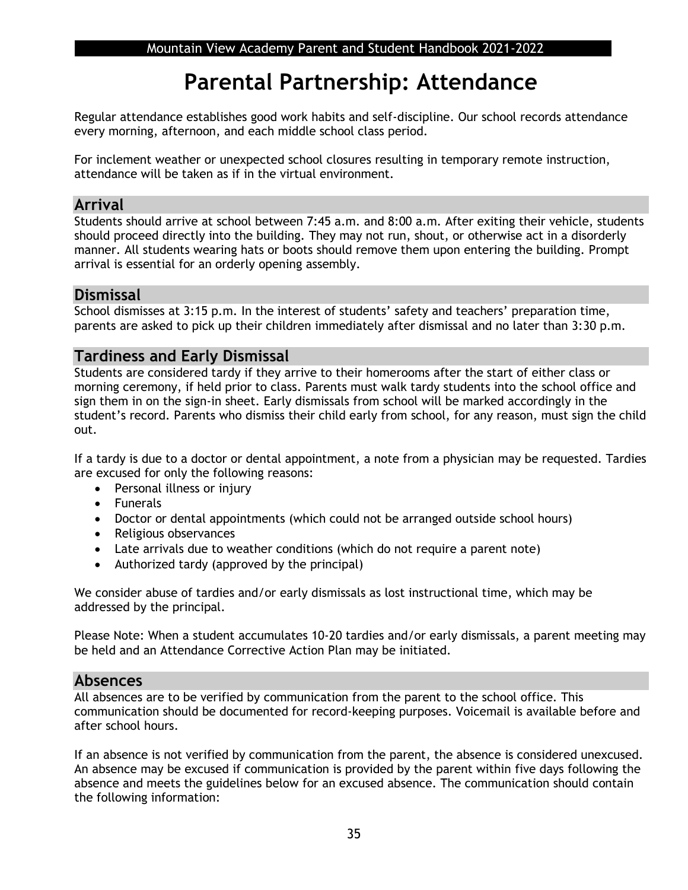# Parental Partnership: Attendance

Regular attendance establishes good work habits and self-discipline. Our school records attendance every morning, afternoon, and each middle school class period.

For inclement weather or unexpected school closures resulting in temporary remote instruction, attendance will be taken as if in the virtual environment.

## Arrival

Students should arrive at school between 7:45 a.m. and 8:00 a.m. After exiting their vehicle, students should proceed directly into the building. They may not run, shout, or otherwise act in a disorderly manner. All students wearing hats or boots should remove them upon entering the building. Prompt arrival is essential for an orderly opening assembly.

## Dismissal

School dismisses at 3:15 p.m. In the interest of students' safety and teachers' preparation time, parents are asked to pick up their children immediately after dismissal and no later than 3:30 p.m.

## Tardiness and Early Dismissal

Students are considered tardy if they arrive to their homerooms after the start of either class or morning ceremony, if held prior to class. Parents must walk tardy students into the school office and sign them in on the sign-in sheet. Early dismissals from school will be marked accordingly in the student's record. Parents who dismiss their child early from school, for any reason, must sign the child out.

If a tardy is due to a doctor or dental appointment, a note from a physician may be requested. Tardies are excused for only the following reasons:

- Personal illness or injury
- Funerals
- Doctor or dental appointments (which could not be arranged outside school hours)
- Religious observances
- Late arrivals due to weather conditions (which do not require a parent note)
- Authorized tardy (approved by the principal)

We consider abuse of tardies and/or early dismissals as lost instructional time, which may be addressed by the principal.

Please Note: When a student accumulates 10-20 tardies and/or early dismissals, a parent meeting may be held and an Attendance Corrective Action Plan may be initiated.

## Absences

All absences are to be verified by communication from the parent to the school office. This communication should be documented for record-keeping purposes. Voicemail is available before and after school hours.

If an absence is not verified by communication from the parent, the absence is considered unexcused. An absence may be excused if communication is provided by the parent within five days following the absence and meets the guidelines below for an excused absence. The communication should contain the following information: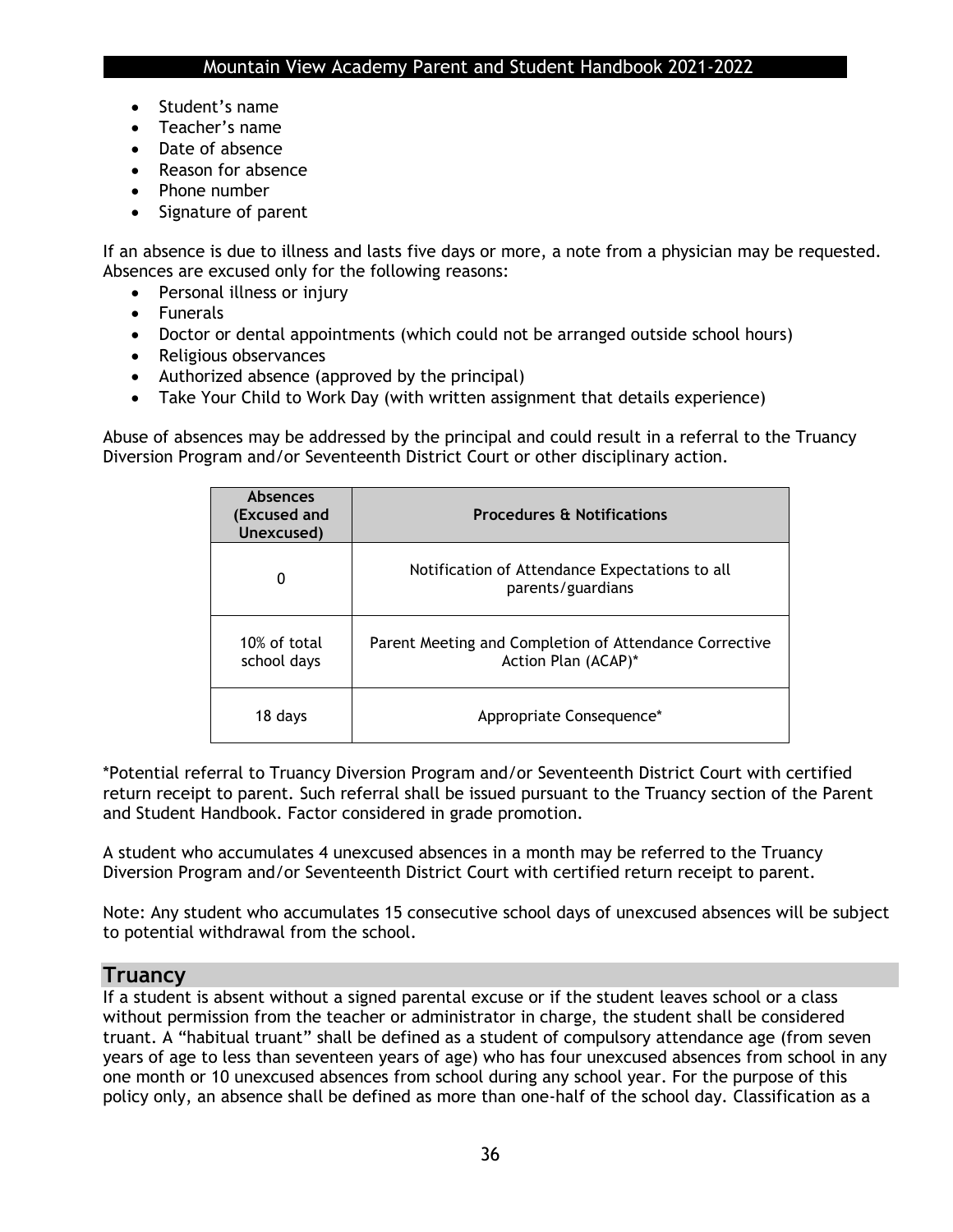- Student's name
- Teacher's name
- Date of absence
- Reason for absence
- Phone number
- Signature of parent

If an absence is due to illness and lasts five days or more, a note from a physician may be requested. Absences are excused only for the following reasons:

- Personal illness or injury
- Funerals
- Doctor or dental appointments (which could not be arranged outside school hours)
- Religious observances
- Authorized absence (approved by the principal)
- Take Your Child to Work Day (with written assignment that details experience)

Abuse of absences may be addressed by the principal and could result in a referral to the Truancy Diversion Program and/or Seventeenth District Court or other disciplinary action.

| Absences (Excused and Unexcused) | Procedures & Notifications |
|---|---|
| 0 | Notification of Attendance Expectations to all parents/guardians |
| 10% of total school days | Parent Meeting and Completion of Attendance Corrective Action Plan (ACAP)* |
| 18 days | Appropriate Consequence* |

*Potential referral to Truancy Diversion Program and/or Seventeenth District Court with certified return receipt to parent. Such referral shall be issued pursuant to the Truancy section of the Parent and Student Handbook. Factor considered in grade promotion.

A student who accumulates 4 unexcused absences in a month may be referred to the Truancy Diversion Program and/or Seventeenth District Court with certified return receipt to parent.

Note: Any student who accumulates 15 consecutive school days of unexcused absences will be subject to potential withdrawal from the school.

## Truancy

If a student is absent without a signed parental excuse or if the student leaves school or a class without permission from the teacher or administrator in charge, the student shall be considered truant. A "habitual truant" shall be defined as a student of compulsory attendance age (from seven years of age to less than seventeen years of age) who has four unexcused absences from school in any one month or 10 unexcused absences from school during any school year. For the purpose of this policy only, an absence shall be defined as more than one-half of the school day. Classification as a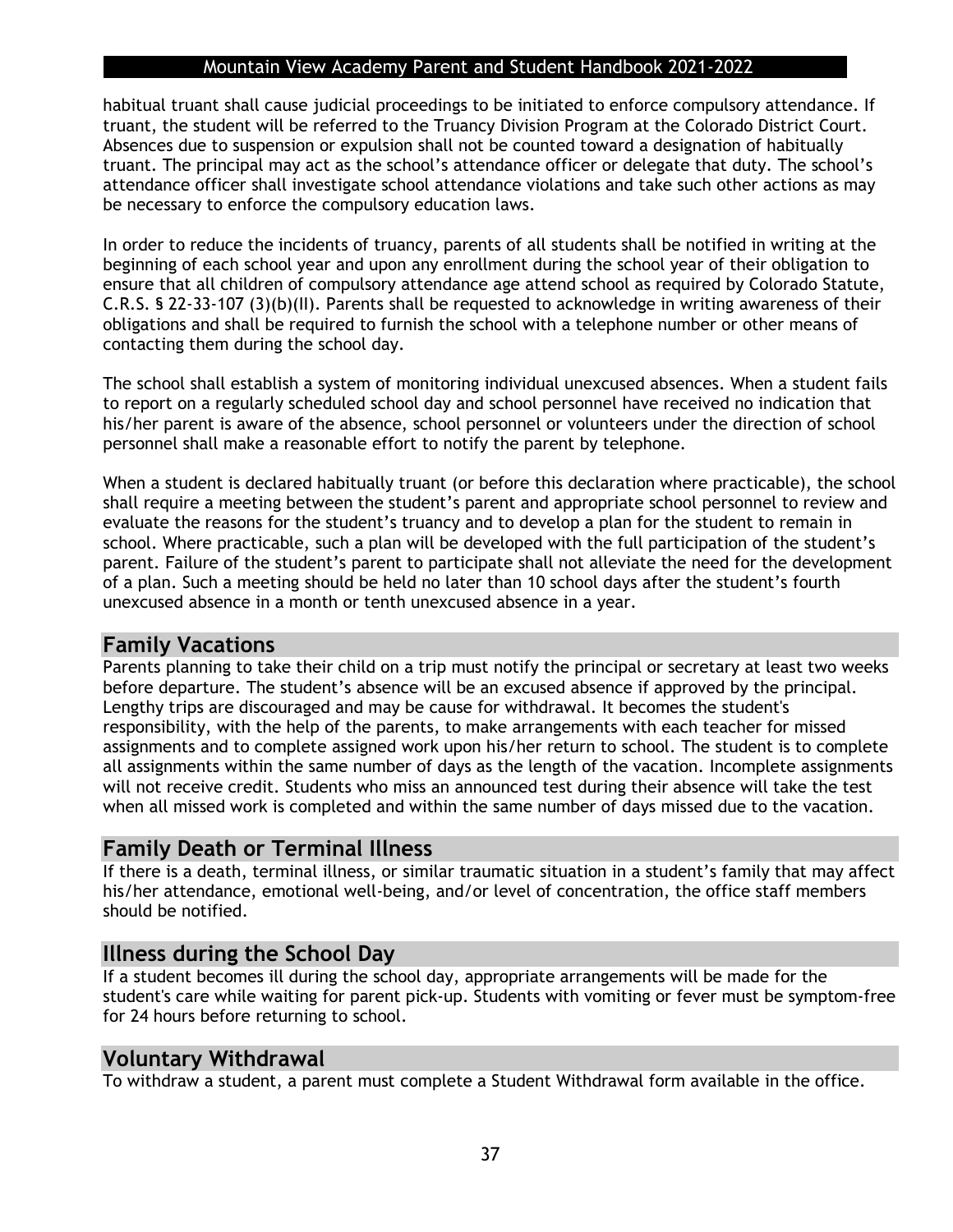habitual truant shall cause judicial proceedings to be initiated to enforce compulsory attendance. If truant, the student will be referred to the Truancy Division Program at the Colorado District Court. Absences due to suspension or expulsion shall not be counted toward a designation of habitually truant. The principal may act as the school's attendance officer or delegate that duty. The school's attendance officer shall investigate school attendance violations and take such other actions as may be necessary to enforce the compulsory education laws.

In order to reduce the incidents of truancy, parents of all students shall be notified in writing at the beginning of each school year and upon any enrollment during the school year of their obligation to ensure that all children of compulsory attendance age attend school as required by Colorado Statute, C.R.S. § 22-33-107 (3)(b)(II). Parents shall be requested to acknowledge in writing awareness of their obligations and shall be required to furnish the school with a telephone number or other means of contacting them during the school day.

The school shall establish a system of monitoring individual unexcused absences. When a student fails to report on a regularly scheduled school day and school personnel have received no indication that his/her parent is aware of the absence, school personnel or volunteers under the direction of school personnel shall make a reasonable effort to notify the parent by telephone.

When a student is declared habitually truant (or before this declaration where practicable), the school shall require a meeting between the student's parent and appropriate school personnel to review and evaluate the reasons for the student's truancy and to develop a plan for the student to remain in school. Where practicable, such a plan will be developed with the full participation of the student's parent. Failure of the student's parent to participate shall not alleviate the need for the development of a plan. Such a meeting should be held no later than 10 school days after the student's fourth unexcused absence in a month or tenth unexcused absence in a year.

## Family Vacations

Parents planning to take their child on a trip must notify the principal or secretary at least two weeks before departure. The student's absence will be an excused absence if approved by the principal. Lengthy trips are discouraged and may be cause for withdrawal. It becomes the student's responsibility, with the help of the parents, to make arrangements with each teacher for missed assignments and to complete assigned work upon his/her return to school. The student is to complete all assignments within the same number of days as the length of the vacation. Incomplete assignments will not receive credit. Students who miss an announced test during their absence will take the test when all missed work is completed and within the same number of days missed due to the vacation.

## Family Death or Terminal Illness

If there is a death, terminal illness, or similar traumatic situation in a student's family that may affect his/her attendance, emotional well-being, and/or level of concentration, the office staff members should be notified.

## Illness during the School Day

If a student becomes ill during the school day, appropriate arrangements will be made for the student's care while waiting for parent pick-up. Students with vomiting or fever must be symptom-free for 24 hours before returning to school.

## Voluntary Withdrawal

To withdraw a student, a parent must complete a Student Withdrawal form available in the office.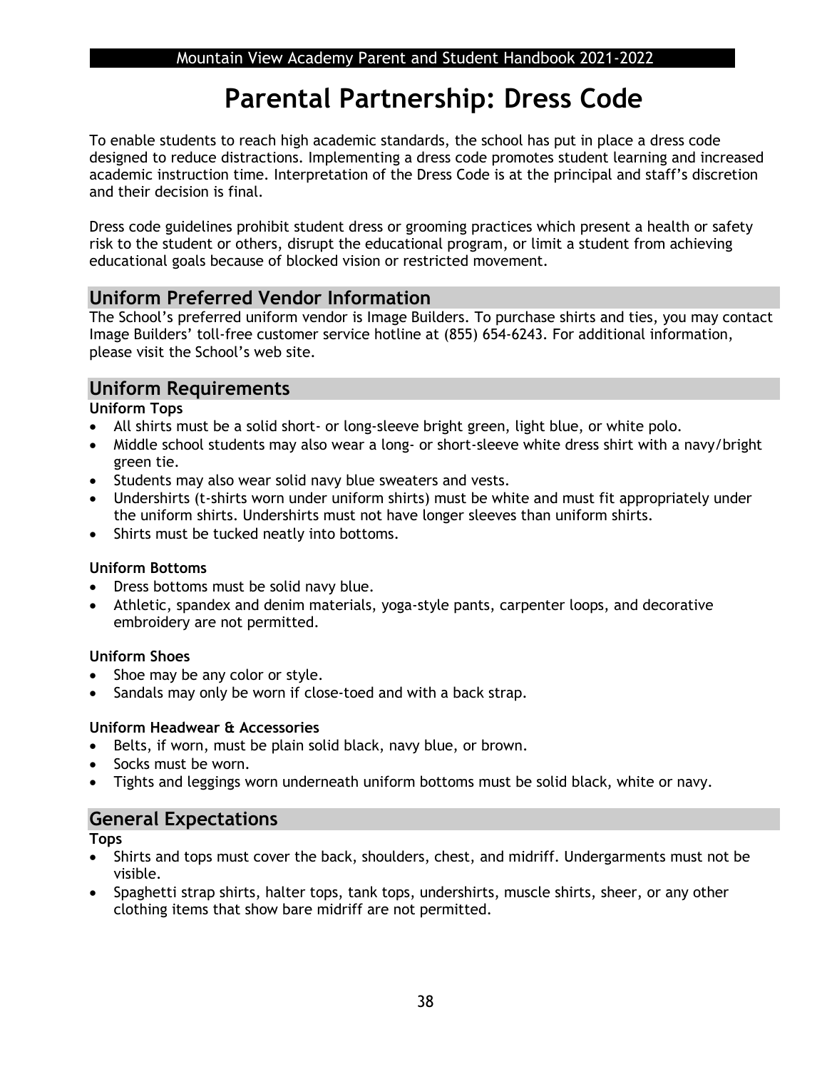# Parental Partnership: Dress Code

To enable students to reach high academic standards, the school has put in place a dress code designed to reduce distractions. Implementing a dress code promotes student learning and increased academic instruction time. Interpretation of the Dress Code is at the principal and staff's discretion and their decision is final.

Dress code guidelines prohibit student dress or grooming practices which present a health or safety risk to the student or others, disrupt the educational program, or limit a student from achieving educational goals because of blocked vision or restricted movement.

## Uniform Preferred Vendor Information

The School's preferred uniform vendor is Image Builders. To purchase shirts and ties, you may contact Image Builders' toll-free customer service hotline at (855) 654-6243. For additional information, please visit the School's web site.

## Uniform Requirements

**Uniform Tops**

- All shirts must be a solid short- or long-sleeve bright green, light blue, or white polo.
- Middle school students may also wear a long- or short-sleeve white dress shirt with a navy/bright green tie.
- Students may also wear solid navy blue sweaters and vests.
- Undershirts (t-shirts worn under uniform shirts) must be white and must fit appropriately under the uniform shirts. Undershirts must not have longer sleeves than uniform shirts.
- Shirts must be tucked neatly into bottoms.

**Uniform Bottoms**

- Dress bottoms must be solid navy blue.
- Athletic, spandex and denim materials, yoga-style pants, carpenter loops, and decorative embroidery are not permitted.

**Uniform Shoes**

- Shoe may be any color or style.
- Sandals may only be worn if close-toed and with a back strap.

**Uniform Headwear & Accessories**

- Belts, if worn, must be plain solid black, navy blue, or brown.
- Socks must be worn.
- Tights and leggings worn underneath uniform bottoms must be solid black, white or navy.

## General Expectations

**Tops**

- Shirts and tops must cover the back, shoulders, chest, and midriff. Undergarments must not be visible.
- Spaghetti strap shirts, halter tops, tank tops, undershirts, muscle shirts, sheer, or any other clothing items that show bare midriff are not permitted.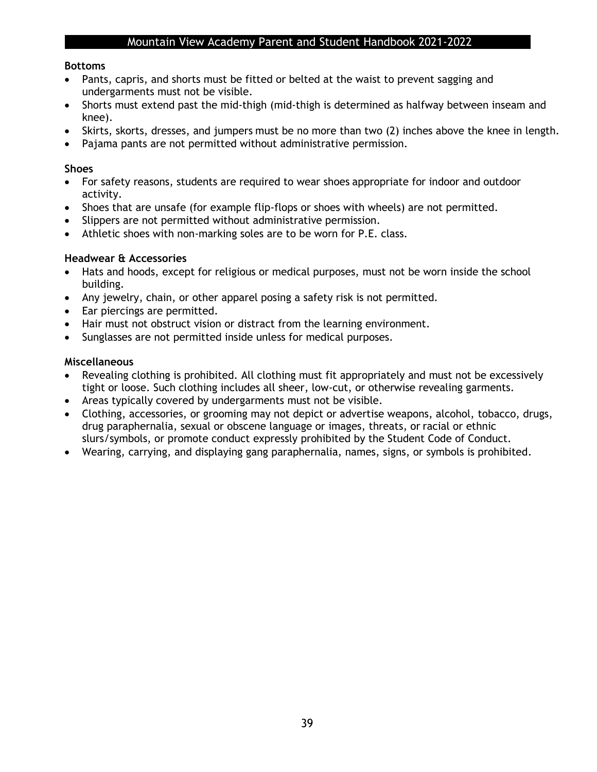**Bottoms**

- Pants, capris, and shorts must be fitted or belted at the waist to prevent sagging and undergarments must not be visible.
- Shorts must extend past the mid-thigh (mid-thigh is determined as halfway between inseam and knee).
- Skirts, skorts, dresses, and jumpers must be no more than two (2) inches above the knee in length.
- Pajama pants are not permitted without administrative permission.

**Shoes**

- For safety reasons, students are required to wear shoes appropriate for indoor and outdoor activity.
- Shoes that are unsafe (for example flip-flops or shoes with wheels) are not permitted.
- Slippers are not permitted without administrative permission.
- Athletic shoes with non-marking soles are to be worn for P.E. class.

**Headwear & Accessories**

- Hats and hoods, except for religious or medical purposes, must not be worn inside the school building.
- Any jewelry, chain, or other apparel posing a safety risk is not permitted.
- Ear piercings are permitted.
- Hair must not obstruct vision or distract from the learning environment.
- Sunglasses are not permitted inside unless for medical purposes.

**Miscellaneous**

- Revealing clothing is prohibited. All clothing must fit appropriately and must not be excessively tight or loose. Such clothing includes all sheer, low-cut, or otherwise revealing garments.
- Areas typically covered by undergarments must not be visible.
- Clothing, accessories, or grooming may not depict or advertise weapons, alcohol, tobacco, drugs, drug paraphernalia, sexual or obscene language or images, threats, or racial or ethnic slurs/symbols, or promote conduct expressly prohibited by the Student Code of Conduct.
- Wearing, carrying, and displaying gang paraphernalia, names, signs, or symbols is prohibited.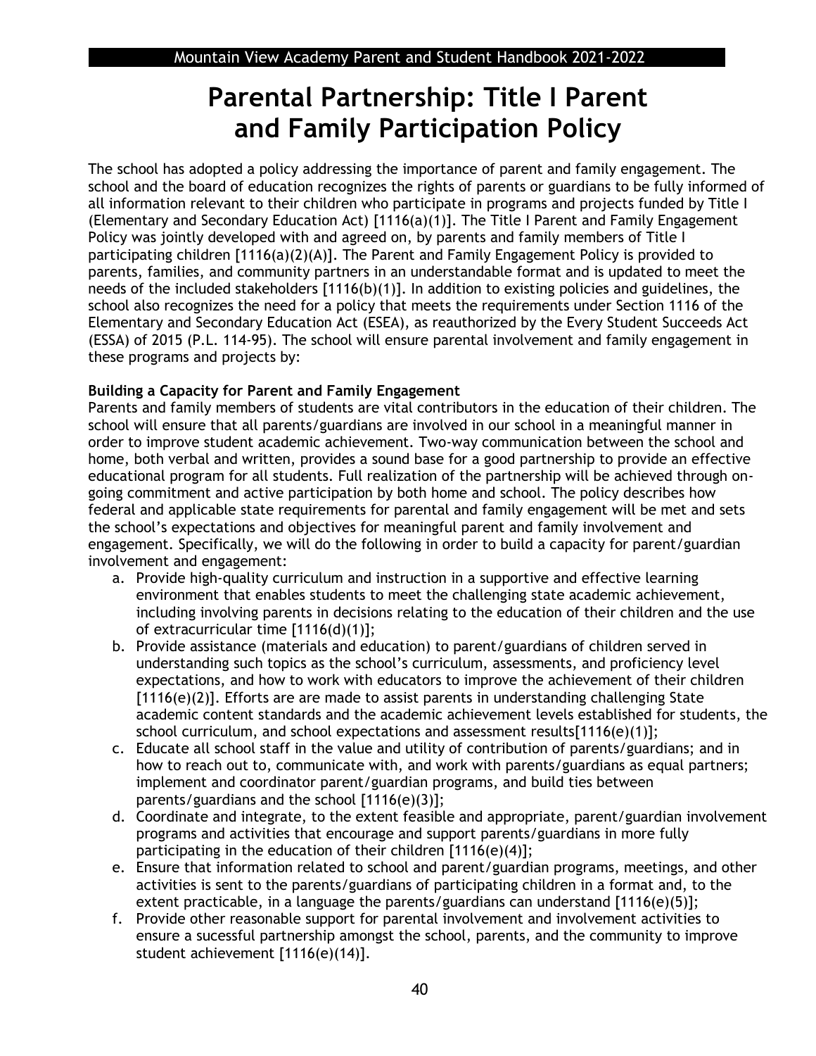# Parental Partnership: Title I Parent and Family Participation Policy

The school has adopted a policy addressing the importance of parent and family engagement. The school and the board of education recognizes the rights of parents or guardians to be fully informed of all information relevant to their children who participate in programs and projects funded by Title I (Elementary and Secondary Education Act) [1116(a)(1)]. The Title I Parent and Family Engagement Policy was jointly developed with and agreed on, by parents and family members of Title I participating children [1116(a)(2)(A)]. The Parent and Family Engagement Policy is provided to parents, families, and community partners in an understandable format and is updated to meet the needs of the included stakeholders [1116(b)(1)]. In addition to existing policies and guidelines, the school also recognizes the need for a policy that meets the requirements under Section 1116 of the Elementary and Secondary Education Act (ESEA), as reauthorized by the Every Student Succeeds Act (ESSA) of 2015 (P.L. 114-95). The school will ensure parental involvement and family engagement in these programs and projects by:

**Building a Capacity for Parent and Family Engagement**

Parents and family members of students are vital contributors in the education of their children. The school will ensure that all parents/guardians are involved in our school in a meaningful manner in order to improve student academic achievement. Two-way communication between the school and home, both verbal and written, provides a sound base for a good partnership to provide an effective educational program for all students. Full realization of the partnership will be achieved through on-going commitment and active participation by both home and school. The policy describes how federal and applicable state requirements for parental and family engagement will be met and sets the school's expectations and objectives for meaningful parent and family involvement and engagement. Specifically, we will do the following in order to build a capacity for parent/guardian involvement and engagement:

a. Provide high-quality curriculum and instruction in a supportive and effective learning environment that enables students to meet the challenging state academic achievement, including involving parents in decisions relating to the education of their children and the use of extracurricular time [1116(d)(1)];
b. Provide assistance (materials and education) to parent/guardians of children served in understanding such topics as the school's curriculum, assessments, and proficiency level expectations, and how to work with educators to improve the achievement of their children [1116(e)(2)]. Efforts are are made to assist parents in understanding challenging State academic content standards and the academic achievement levels established for students, the school curriculum, and school expectations and assessment results[1116(e)(1)];
c. Educate all school staff in the value and utility of contribution of parents/guardians; and in how to reach out to, communicate with, and work with parents/guardians as equal partners; implement and coordinator parent/guardian programs, and build ties between parents/guardians and the school [1116(e)(3)];
d. Coordinate and integrate, to the extent feasible and appropriate, parent/guardian involvement programs and activities that encourage and support parents/guardians in more fully participating in the education of their children [1116(e)(4)];
e. Ensure that information related to school and parent/guardian programs, meetings, and other activities is sent to the parents/guardians of participating children in a format and, to the extent practicable, in a language the parents/guardians can understand [1116(e)(5)];
f. Provide other reasonable support for parental involvement and involvement activities to ensure a sucessful partnership amongst the school, parents, and the community to improve student achievement [1116(e)(14)].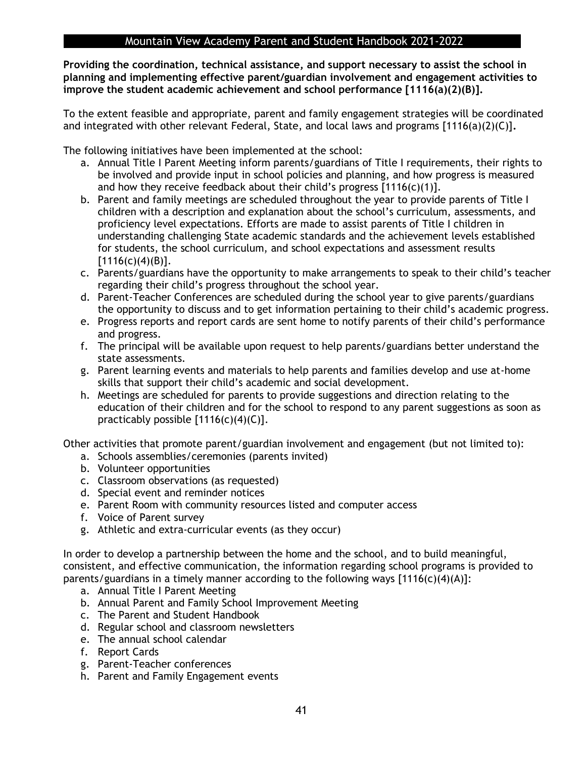**Providing the coordination, technical assistance, and support necessary to assist the school in planning and implementing effective parent/guardian involvement and engagement activities to improve the student academic achievement and school performance [1116(a)(2)(B)].**

To the extent feasible and appropriate, parent and family engagement strategies will be coordinated and integrated with other relevant Federal, State, and local laws and programs [1116(a)(2)(C)].

The following initiatives have been implemented at the school:

a. Annual Title I Parent Meeting inform parents/guardians of Title I requirements, their rights to be involved and provide input in school policies and planning, and how progress is measured and how they receive feedback about their child's progress [1116(c)(1)].
b. Parent and family meetings are scheduled throughout the year to provide parents of Title I children with a description and explanation about the school's curriculum, assessments, and proficiency level expectations. Efforts are made to assist parents of Title I children in understanding challenging State academic standards and the achievement levels established for students, the school curriculum, and school expectations and assessment results [1116(c)(4)(B)].
c. Parents/guardians have the opportunity to make arrangements to speak to their child's teacher regarding their child's progress throughout the school year.
d. Parent-Teacher Conferences are scheduled during the school year to give parents/guardians the opportunity to discuss and to get information pertaining to their child's academic progress.
e. Progress reports and report cards are sent home to notify parents of their child's performance and progress.
f. The principal will be available upon request to help parents/guardians better understand the state assessments.
g. Parent learning events and materials to help parents and families develop and use at-home skills that support their child's academic and social development.
h. Meetings are scheduled for parents to provide suggestions and direction relating to the education of their children and for the school to respond to any parent suggestions as soon as practicably possible [1116(c)(4)(C)].

Other activities that promote parent/guardian involvement and engagement (but not limited to):

a. Schools assemblies/ceremonies (parents invited)
b. Volunteer opportunities
c. Classroom observations (as requested)
d. Special event and reminder notices
e. Parent Room with community resources listed and computer access
f. Voice of Parent survey
g. Athletic and extra-curricular events (as they occur)

In order to develop a partnership between the home and the school, and to build meaningful, consistent, and effective communication, the information regarding school programs is provided to parents/guardians in a timely manner according to the following ways [1116(c)(4)(A)]:

a. Annual Title I Parent Meeting
b. Annual Parent and Family School Improvement Meeting
c. The Parent and Student Handbook
d. Regular school and classroom newsletters
e. The annual school calendar
f. Report Cards
g. Parent-Teacher conferences
h. Parent and Family Engagement events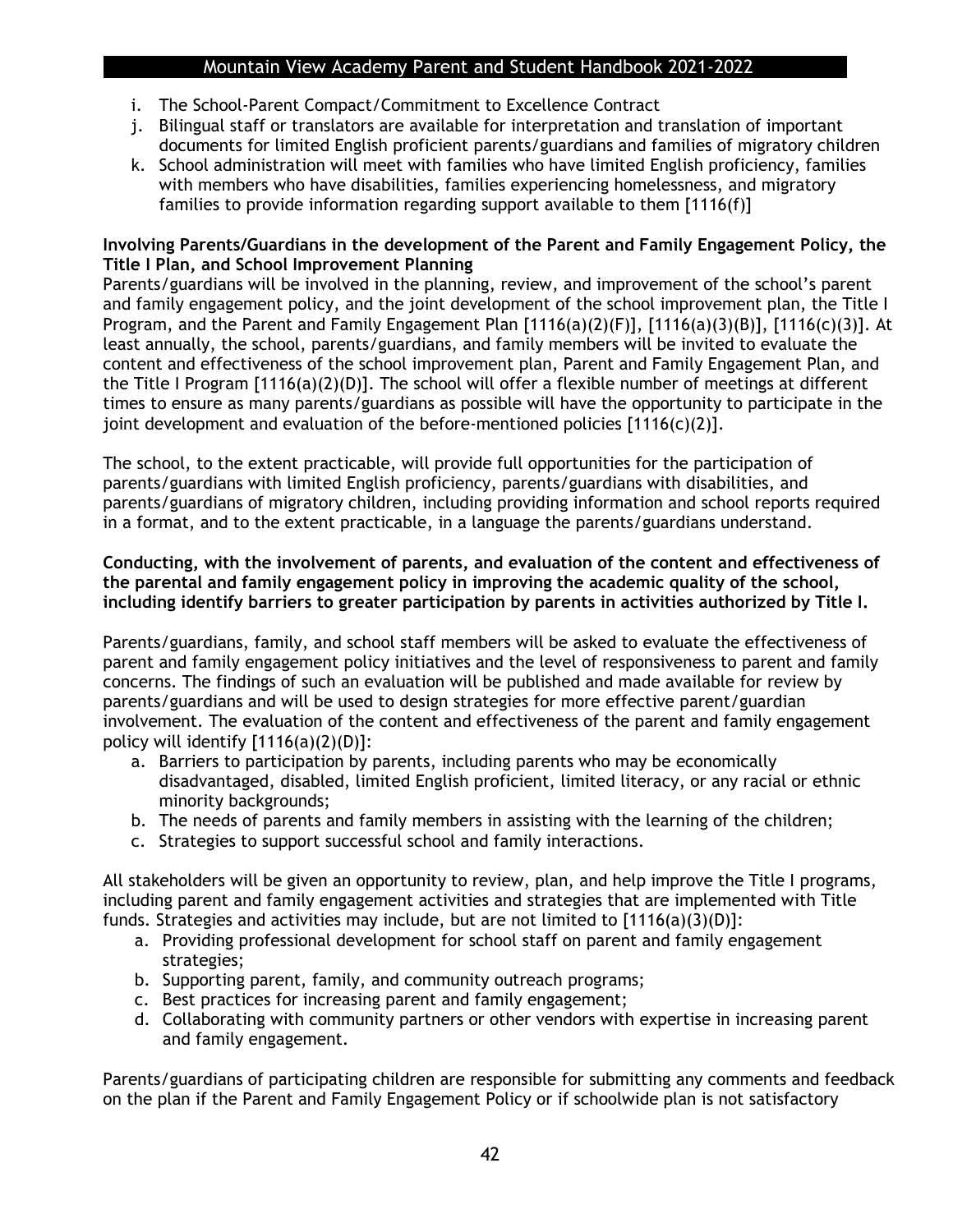i. The School-Parent Compact/Commitment to Excellence Contract
j. Bilingual staff or translators are available for interpretation and translation of important documents for limited English proficient parents/guardians and families of migratory children
k. School administration will meet with families who have limited English proficiency, families with members who have disabilities, families experiencing homelessness, and migratory families to provide information regarding support available to them [1116(f)]

**Involving Parents/Guardians in the development of the Parent and Family Engagement Policy, the Title I Plan, and School Improvement Planning**

Parents/guardians will be involved in the planning, review, and improvement of the school's parent and family engagement policy, and the joint development of the school improvement plan, the Title I Program, and the Parent and Family Engagement Plan [1116(a)(2)(F)], [1116(a)(3)(B)], [1116(c)(3)]. At least annually, the school, parents/guardians, and family members will be invited to evaluate the content and effectiveness of the school improvement plan, Parent and Family Engagement Plan, and the Title I Program [1116(a)(2)(D)]. The school will offer a flexible number of meetings at different times to ensure as many parents/guardians as possible will have the opportunity to participate in the joint development and evaluation of the before-mentioned policies [1116(c)(2)].

The school, to the extent practicable, will provide full opportunities for the participation of parents/guardians with limited English proficiency, parents/guardians with disabilities, and parents/guardians of migratory children, including providing information and school reports required in a format, and to the extent practicable, in a language the parents/guardians understand.

**Conducting, with the involvement of parents, and evaluation of the content and effectiveness of the parental and family engagement policy in improving the academic quality of the school, including identify barriers to greater participation by parents in activities authorized by Title I.**

Parents/guardians, family, and school staff members will be asked to evaluate the effectiveness of parent and family engagement policy initiatives and the level of responsiveness to parent and family concerns. The findings of such an evaluation will be published and made available for review by parents/guardians and will be used to design strategies for more effective parent/guardian involvement. The evaluation of the content and effectiveness of the parent and family engagement policy will identify [1116(a)(2)(D)]:

a. Barriers to participation by parents, including parents who may be economically disadvantaged, disabled, limited English proficient, limited literacy, or any racial or ethnic minority backgrounds;
b. The needs of parents and family members in assisting with the learning of the children;
c. Strategies to support successful school and family interactions.

All stakeholders will be given an opportunity to review, plan, and help improve the Title I programs, including parent and family engagement activities and strategies that are implemented with Title funds. Strategies and activities may include, but are not limited to [1116(a)(3)(D)]:

a. Providing professional development for school staff on parent and family engagement strategies;
b. Supporting parent, family, and community outreach programs;
c. Best practices for increasing parent and family engagement;
d. Collaborating with community partners or other vendors with expertise in increasing parent and family engagement.

Parents/guardians of participating children are responsible for submitting any comments and feedback on the plan if the Parent and Family Engagement Policy or if schoolwide plan is not satisfactory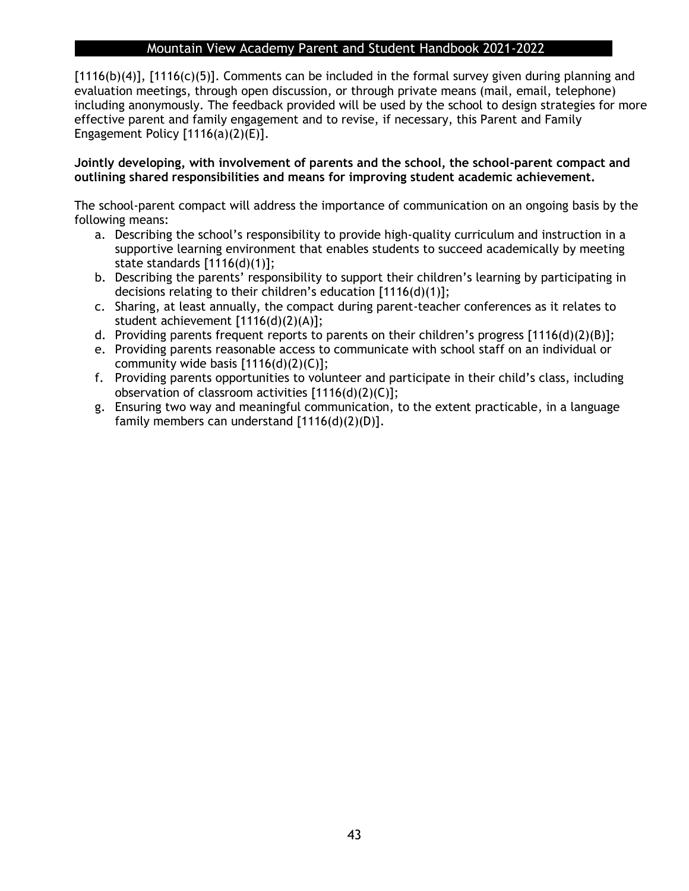[1116(b)(4)], [1116(c)(5)]. Comments can be included in the formal survey given during planning and evaluation meetings, through open discussion, or through private means (mail, email, telephone) including anonymously. The feedback provided will be used by the school to design strategies for more effective parent and family engagement and to revise, if necessary, this Parent and Family Engagement Policy [1116(a)(2)(E)].

**Jointly developing, with involvement of parents and the school, the school-parent compact and outlining shared responsibilities and means for improving student academic achievement.**

The school-parent compact will address the importance of communication on an ongoing basis by the following means:

a. Describing the school's responsibility to provide high-quality curriculum and instruction in a supportive learning environment that enables students to succeed academically by meeting state standards [1116(d)(1)];
b. Describing the parents' responsibility to support their children's learning by participating in decisions relating to their children's education [1116(d)(1)];
c. Sharing, at least annually, the compact during parent-teacher conferences as it relates to student achievement [1116(d)(2)(A)];
d. Providing parents frequent reports to parents on their children's progress [1116(d)(2)(B)];
e. Providing parents reasonable access to communicate with school staff on an individual or community wide basis [1116(d)(2)(C)];
f. Providing parents opportunities to volunteer and participate in their child's class, including observation of classroom activities [1116(d)(2)(C)];
g. Ensuring two way and meaningful communication, to the extent practicable, in a language family members can understand [1116(d)(2)(D)].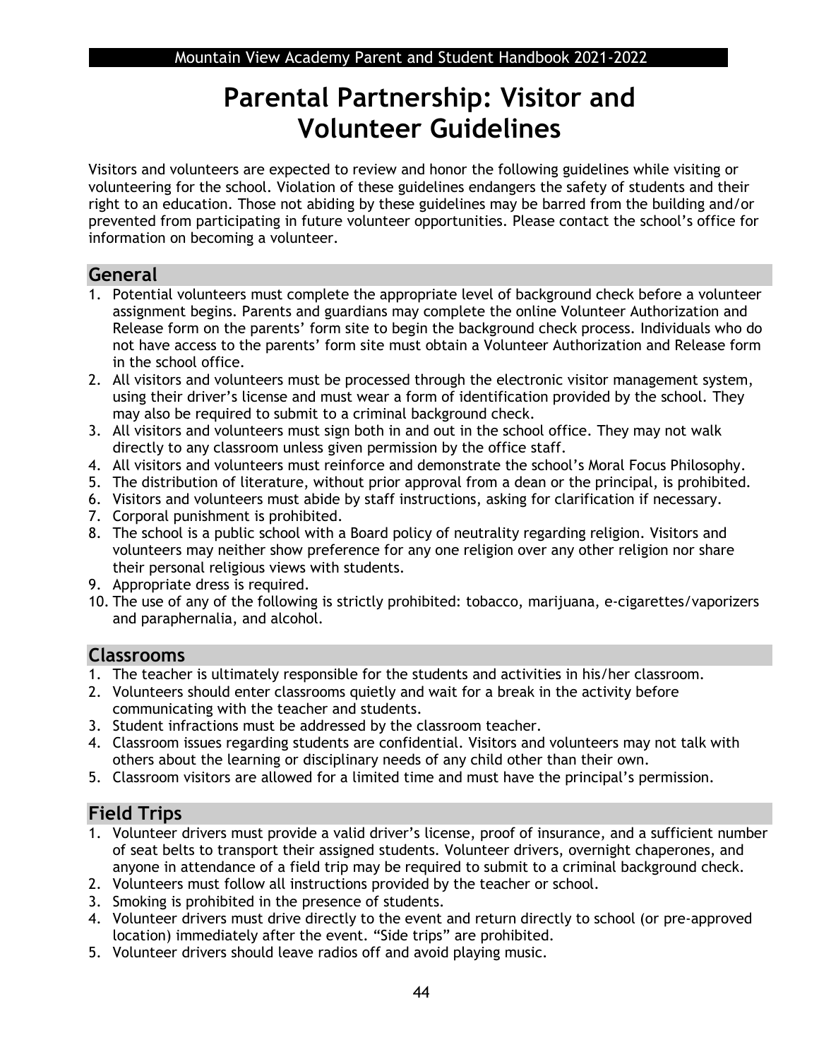# Parental Partnership: Visitor and Volunteer Guidelines

Visitors and volunteers are expected to review and honor the following guidelines while visiting or volunteering for the school. Violation of these guidelines endangers the safety of students and their right to an education. Those not abiding by these guidelines may be barred from the building and/or prevented from participating in future volunteer opportunities. Please contact the school's office for information on becoming a volunteer.

## General

1. Potential volunteers must complete the appropriate level of background check before a volunteer assignment begins. Parents and guardians may complete the online Volunteer Authorization and Release form on the parents' form site to begin the background check process. Individuals who do not have access to the parents' form site must obtain a Volunteer Authorization and Release form in the school office.
2. All visitors and volunteers must be processed through the electronic visitor management system, using their driver's license and must wear a form of identification provided by the school. They may also be required to submit to a criminal background check.
3. All visitors and volunteers must sign both in and out in the school office. They may not walk directly to any classroom unless given permission by the office staff.
4. All visitors and volunteers must reinforce and demonstrate the school's Moral Focus Philosophy.
5. The distribution of literature, without prior approval from a dean or the principal, is prohibited.
6. Visitors and volunteers must abide by staff instructions, asking for clarification if necessary.
7. Corporal punishment is prohibited.
8. The school is a public school with a Board policy of neutrality regarding religion. Visitors and volunteers may neither show preference for any one religion over any other religion nor share their personal religious views with students.
9. Appropriate dress is required.
10. The use of any of the following is strictly prohibited: tobacco, marijuana, e-cigarettes/vaporizers and paraphernalia, and alcohol.

## Classrooms

1. The teacher is ultimately responsible for the students and activities in his/her classroom.
2. Volunteers should enter classrooms quietly and wait for a break in the activity before communicating with the teacher and students.
3. Student infractions must be addressed by the classroom teacher.
4. Classroom issues regarding students are confidential. Visitors and volunteers may not talk with others about the learning or disciplinary needs of any child other than their own.
5. Classroom visitors are allowed for a limited time and must have the principal's permission.

## Field Trips

1. Volunteer drivers must provide a valid driver's license, proof of insurance, and a sufficient number of seat belts to transport their assigned students. Volunteer drivers, overnight chaperones, and anyone in attendance of a field trip may be required to submit to a criminal background check.
2. Volunteers must follow all instructions provided by the teacher or school.
3. Smoking is prohibited in the presence of students.
4. Volunteer drivers must drive directly to the event and return directly to school (or pre-approved location) immediately after the event. "Side trips" are prohibited.
5. Volunteer drivers should leave radios off and avoid playing music.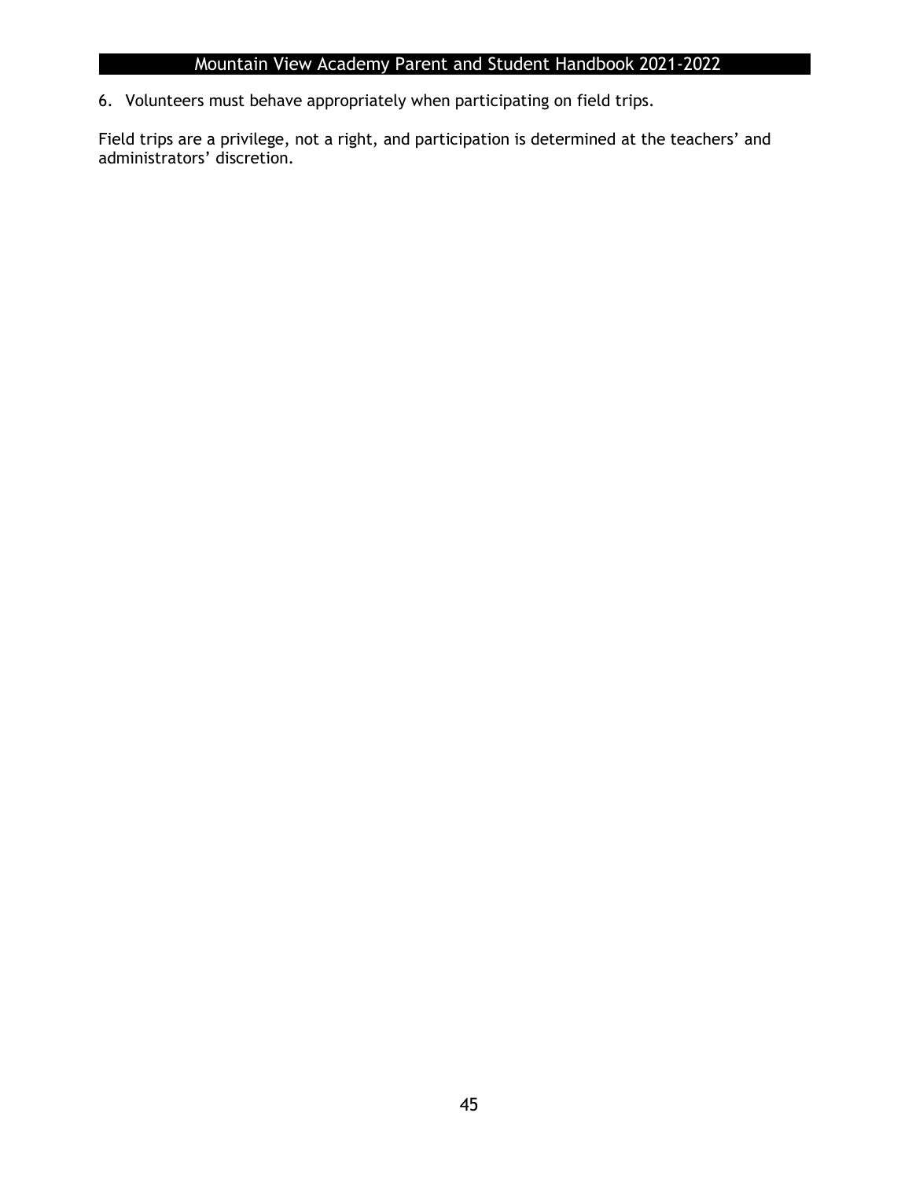6. Volunteers must behave appropriately when participating on field trips.

Field trips are a privilege, not a right, and participation is determined at the teachers' and administrators' discretion.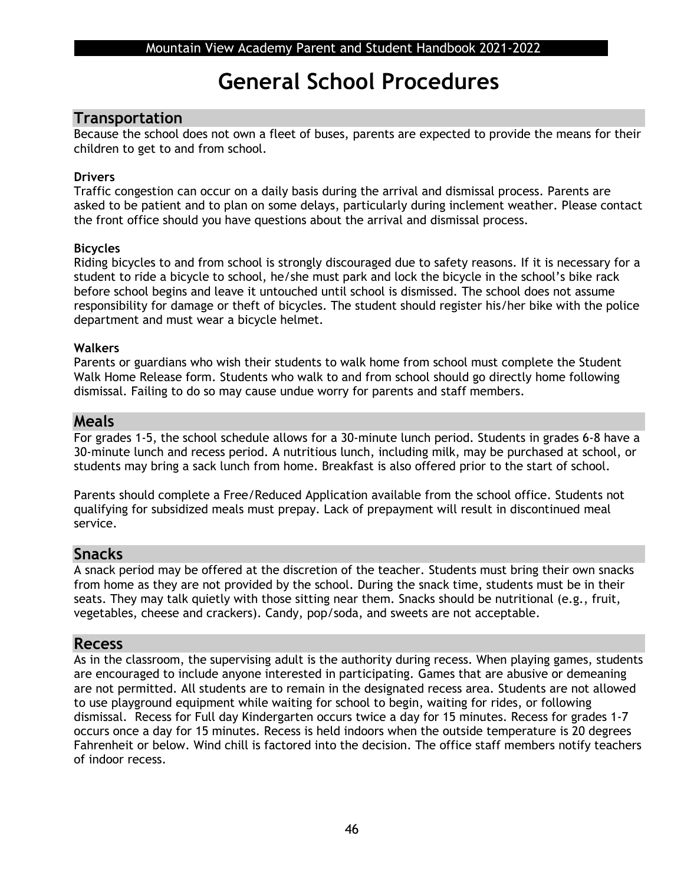# General School Procedures

## Transportation

Because the school does not own a fleet of buses, parents are expected to provide the means for their children to get to and from school.

**Drivers**

Traffic congestion can occur on a daily basis during the arrival and dismissal process. Parents are asked to be patient and to plan on some delays, particularly during inclement weather. Please contact the front office should you have questions about the arrival and dismissal process.

**Bicycles**

Riding bicycles to and from school is strongly discouraged due to safety reasons. If it is necessary for a student to ride a bicycle to school, he/she must park and lock the bicycle in the school's bike rack before school begins and leave it untouched until school is dismissed. The school does not assume responsibility for damage or theft of bicycles. The student should register his/her bike with the police department and must wear a bicycle helmet.

**Walkers**

Parents or guardians who wish their students to walk home from school must complete the Student Walk Home Release form. Students who walk to and from school should go directly home following dismissal. Failing to do so may cause undue worry for parents and staff members.

## Meals

For grades 1-5, the school schedule allows for a 30-minute lunch period. Students in grades 6-8 have a 30-minute lunch and recess period. A nutritious lunch, including milk, may be purchased at school, or students may bring a sack lunch from home. Breakfast is also offered prior to the start of school.

Parents should complete a Free/Reduced Application available from the school office. Students not qualifying for subsidized meals must prepay. Lack of prepayment will result in discontinued meal service.

## Snacks

A snack period may be offered at the discretion of the teacher. Students must bring their own snacks from home as they are not provided by the school. During the snack time, students must be in their seats. They may talk quietly with those sitting near them. Snacks should be nutritional (e.g., fruit, vegetables, cheese and crackers). Candy, pop/soda, and sweets are not acceptable.

## Recess

As in the classroom, the supervising adult is the authority during recess. When playing games, students are encouraged to include anyone interested in participating. Games that are abusive or demeaning are not permitted. All students are to remain in the designated recess area. Students are not allowed to use playground equipment while waiting for school to begin, waiting for rides, or following dismissal. Recess for Full day Kindergarten occurs twice a day for 15 minutes. Recess for grades 1-7 occurs once a day for 15 minutes. Recess is held indoors when the outside temperature is 20 degrees Fahrenheit or below. Wind chill is factored into the decision. The office staff members notify teachers of indoor recess.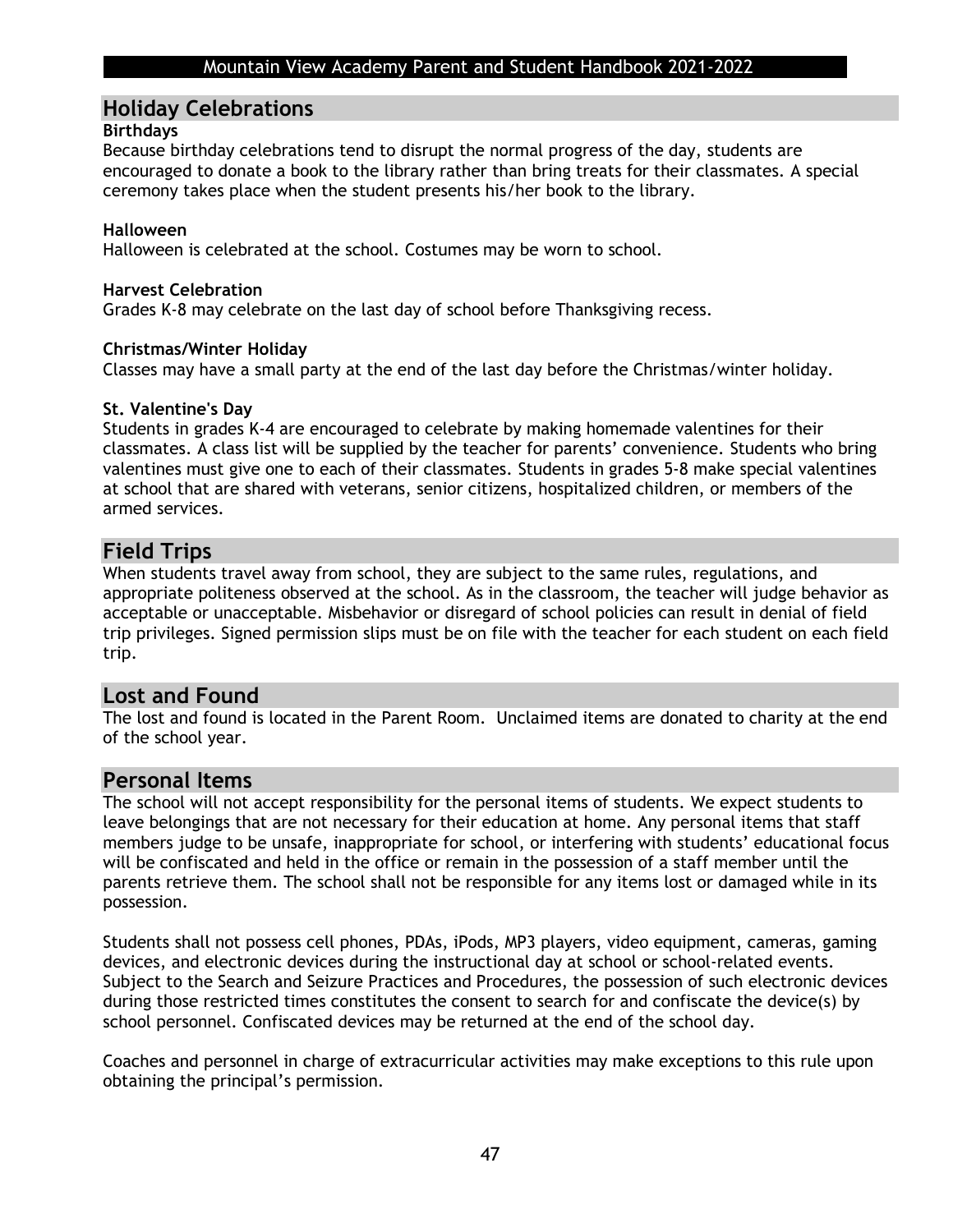## Holiday Celebrations

**Birthdays**

Because birthday celebrations tend to disrupt the normal progress of the day, students are encouraged to donate a book to the library rather than bring treats for their classmates. A special ceremony takes place when the student presents his/her book to the library.

**Halloween**

Halloween is celebrated at the school. Costumes may be worn to school.

**Harvest Celebration**

Grades K-8 may celebrate on the last day of school before Thanksgiving recess.

**Christmas/Winter Holiday**

Classes may have a small party at the end of the last day before the Christmas/winter holiday.

**St. Valentine's Day**

Students in grades K-4 are encouraged to celebrate by making homemade valentines for their classmates. A class list will be supplied by the teacher for parents' convenience. Students who bring valentines must give one to each of their classmates. Students in grades 5-8 make special valentines at school that are shared with veterans, senior citizens, hospitalized children, or members of the armed services.

## Field Trips

When students travel away from school, they are subject to the same rules, regulations, and appropriate politeness observed at the school. As in the classroom, the teacher will judge behavior as acceptable or unacceptable. Misbehavior or disregard of school policies can result in denial of field trip privileges. Signed permission slips must be on file with the teacher for each student on each field trip.

## Lost and Found

The lost and found is located in the Parent Room. Unclaimed items are donated to charity at the end of the school year.

## Personal Items

The school will not accept responsibility for the personal items of students. We expect students to leave belongings that are not necessary for their education at home. Any personal items that staff members judge to be unsafe, inappropriate for school, or interfering with students' educational focus will be confiscated and held in the office or remain in the possession of a staff member until the parents retrieve them. The school shall not be responsible for any items lost or damaged while in its possession.

Students shall not possess cell phones, PDAs, iPods, MP3 players, video equipment, cameras, gaming devices, and electronic devices during the instructional day at school or school-related events. Subject to the Search and Seizure Practices and Procedures, the possession of such electronic devices during those restricted times constitutes the consent to search for and confiscate the device(s) by school personnel. Confiscated devices may be returned at the end of the school day.

Coaches and personnel in charge of extracurricular activities may make exceptions to this rule upon obtaining the principal's permission.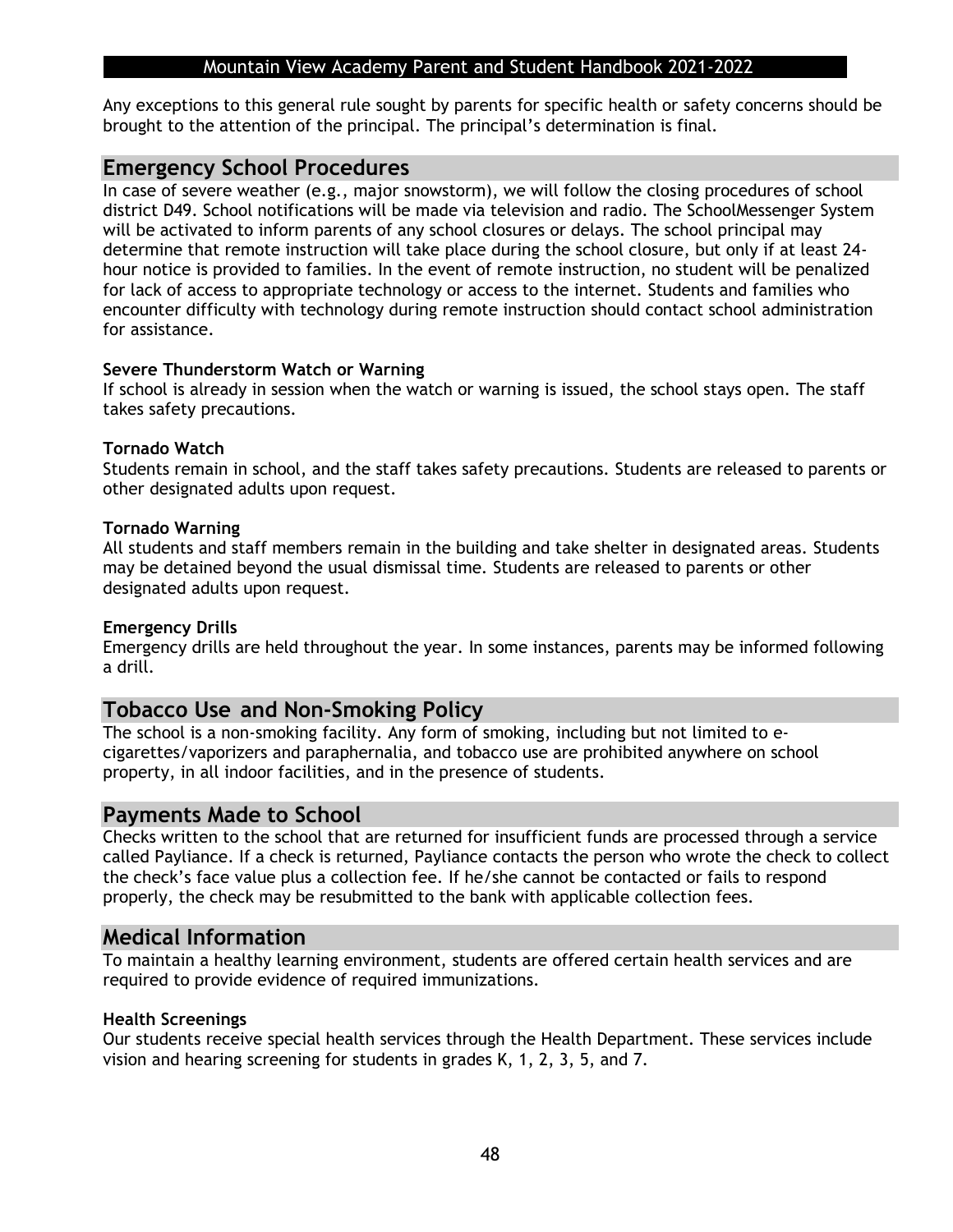Any exceptions to this general rule sought by parents for specific health or safety concerns should be brought to the attention of the principal. The principal's determination is final.

## Emergency School Procedures

In case of severe weather (e.g., major snowstorm), we will follow the closing procedures of school district D49. School notifications will be made via television and radio. The SchoolMessenger System will be activated to inform parents of any school closures or delays. The school principal may determine that remote instruction will take place during the school closure, but only if at least 24-hour notice is provided to families. In the event of remote instruction, no student will be penalized for lack of access to appropriate technology or access to the internet. Students and families who encounter difficulty with technology during remote instruction should contact school administration for assistance.

**Severe Thunderstorm Watch or Warning**
If school is already in session when the watch or warning is issued, the school stays open. The staff takes safety precautions.

**Tornado Watch**
Students remain in school, and the staff takes safety precautions. Students are released to parents or other designated adults upon request.

**Tornado Warning**
All students and staff members remain in the building and take shelter in designated areas. Students may be detained beyond the usual dismissal time. Students are released to parents or other designated adults upon request.

**Emergency Drills**
Emergency drills are held throughout the year. In some instances, parents may be informed following a drill.

## Tobacco Use and Non-Smoking Policy

The school is a non-smoking facility. Any form of smoking, including but not limited to e-cigarettes/vaporizers and paraphernalia, and tobacco use are prohibited anywhere on school property, in all indoor facilities, and in the presence of students.

## Payments Made to School

Checks written to the school that are returned for insufficient funds are processed through a service called Payliance. If a check is returned, Payliance contacts the person who wrote the check to collect the check's face value plus a collection fee. If he/she cannot be contacted or fails to respond properly, the check may be resubmitted to the bank with applicable collection fees.

## Medical Information

To maintain a healthy learning environment, students are offered certain health services and are required to provide evidence of required immunizations.

**Health Screenings**
Our students receive special health services through the Health Department. These services include vision and hearing screening for students in grades K, 1, 2, 3, 5, and 7.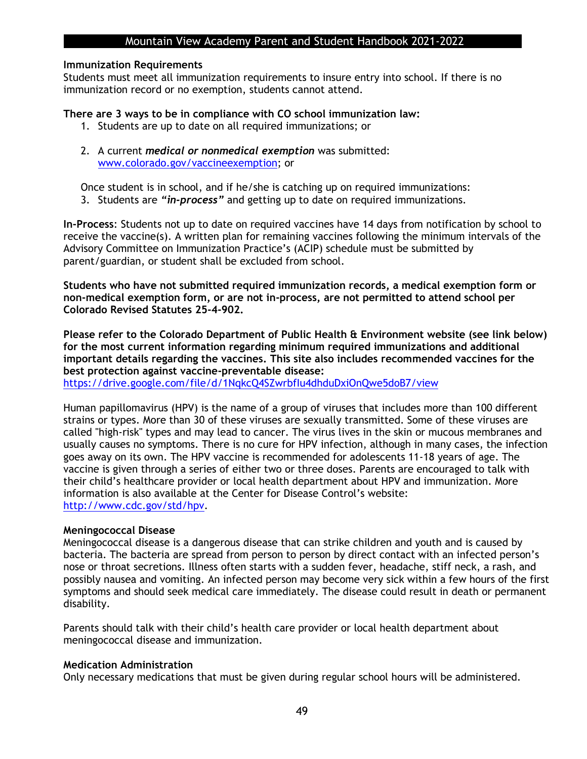### Immunization Requirements

Students must meet all immunization requirements to insure entry into school. If there is no immunization record or no exemption, students cannot attend.

**There are 3 ways to be in compliance with CO school immunization law:**

1. Students are up to date on all required immunizations; or
2. A current ***medical or nonmedical exemption*** was submitted: www.colorado.gov/vaccineexemption; or

Once student is in school, and if he/she is catching up on required immunizations:

3. Students are ***"in-process"*** and getting up to date on required immunizations.

**In-Process**: Students not up to date on required vaccines have 14 days from notification by school to receive the vaccine(s). A written plan for remaining vaccines following the minimum intervals of the Advisory Committee on Immunization Practice's (ACIP) schedule must be submitted by parent/guardian, or student shall be excluded from school.

**Students who have not submitted required immunization records, a medical exemption form or non-medical exemption form, or are not in-process, are not permitted to attend school per Colorado Revised Statutes 25-4-902.**

**Please refer to the Colorado Department of Public Health & Environment website (see link below) for the most current information regarding minimum required immunizations and additional important details regarding the vaccines. This site also includes recommended vaccines for the best protection against vaccine-preventable disease:**
https://drive.google.com/file/d/1NqkcQ4SZwrbfIu4dhduDxiOnQwe5doB7/view

Human papillomavirus (HPV) is the name of a group of viruses that includes more than 100 different strains or types. More than 30 of these viruses are sexually transmitted. Some of these viruses are called "high-risk" types and may lead to cancer. The virus lives in the skin or mucous membranes and usually causes no symptoms. There is no cure for HPV infection, although in many cases, the infection goes away on its own. The HPV vaccine is recommended for adolescents 11-18 years of age. The vaccine is given through a series of either two or three doses. Parents are encouraged to talk with their child's healthcare provider or local health department about HPV and immunization. More information is also available at the Center for Disease Control's website: http://www.cdc.gov/std/hpv.

### Meningococcal Disease

Meningococcal disease is a dangerous disease that can strike children and youth and is caused by bacteria. The bacteria are spread from person to person by direct contact with an infected person's nose or throat secretions. Illness often starts with a sudden fever, headache, stiff neck, a rash, and possibly nausea and vomiting. An infected person may become very sick within a few hours of the first symptoms and should seek medical care immediately. The disease could result in death or permanent disability.

Parents should talk with their child's health care provider or local health department about meningococcal disease and immunization.

### Medication Administration

Only necessary medications that must be given during regular school hours will be administered.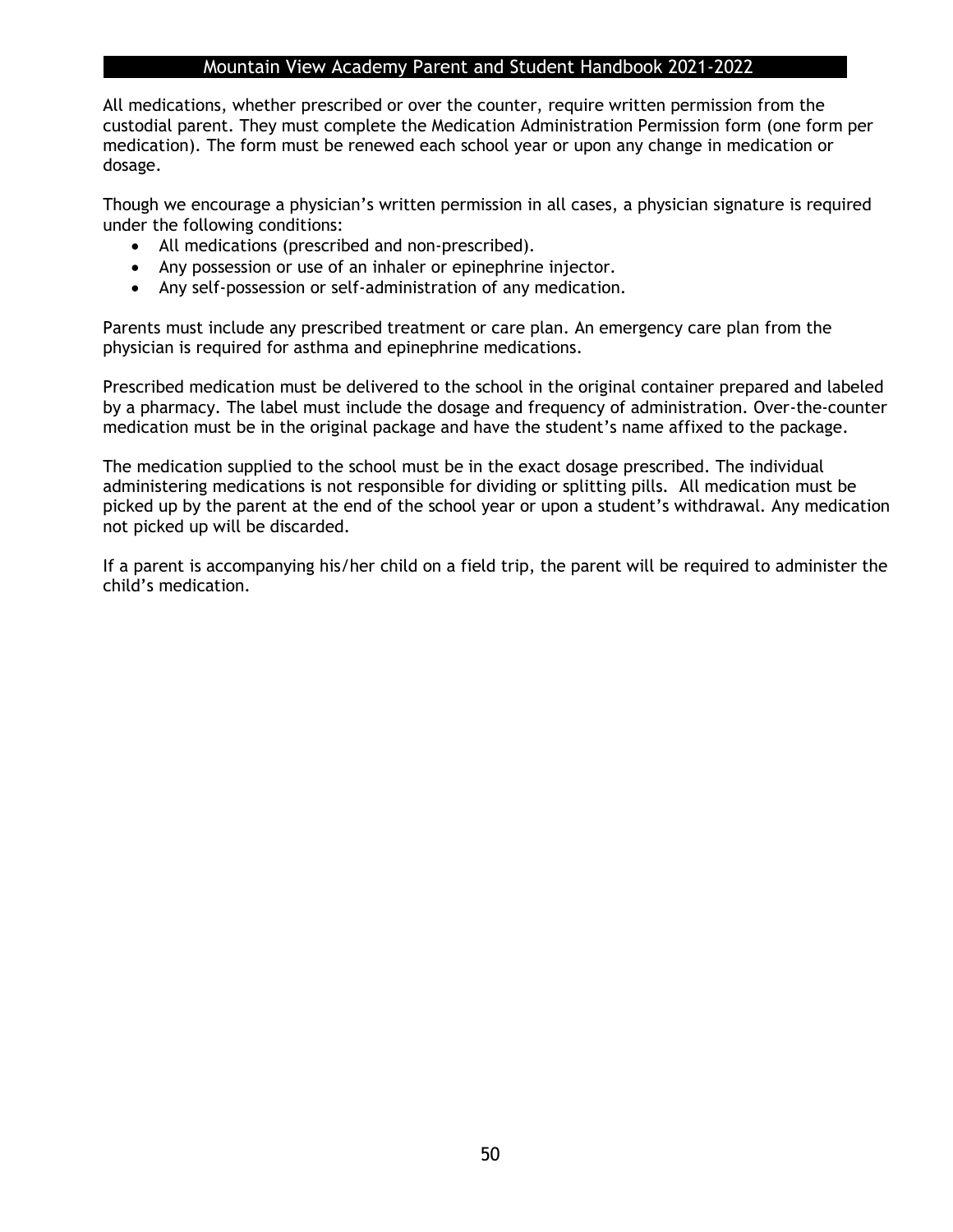All medications, whether prescribed or over the counter, require written permission from the custodial parent. They must complete the Medication Administration Permission form (one form per medication). The form must be renewed each school year or upon any change in medication or dosage.

Though we encourage a physician's written permission in all cases, a physician signature is required under the following conditions:

- All medications (prescribed and non-prescribed).
- Any possession or use of an inhaler or epinephrine injector.
- Any self-possession or self-administration of any medication.

Parents must include any prescribed treatment or care plan. An emergency care plan from the physician is required for asthma and epinephrine medications.

Prescribed medication must be delivered to the school in the original container prepared and labeled by a pharmacy. The label must include the dosage and frequency of administration. Over-the-counter medication must be in the original package and have the student's name affixed to the package.

The medication supplied to the school must be in the exact dosage prescribed. The individual administering medications is not responsible for dividing or splitting pills. All medication must be picked up by the parent at the end of the school year or upon a student's withdrawal. Any medication not picked up will be discarded.

If a parent is accompanying his/her child on a field trip, the parent will be required to administer the child's medication.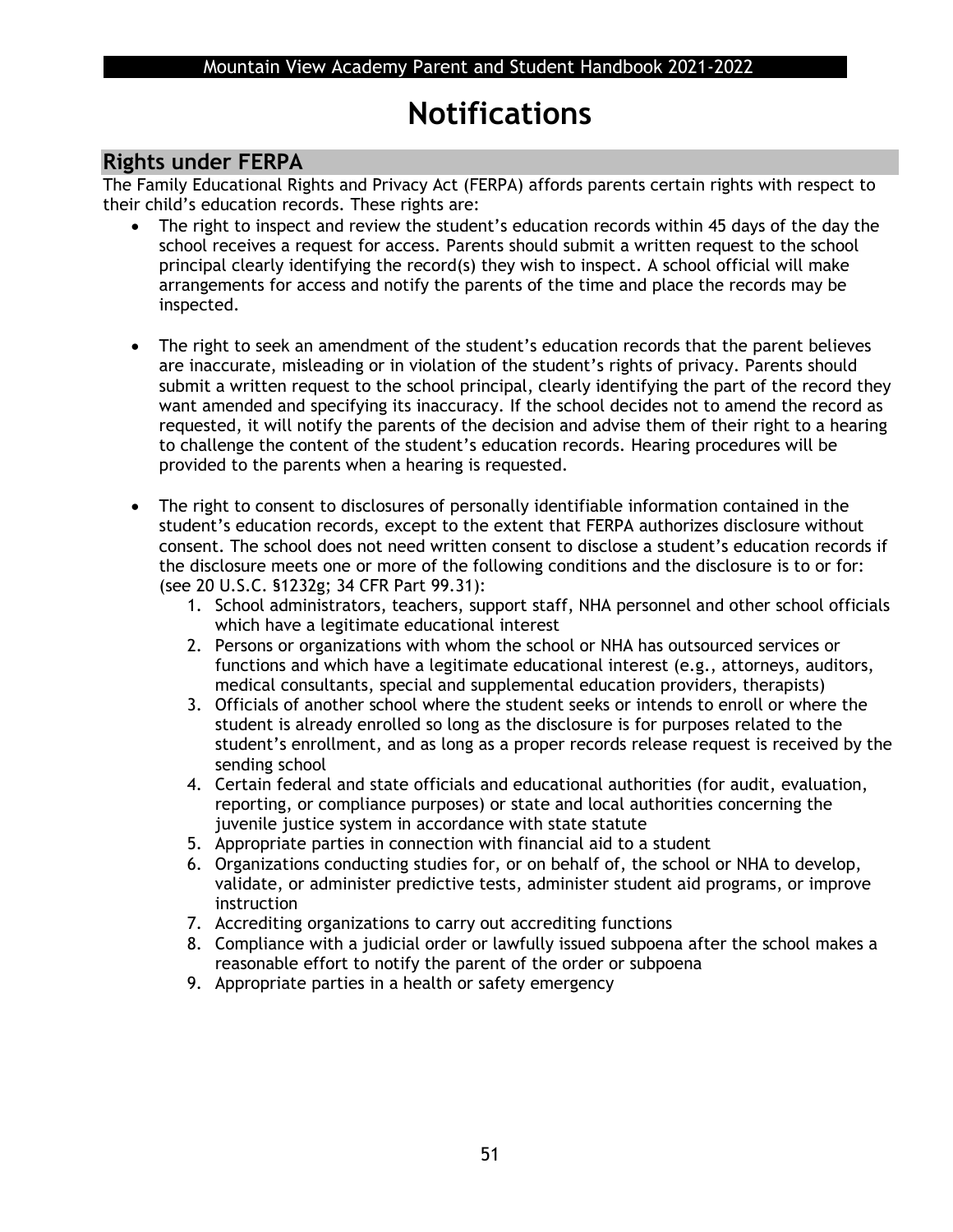# Notifications

## Rights under FERPA

The Family Educational Rights and Privacy Act (FERPA) affords parents certain rights with respect to their child's education records. These rights are:

- The right to inspect and review the student's education records within 45 days of the day the school receives a request for access. Parents should submit a written request to the school principal clearly identifying the record(s) they wish to inspect. A school official will make arrangements for access and notify the parents of the time and place the records may be inspected.

- The right to seek an amendment of the student's education records that the parent believes are inaccurate, misleading or in violation of the student's rights of privacy. Parents should submit a written request to the school principal, clearly identifying the part of the record they want amended and specifying its inaccuracy. If the school decides not to amend the record as requested, it will notify the parents of the decision and advise them of their right to a hearing to challenge the content of the student's education records. Hearing procedures will be provided to the parents when a hearing is requested.

- The right to consent to disclosures of personally identifiable information contained in the student's education records, except to the extent that FERPA authorizes disclosure without consent. The school does not need written consent to disclose a student's education records if the disclosure meets one or more of the following conditions and the disclosure is to or for: (see 20 U.S.C. §1232g; 34 CFR Part 99.31):
    1. School administrators, teachers, support staff, NHA personnel and other school officials which have a legitimate educational interest
    2. Persons or organizations with whom the school or NHA has outsourced services or functions and which have a legitimate educational interest (e.g., attorneys, auditors, medical consultants, special and supplemental education providers, therapists)
    3. Officials of another school where the student seeks or intends to enroll or where the student is already enrolled so long as the disclosure is for purposes related to the student's enrollment, and as long as a proper records release request is received by the sending school
    4. Certain federal and state officials and educational authorities (for audit, evaluation, reporting, or compliance purposes) or state and local authorities concerning the juvenile justice system in accordance with state statute
    5. Appropriate parties in connection with financial aid to a student
    6. Organizations conducting studies for, or on behalf of, the school or NHA to develop, validate, or administer predictive tests, administer student aid programs, or improve instruction
    7. Accrediting organizations to carry out accrediting functions
    8. Compliance with a judicial order or lawfully issued subpoena after the school makes a reasonable effort to notify the parent of the order or subpoena
    9. Appropriate parties in a health or safety emergency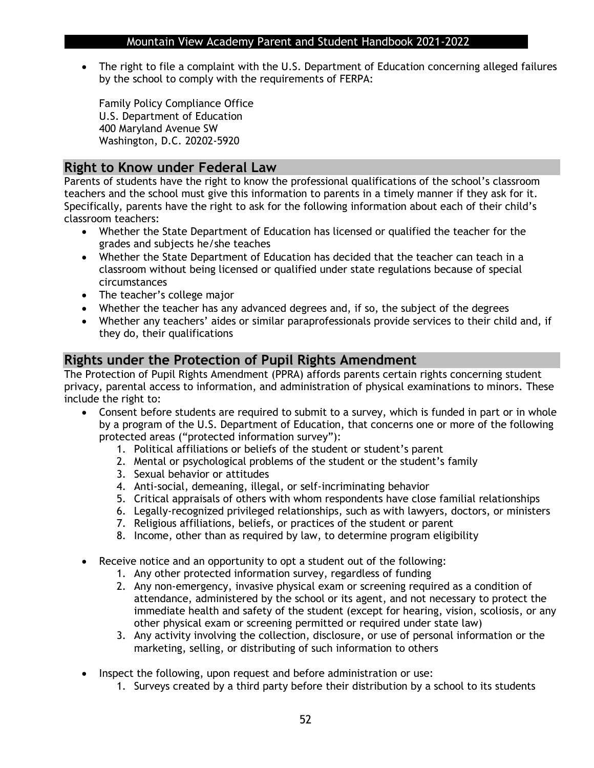- The right to file a complaint with the U.S. Department of Education concerning alleged failures by the school to comply with the requirements of FERPA:

  Family Policy Compliance Office
  U.S. Department of Education
  400 Maryland Avenue SW
  Washington, D.C. 20202-5920

## Right to Know under Federal Law

Parents of students have the right to know the professional qualifications of the school's classroom teachers and the school must give this information to parents in a timely manner if they ask for it. Specifically, parents have the right to ask for the following information about each of their child's classroom teachers:

- Whether the State Department of Education has licensed or qualified the teacher for the grades and subjects he/she teaches
- Whether the State Department of Education has decided that the teacher can teach in a classroom without being licensed or qualified under state regulations because of special circumstances
- The teacher's college major
- Whether the teacher has any advanced degrees and, if so, the subject of the degrees
- Whether any teachers' aides or similar paraprofessionals provide services to their child and, if they do, their qualifications

## Rights under the Protection of Pupil Rights Amendment

The Protection of Pupil Rights Amendment (PPRA) affords parents certain rights concerning student privacy, parental access to information, and administration of physical examinations to minors. These include the right to:

- Consent before students are required to submit to a survey, which is funded in part or in whole by a program of the U.S. Department of Education, that concerns one or more of the following protected areas ("protected information survey"):
  1. Political affiliations or beliefs of the student or student's parent
  2. Mental or psychological problems of the student or the student's family
  3. Sexual behavior or attitudes
  4. Anti-social, demeaning, illegal, or self-incriminating behavior
  5. Critical appraisals of others with whom respondents have close familial relationships
  6. Legally-recognized privileged relationships, such as with lawyers, doctors, or ministers
  7. Religious affiliations, beliefs, or practices of the student or parent
  8. Income, other than as required by law, to determine program eligibility

- Receive notice and an opportunity to opt a student out of the following:
  1. Any other protected information survey, regardless of funding
  2. Any non-emergency, invasive physical exam or screening required as a condition of attendance, administered by the school or its agent, and not necessary to protect the immediate health and safety of the student (except for hearing, vision, scoliosis, or any other physical exam or screening permitted or required under state law)
  3. Any activity involving the collection, disclosure, or use of personal information or the marketing, selling, or distributing of such information to others

- Inspect the following, upon request and before administration or use:
  1. Surveys created by a third party before their distribution by a school to its students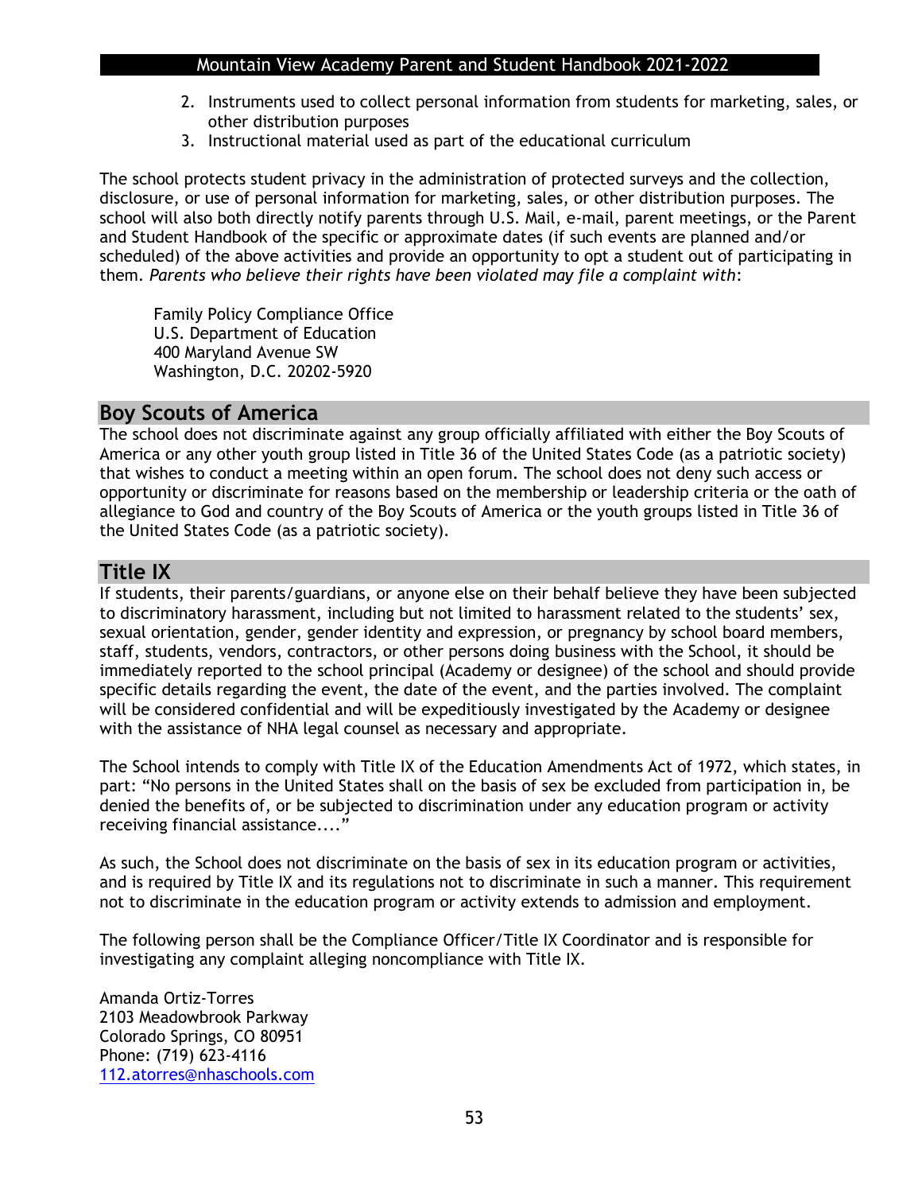2. Instruments used to collect personal information from students for marketing, sales, or other distribution purposes
3. Instructional material used as part of the educational curriculum

The school protects student privacy in the administration of protected surveys and the collection, disclosure, or use of personal information for marketing, sales, or other distribution purposes. The school will also both directly notify parents through U.S. Mail, e-mail, parent meetings, or the Parent and Student Handbook of the specific or approximate dates (if such events are planned and/or scheduled) of the above activities and provide an opportunity to opt a student out of participating in them. *Parents who believe their rights have been violated may file a complaint with*:

> Family Policy Compliance Office
> U.S. Department of Education
> 400 Maryland Avenue SW
> Washington, D.C. 20202-5920

## Boy Scouts of America

The school does not discriminate against any group officially affiliated with either the Boy Scouts of America or any other youth group listed in Title 36 of the United States Code (as a patriotic society) that wishes to conduct a meeting within an open forum. The school does not deny such access or opportunity or discriminate for reasons based on the membership or leadership criteria or the oath of allegiance to God and country of the Boy Scouts of America or the youth groups listed in Title 36 of the United States Code (as a patriotic society).

## Title IX

If students, their parents/guardians, or anyone else on their behalf believe they have been subjected to discriminatory harassment, including but not limited to harassment related to the students' sex, sexual orientation, gender, gender identity and expression, or pregnancy by school board members, staff, students, vendors, contractors, or other persons doing business with the School, it should be immediately reported to the school principal (Academy or designee) of the school and should provide specific details regarding the event, the date of the event, and the parties involved. The complaint will be considered confidential and will be expeditiously investigated by the Academy or designee with the assistance of NHA legal counsel as necessary and appropriate.

The School intends to comply with Title IX of the Education Amendments Act of 1972, which states, in part: "No persons in the United States shall on the basis of sex be excluded from participation in, be denied the benefits of, or be subjected to discrimination under any education program or activity receiving financial assistance...."

As such, the School does not discriminate on the basis of sex in its education program or activities, and is required by Title IX and its regulations not to discriminate in such a manner. This requirement not to discriminate in the education program or activity extends to admission and employment.

The following person shall be the Compliance Officer/Title IX Coordinator and is responsible for investigating any complaint alleging noncompliance with Title IX.

Amanda Ortiz-Torres
2103 Meadowbrook Parkway
Colorado Springs, CO 80951
Phone: (719) 623-4116
112.atorres@nhaschools.com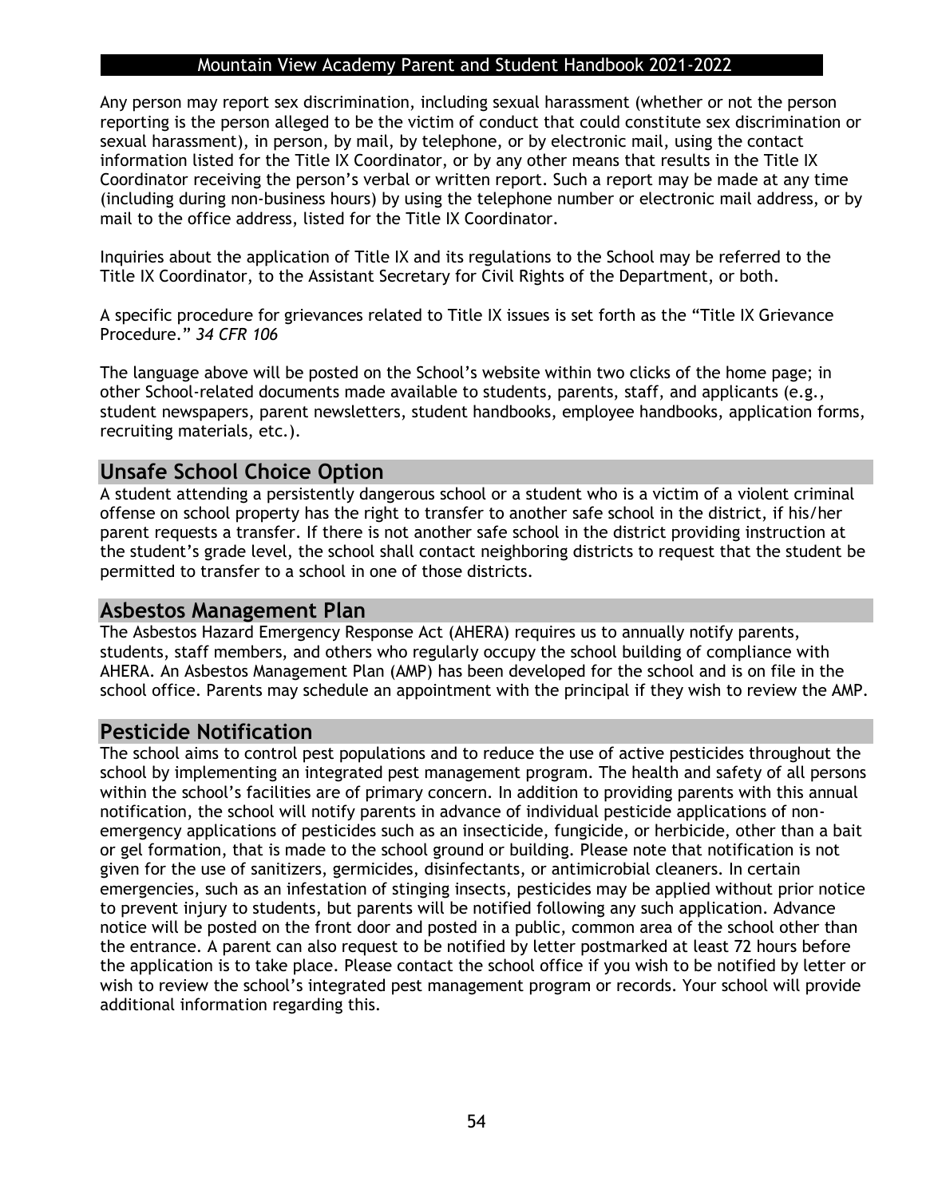Any person may report sex discrimination, including sexual harassment (whether or not the person reporting is the person alleged to be the victim of conduct that could constitute sex discrimination or sexual harassment), in person, by mail, by telephone, or by electronic mail, using the contact information listed for the Title IX Coordinator, or by any other means that results in the Title IX Coordinator receiving the person's verbal or written report. Such a report may be made at any time (including during non-business hours) by using the telephone number or electronic mail address, or by mail to the office address, listed for the Title IX Coordinator.

Inquiries about the application of Title IX and its regulations to the School may be referred to the Title IX Coordinator, to the Assistant Secretary for Civil Rights of the Department, or both.

A specific procedure for grievances related to Title IX issues is set forth as the "Title IX Grievance Procedure." *34 CFR 106*

The language above will be posted on the School's website within two clicks of the home page; in other School-related documents made available to students, parents, staff, and applicants (e.g., student newspapers, parent newsletters, student handbooks, employee handbooks, application forms, recruiting materials, etc.).

## Unsafe School Choice Option

A student attending a persistently dangerous school or a student who is a victim of a violent criminal offense on school property has the right to transfer to another safe school in the district, if his/her parent requests a transfer. If there is not another safe school in the district providing instruction at the student's grade level, the school shall contact neighboring districts to request that the student be permitted to transfer to a school in one of those districts.

## Asbestos Management Plan

The Asbestos Hazard Emergency Response Act (AHERA) requires us to annually notify parents, students, staff members, and others who regularly occupy the school building of compliance with AHERA. An Asbestos Management Plan (AMP) has been developed for the school and is on file in the school office. Parents may schedule an appointment with the principal if they wish to review the AMP.

## Pesticide Notification

The school aims to control pest populations and to reduce the use of active pesticides throughout the school by implementing an integrated pest management program. The health and safety of all persons within the school's facilities are of primary concern. In addition to providing parents with this annual notification, the school will notify parents in advance of individual pesticide applications of non-emergency applications of pesticides such as an insecticide, fungicide, or herbicide, other than a bait or gel formation, that is made to the school ground or building. Please note that notification is not given for the use of sanitizers, germicides, disinfectants, or antimicrobial cleaners. In certain emergencies, such as an infestation of stinging insects, pesticides may be applied without prior notice to prevent injury to students, but parents will be notified following any such application. Advance notice will be posted on the front door and posted in a public, common area of the school other than the entrance. A parent can also request to be notified by letter postmarked at least 72 hours before the application is to take place. Please contact the school office if you wish to be notified by letter or wish to review the school's integrated pest management program or records. Your school will provide additional information regarding this.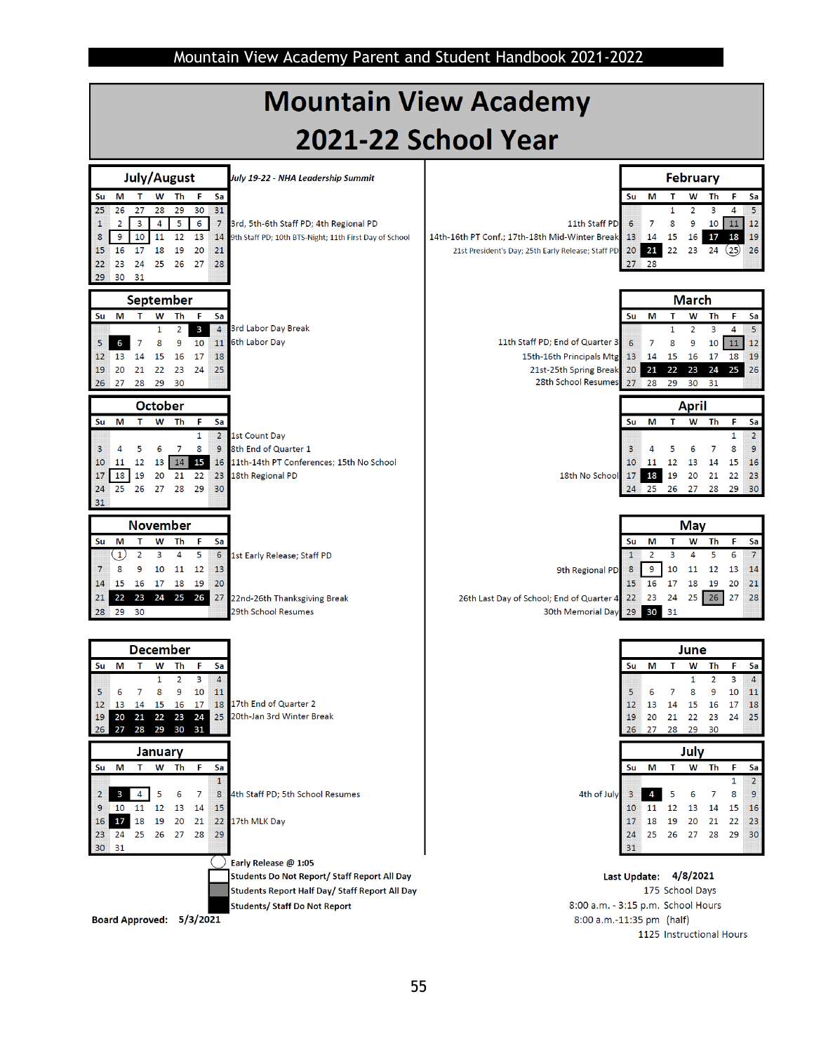# Mountain View Academy
# 2021-22 School Year

## July/August

| Su | M | T | W | Th | F | Sa |
|---|---|---|---|---|---|---|
| 25 | 26 | 27 | 28 | 29 | 30 | 31 |
| 1 | 2 | 3 | 4 | 5 | 6 | 7 |
| 8 | 9 | 10 | 11 | 12 | 13 | 14 |
| 15 | 16 | 17 | 18 | 19 | 20 | 21 |
| 22 | 23 | 24 | 25 | 26 | 27 | 28 |
| 29 | 30 | 31 | | | | |

*July 19-22 - NHA Leadership Summit*

3rd, 5th-6th Staff PD; 4th Regional PD

9th Staff PD; 10th BTS-Night; 11th First Day of School

## September

| Su | M | T | W | Th | F | Sa |
|---|---|---|---|---|---|---|
| | | | 1 | 2 | 3 | 4 |
| 5 | 6 | 7 | 8 | 9 | 10 | 11 |
| 12 | 13 | 14 | 15 | 16 | 17 | 18 |
| 19 | 20 | 21 | 22 | 23 | 24 | 25 |
| 26 | 27 | 28 | 29 | 30 | | |

3rd Labor Day Break

6th Labor Day

## October

| Su | M | T | W | Th | F | Sa |
|---|---|---|---|---|---|---|
| | | | | | 1 | 2 |
| 3 | 4 | 5 | 6 | 7 | 8 | 9 |
| 10 | 11 | 12 | 13 | 14 | 15 | 16 |
| 17 | 18 | 19 | 20 | 21 | 22 | 23 |
| 24 | 25 | 26 | 27 | 28 | 29 | 30 |
| 31 | | | | | | |

1st Count Day

8th End of Quarter 1

11th-14th PT Conferences; 15th No School

18th Regional PD

## November

| Su | M | T | W | Th | F | Sa |
|---|---|---|---|---|---|---|
| | 1 | 2 | 3 | 4 | 5 | 6 |
| 7 | 8 | 9 | 10 | 11 | 12 | 13 |
| 14 | 15 | 16 | 17 | 18 | 19 | 20 |
| 21 | 22 | 23 | 24 | 25 | 26 | 27 |
| 28 | 29 | 30 | | | | |

1st Early Release; Staff PD

22nd-26th Thanksgiving Break

29th School Resumes

## December

| Su | M | T | W | Th | F | Sa |
|---|---|---|---|---|---|---|
| | | | 1 | 2 | 3 | 4 |
| 5 | 6 | 7 | 8 | 9 | 10 | 11 |
| 12 | 13 | 14 | 15 | 16 | 17 | 18 |
| 19 | 20 | 21 | 22 | 23 | 24 | 25 |
| 26 | 27 | 28 | 29 | 30 | 31 | |

17th End of Quarter 2

20th-Jan 3rd Winter Break

## January

| Su | M | T | W | Th | F | Sa |
|---|---|---|---|---|---|---|
| | | | | | | 1 |
| 2 | 3 | 4 | 5 | 6 | 7 | 8 |
| 9 | 10 | 11 | 12 | 13 | 14 | 15 |
| 16 | 17 | 18 | 19 | 20 | 21 | 22 |
| 23 | 24 | 25 | 26 | 27 | 28 | 29 |
| 30 | 31 | | | | | |

4th Staff PD; 5th School Resumes

17th MLK Day

## February

| Su | M | T | W | Th | F | Sa |
|---|---|---|---|---|---|---|
| | | 1 | 2 | 3 | 4 | 5 |
| 6 | 7 | 8 | 9 | 10 | 11 | 12 |
| 13 | 14 | 15 | 16 | 17 | 18 | 19 |
| 20 | 21 | 22 | 23 | 24 | 25 | 26 |
| 27 | 28 | | | | | |

11th Staff PD

14th-16th PT Conf.; 17th-18th Mid-Winter Break

21st President's Day; 25th Early Release; Staff PD

## March

| Su | M | T | W | Th | F | Sa |
|---|---|---|---|---|---|---|
| | | 1 | 2 | 3 | 4 | 5 |
| 6 | 7 | 8 | 9 | 10 | 11 | 12 |
| 13 | 14 | 15 | 16 | 17 | 18 | 19 |
| 20 | 21 | 22 | 23 | 24 | 25 | 26 |
| 27 | 28 | 29 | 30 | 31 | | |

11th Staff PD; End of Quarter 3

15th-16th Principals Mtg

21st-25th Spring Break

28th School Resumes

## April

| Su | M | T | W | Th | F | Sa |
|---|---|---|---|---|---|---|
| | | | | | 1 | 2 |
| 3 | 4 | 5 | 6 | 7 | 8 | 9 |
| 10 | 11 | 12 | 13 | 14 | 15 | 16 |
| 17 | 18 | 19 | 20 | 21 | 22 | 23 |
| 24 | 25 | 26 | 27 | 28 | 29 | 30 |

18th No School

## May

| Su | M | T | W | Th | F | Sa |
|---|---|---|---|---|---|---|
| 1 | 2 | 3 | 4 | 5 | 6 | 7 |
| 8 | 9 | 10 | 11 | 12 | 13 | 14 |
| 15 | 16 | 17 | 18 | 19 | 20 | 21 |
| 22 | 23 | 24 | 25 | 26 | 27 | 28 |
| 29 | 30 | 31 | | | | |

9th Regional PD

26th Last Day of School; End of Quarter 4

30th Memorial Day

## June

| Su | M | T | W | Th | F | Sa |
|---|---|---|---|---|---|---|
| | | | 1 | 2 | 3 | 4 |
| 5 | 6 | 7 | 8 | 9 | 10 | 11 |
| 12 | 13 | 14 | 15 | 16 | 17 | 18 |
| 19 | 20 | 21 | 22 | 23 | 24 | 25 |
| 26 | 27 | 28 | 29 | 30 | | |

## July

| Su | M | T | W | Th | F | Sa |
|---|---|---|---|---|---|---|
| | | | | | 1 | 2 |
| 3 | 4 | 5 | 6 | 7 | 8 | 9 |
| 10 | 11 | 12 | 13 | 14 | 15 | 16 |
| 17 | 18 | 19 | 20 | 21 | 22 | 23 |
| 24 | 25 | 26 | 27 | 28 | 29 | 30 |
| 31 | | | | | | |

4th of July

**Legend:**

- **Early Release @ 1:05** (circled)
- **Students Do Not Report/ Staff Report All Day** (boxed)
- **Students Report Half Day/ Staff Report All Day** (gray)
- **Students/ Staff Do Not Report** (black)

**Board Approved:** **5/3/2021**

**Last Update:** **4/8/2021**

175 School Days

8:00 a.m. - 3:15 p.m. School Hours

8:00 a.m.-11:35 pm (half)

1125 Instructional Hours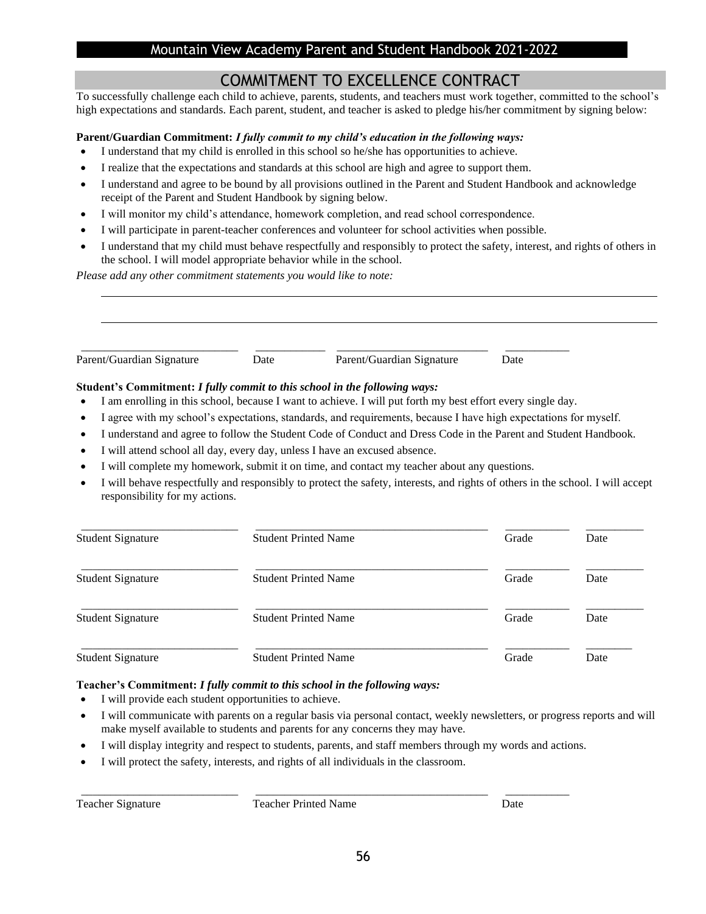## COMMITMENT TO EXCELLENCE CONTRACT

To successfully challenge each child to achieve, parents, students, and teachers must work together, committed to the school's high expectations and standards. Each parent, student, and teacher is asked to pledge his/her commitment by signing below:

**Parent/Guardian Commitment:** ***I fully commit to my child's education in the following ways:***

- I understand that my child is enrolled in this school so he/she has opportunities to achieve.
- I realize that the expectations and standards at this school are high and agree to support them.
- I understand and agree to be bound by all provisions outlined in the Parent and Student Handbook and acknowledge receipt of the Parent and Student Handbook by signing below.
- I will monitor my child's attendance, homework completion, and read school correspondence.
- I will participate in parent-teacher conferences and volunteer for school activities when possible.
- I understand that my child must behave respectfully and responsibly to protect the safety, interest, and rights of others in the school. I will model appropriate behavior while in the school.

*Please add any other commitment statements you would like to note:*

___________________________________________________________________________

___________________________________________________________________________

| Parent/Guardian Signature | Date | Parent/Guardian Signature | Date |
|---|---|---|---|
| | | | |

**Student's Commitment:** ***I fully commit to this school in the following ways:***

- I am enrolling in this school, because I want to achieve. I will put forth my best effort every single day.
- I agree with my school's expectations, standards, and requirements, because I have high expectations for myself.
- I understand and agree to follow the Student Code of Conduct and Dress Code in the Parent and Student Handbook.
- I will attend school all day, every day, unless I have an excused absence.
- I will complete my homework, submit it on time, and contact my teacher about any questions.
- I will behave respectfully and responsibly to protect the safety, interests, and rights of others in the school. I will accept responsibility for my actions.

| Student Signature | Student Printed Name | Grade | Date |
|---|---|---|---|
| | | | |
| | | | |
| | | | |
| | | | |

**Teacher's Commitment:** ***I fully commit to this school in the following ways:***

- I will provide each student opportunities to achieve.
- I will communicate with parents on a regular basis via personal contact, weekly newsletters, or progress reports and will make myself available to students and parents for any concerns they may have.
- I will display integrity and respect to students, parents, and staff members through my words and actions.
- I will protect the safety, interests, and rights of all individuals in the classroom.

| Teacher Signature | Teacher Printed Name | Date |
|---|---|---|
| | | |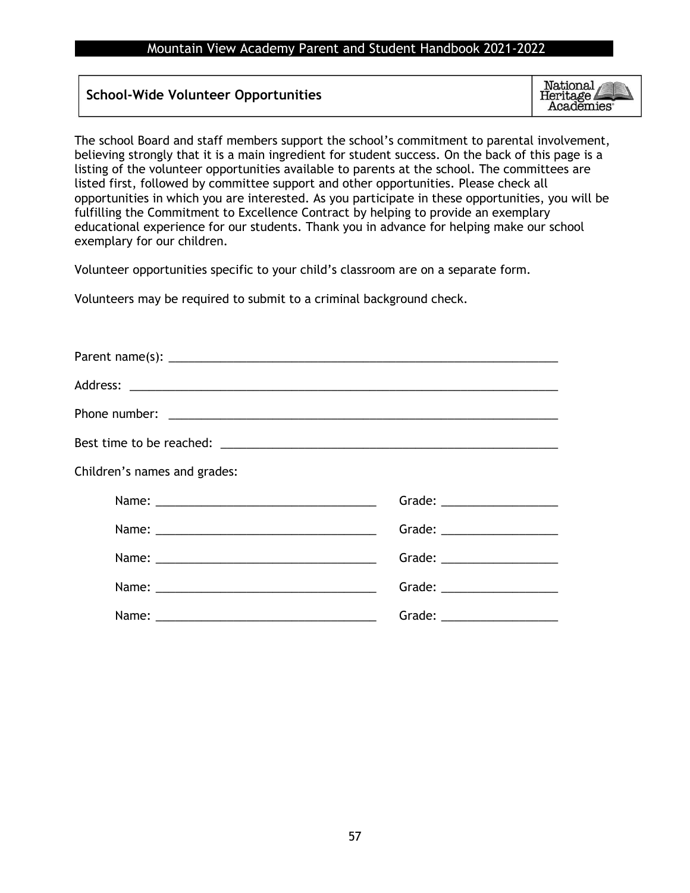## School-Wide Volunteer Opportunities

The school Board and staff members support the school's commitment to parental involvement, believing strongly that it is a main ingredient for student success. On the back of this page is a listing of the volunteer opportunities available to parents at the school. The committees are listed first, followed by committee support and other opportunities. Please check all opportunities in which you are interested. As you participate in these opportunities, you will be fulfilling the Commitment to Excellence Contract by helping to provide an exemplary educational experience for our students. Thank you in advance for helping make our school exemplary for our children.

Volunteer opportunities specific to your child's classroom are on a separate form.

Volunteers may be required to submit to a criminal background check.

Parent name(s): ______________________________________________________________

Address: ____________________________________________________________________

Phone number: _______________________________________________________________

Best time to be reached: _____________________________________________________

Children's names and grades:

Name: ________________________________ Grade: _________________

Name: ________________________________ Grade: _________________

Name: ________________________________ Grade: _________________

Name: ________________________________ Grade: _________________

Name: ________________________________ Grade: _________________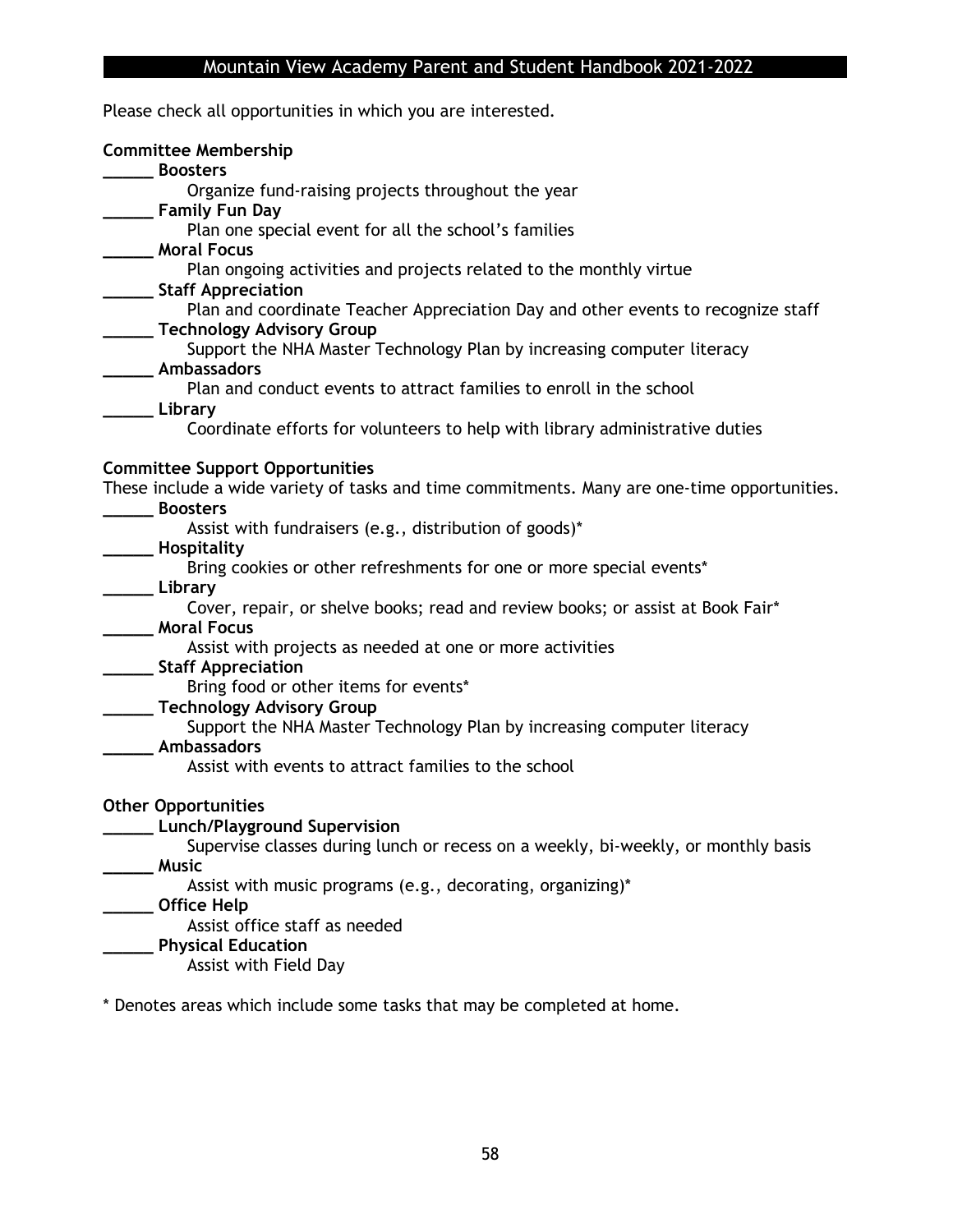Please check all opportunities in which you are interested.

**Committee Membership**

_____ **Boosters**
Organize fund-raising projects throughout the year

_____ **Family Fun Day**
Plan one special event for all the school's families

_____ **Moral Focus**
Plan ongoing activities and projects related to the monthly virtue

_____ **Staff Appreciation**
Plan and coordinate Teacher Appreciation Day and other events to recognize staff

_____ **Technology Advisory Group**
Support the NHA Master Technology Plan by increasing computer literacy

_____ **Ambassadors**
Plan and conduct events to attract families to enroll in the school

_____ **Library**
Coordinate efforts for volunteers to help with library administrative duties

**Committee Support Opportunities**

These include a wide variety of tasks and time commitments. Many are one-time opportunities.

_____ **Boosters**
Assist with fundraisers (e.g., distribution of goods)*

_____ **Hospitality**
Bring cookies or other refreshments for one or more special events*

_____ **Library**
Cover, repair, or shelve books; read and review books; or assist at Book Fair*

_____ **Moral Focus**
Assist with projects as needed at one or more activities

_____ **Staff Appreciation**
Bring food or other items for events*

_____ **Technology Advisory Group**
Support the NHA Master Technology Plan by increasing computer literacy

_____ **Ambassadors**
Assist with events to attract families to the school

**Other Opportunities**

_____ **Lunch/Playground Supervision**
Supervise classes during lunch or recess on a weekly, bi-weekly, or monthly basis

_____ **Music**
Assist with music programs (e.g., decorating, organizing)*

_____ **Office Help**
Assist office staff as needed

_____ **Physical Education**
Assist with Field Day

* Denotes areas which include some tasks that may be completed at home.